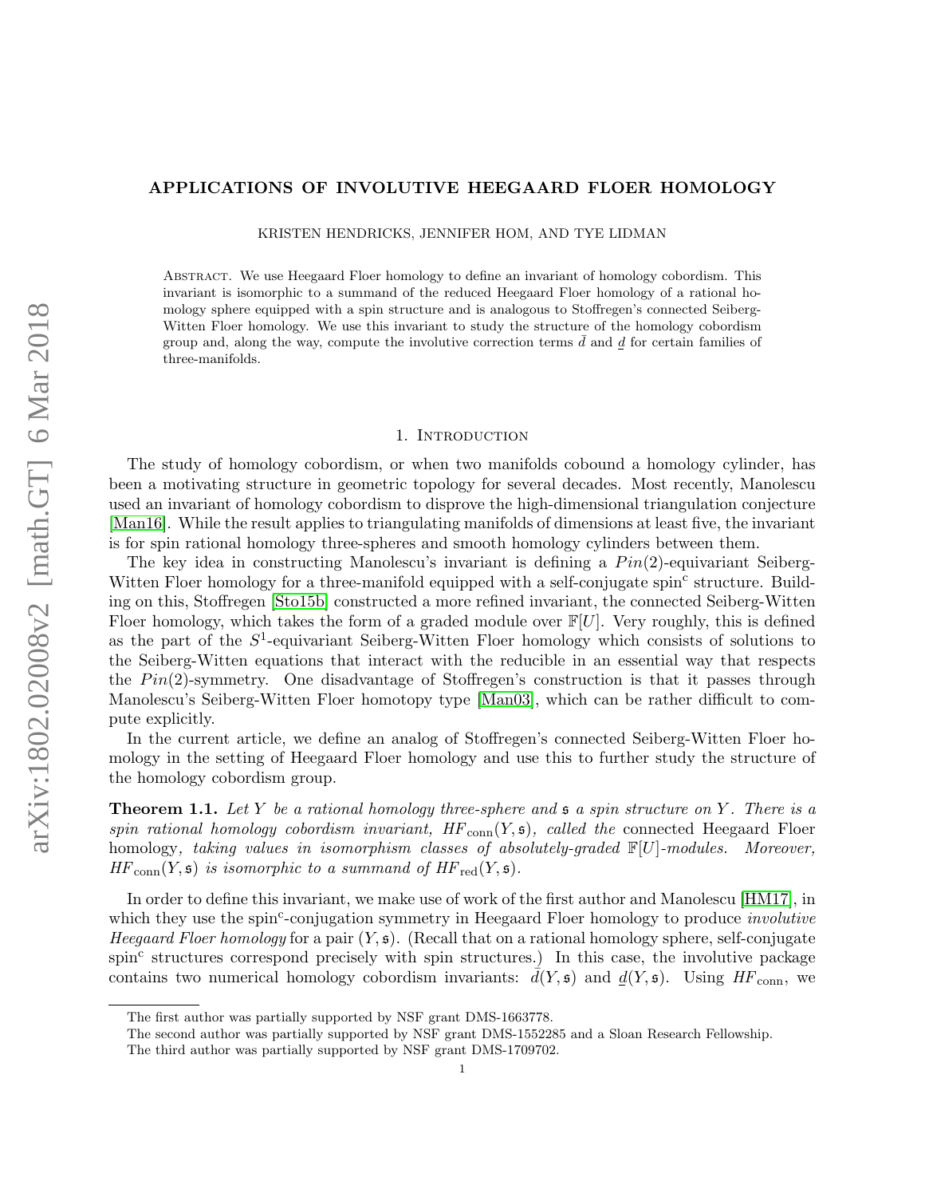# APPLICATIONS OF INVOLUTIVE HEEGAARD FLOER HOMOLOGY

KRISTEN HENDRICKS, JENNIFER HOM, AND TYE LIDMAN

Abstract. We use Heegaard Floer homology to define an invariant of homology cobordism. This invariant is isomorphic to a summand of the reduced Heegaard Floer homology of a rational homology sphere equipped with a spin structure and is analogous to Stoffregen's connected Seiberg-Witten Floer homology. We use this invariant to study the structure of the homology cobordism group and, along the way, compute the involutive correction terms $\bar{d}$ and $\underline{d}$ for certain families of three-manifolds.

## 1. Introduction

The study of homology cobordism, or when two manifolds cobound a homology cylinder, has been a motivating structure in geometric topology for several decades. Most recently, Manolescu used an invariant of homology cobordism to disprove the high-dimensional triangulation conjecture [Man16]. While the result applies to triangulating manifolds of dimensions at least five, the invariant is for spin rational homology three-spheres and smooth homology cylinders between them.

The key idea in constructing Manolescu's invariant is defining a $Pin(2)$-equivariant Seiberg-Witten Floer homology for a three-manifold equipped with a self-conjugate spin$^c$ structure. Building on this, Stoffregen [Sto15b] constructed a more refined invariant, the connected Seiberg-Witten Floer homology, which takes the form of a graded module over $\mathbb{F}[U]$. Very roughly, this is defined as the part of the $S^1$-equivariant Seiberg-Witten Floer homology which consists of solutions to the Seiberg-Witten equations that interact with the reducible in an essential way that respects the $Pin(2)$-symmetry. One disadvantage of Stoffregen's construction is that it passes through Manolescu's Seiberg-Witten Floer homotopy type [Man03], which can be rather difficult to compute explicitly.

In the current article, we define an analog of Stoffregen's connected Seiberg-Witten Floer homology in the setting of Heegaard Floer homology and use this to further study the structure of the homology cobordism group.

**Theorem 1.1.** *Let $Y$ be a rational homology three-sphere and $\mathfrak{s}$ a spin structure on $Y$. There is a spin rational homology cobordism invariant, $HF_{\text{conn}}(Y, \mathfrak{s})$, called the* connected Heegaard Floer homology*, taking values in isomorphism classes of absolutely-graded $\mathbb{F}[U]$-modules. Moreover, $HF_{\text{conn}}(Y, \mathfrak{s})$ is isomorphic to a summand of $HF_{\text{red}}(Y, \mathfrak{s})$.*

In order to define this invariant, we make use of work of the first author and Manolescu [HM17], in which they use the spin$^c$-conjugation symmetry in Heegaard Floer homology to produce *involutive Heegaard Floer homology* for a pair $(Y, \mathfrak{s})$. (Recall that on a rational homology sphere, self-conjugate spin$^c$ structures correspond precisely with spin structures.) In this case, the involutive package contains two numerical homology cobordism invariants: $\bar{d}(Y, \mathfrak{s})$ and $\underline{d}(Y, \mathfrak{s})$. Using $HF_{\text{conn}}$, we

The first author was partially supported by NSF grant DMS-1663778.

The second author was partially supported by NSF grant DMS-1552285 and a Sloan Research Fellowship.

The third author was partially supported by NSF grant DMS-1709702.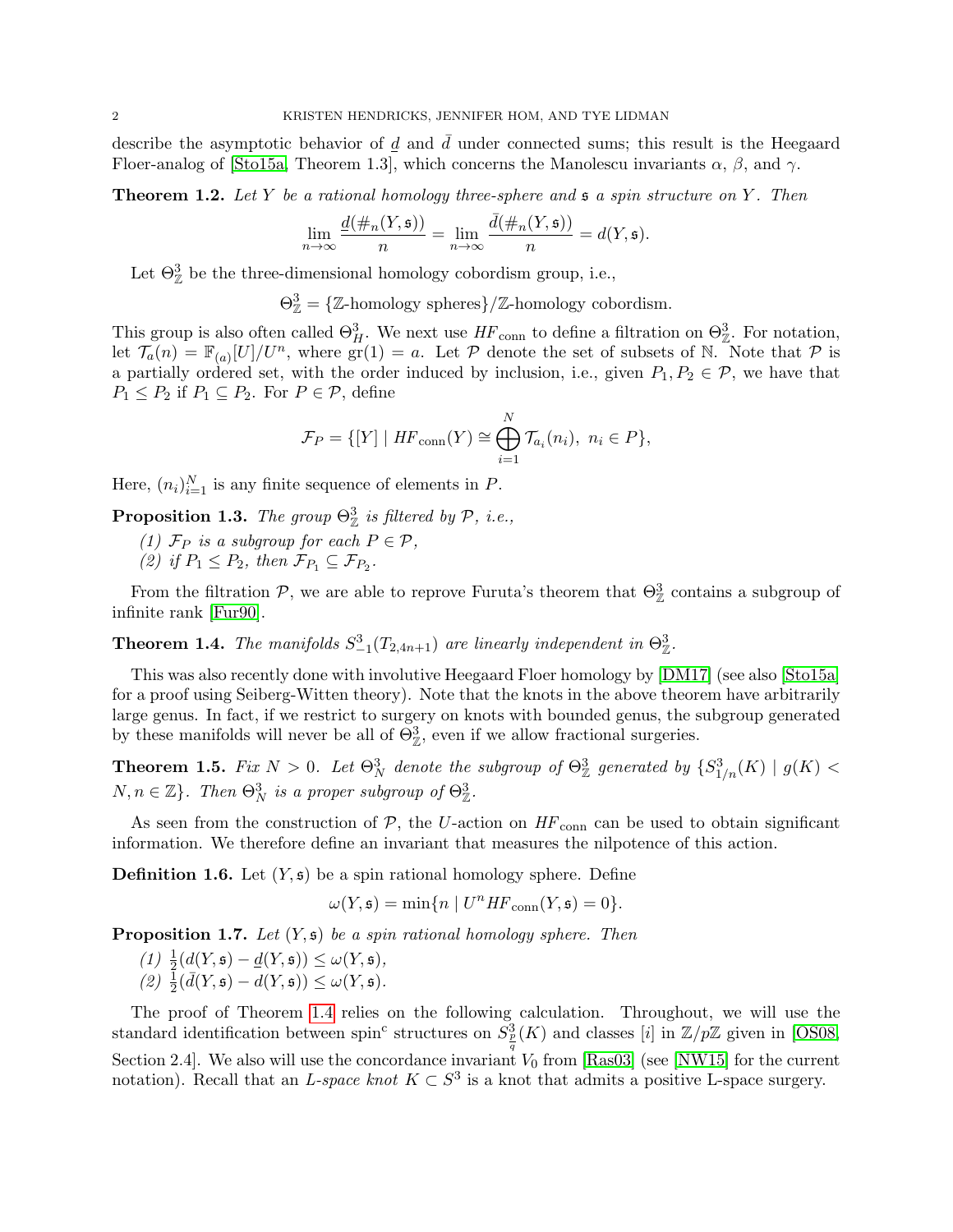describe the asymptotic behavior of $\underline{d}$ and $\bar{d}$ under connected sums; this result is the Heegaard Floer-analog of [Sto15a, Theorem 1.3], which concerns the Manolescu invariants $\alpha$, $\beta$, and $\gamma$.

**Theorem 1.2.** *Let $Y$ be a rational homology three-sphere and $\mathfrak{s}$ a spin structure on $Y$. Then*

$$\lim_{n\to\infty} \frac{\underline{d}(\#_n(Y,\mathfrak{s}))}{n} = \lim_{n\to\infty} \frac{\bar{d}(\#_n(Y,\mathfrak{s}))}{n} = d(Y,\mathfrak{s}).$$

Let $\Theta^3_{\mathbb{Z}}$ be the three-dimensional homology cobordism group, i.e.,

$$\Theta^3_{\mathbb{Z}} = \{\mathbb{Z}\text{-homology spheres}\}/\mathbb{Z}\text{-homology cobordism}.$$

This group is also often called $\Theta^3_H$. We next use $HF_{\text{conn}}$ to define a filtration on $\Theta^3_{\mathbb{Z}}$. For notation, let $\mathcal{T}_a(n) = \mathbb{F}_{(a)}[U]/U^n$, where $\text{gr}(1) = a$. Let $\mathcal{P}$ denote the set of subsets of $\mathbb{N}$. Note that $\mathcal{P}$ is a partially ordered set, with the order induced by inclusion, i.e., given $P_1, P_2 \in \mathcal{P}$, we have that $P_1 \leq P_2$ if $P_1 \subseteq P_2$. For $P \in \mathcal{P}$, define

$$\mathcal{F}_P = \{[Y] \mid HF_{\text{conn}}(Y) \cong \bigoplus_{i=1}^{N} \mathcal{T}_{a_i}(n_i),\ n_i \in P\},$$

Here, $(n_i)_{i=1}^N$ is any finite sequence of elements in $P$.

**Proposition 1.3.** *The group $\Theta^3_{\mathbb{Z}}$ is filtered by $\mathcal{P}$, i.e.,*

*(1) $\mathcal{F}_P$ is a subgroup for each $P \in \mathcal{P}$,*
*(2) if $P_1 \leq P_2$, then $\mathcal{F}_{P_1} \subseteq \mathcal{F}_{P_2}$.*

From the filtration $\mathcal{P}$, we are able to reprove Furuta's theorem that $\Theta^3_{\mathbb{Z}}$ contains a subgroup of infinite rank [Fur90].

**Theorem 1.4.** *The manifolds $S^3_{-1}(T_{2,4n+1})$ are linearly independent in $\Theta^3_{\mathbb{Z}}$.*

This was also recently done with involutive Heegaard Floer homology by [DM17] (see also [Sto15a] for a proof using Seiberg-Witten theory). Note that the knots in the above theorem have arbitrarily large genus. In fact, if we restrict to surgery on knots with bounded genus, the subgroup generated by these manifolds will never be all of $\Theta^3_{\mathbb{Z}}$, even if we allow fractional surgeries.

**Theorem 1.5.** *Fix $N > 0$. Let $\Theta^3_N$ denote the subgroup of $\Theta^3_{\mathbb{Z}}$ generated by $\{S^3_{1/n}(K) \mid g(K) < N, n \in \mathbb{Z}\}$. Then $\Theta^3_N$ is a proper subgroup of $\Theta^3_{\mathbb{Z}}$.*

As seen from the construction of $\mathcal{P}$, the $U$-action on $HF_{\text{conn}}$ can be used to obtain significant information. We therefore define an invariant that measures the nilpotence of this action.

**Definition 1.6.** Let $(Y, \mathfrak{s})$ be a spin rational homology sphere. Define

$$\omega(Y,\mathfrak{s}) = \min\{n \mid U^n HF_{\text{conn}}(Y,\mathfrak{s}) = 0\}.$$

**Proposition 1.7.** *Let $(Y,\mathfrak{s})$ be a spin rational homology sphere. Then*

*(1) $\frac{1}{2}(d(Y,\mathfrak{s}) - \underline{d}(Y,\mathfrak{s})) \leq \omega(Y,\mathfrak{s})$,*
*(2) $\frac{1}{2}(\bar{d}(Y,\mathfrak{s}) - d(Y,\mathfrak{s})) \leq \omega(Y,\mathfrak{s})$.*

The proof of Theorem 1.4 relies on the following calculation. Throughout, we will use the standard identification between spin$^c$ structures on $S^3_{\frac{p}{q}}(K)$ and classes $[i]$ in $\mathbb{Z}/p\mathbb{Z}$ given in [OS08, Section 2.4]. We also will use the concordance invariant $V_0$ from [Ras03] (see [NW15] for the current notation). Recall that an *L-space knot* $K \subset S^3$ is a knot that admits a positive L-space surgery.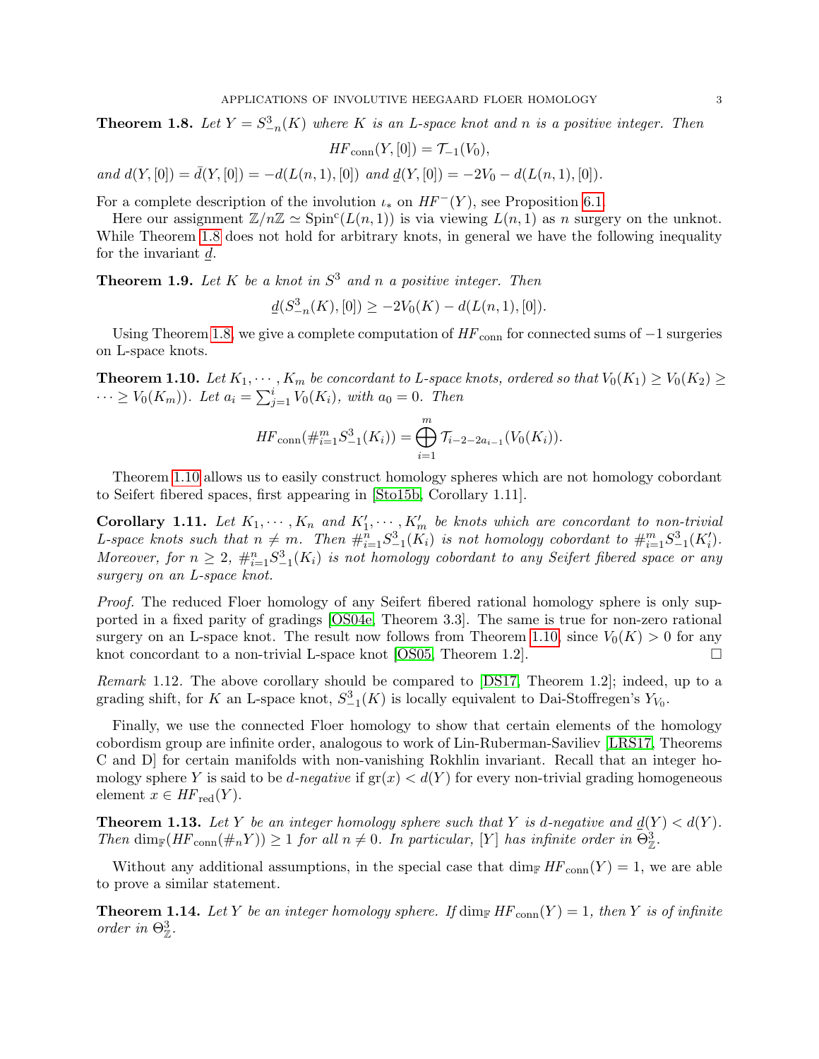**Theorem 1.8.** *Let $Y = S^3_{-n}(K)$ where $K$ is an L-space knot and $n$ is a positive integer. Then*

$$HF_{\text{conn}}(Y, [0]) = \mathcal{T}_{-1}(V_0),$$

*and $d(Y, [0]) = \bar{d}(Y, [0]) = -d(L(n, 1), [0])$ and $\underline{d}(Y, [0]) = -2V_0 - d(L(n, 1), [0])$.*

For a complete description of the involution $\iota_*$ on $HF^-(Y)$, see Proposition 6.1.

Here our assignment $\mathbb{Z}/n\mathbb{Z} \simeq \text{Spin}^c(L(n, 1))$ is via viewing $L(n, 1)$ as $n$ surgery on the unknot. While Theorem 1.8 does not hold for arbitrary knots, in general we have the following inequality for the invariant $\underline{d}$.

**Theorem 1.9.** *Let $K$ be a knot in $S^3$ and $n$ a positive integer. Then*

$$\underline{d}(S^3_{-n}(K), [0]) \geq -2V_0(K) - d(L(n, 1), [0]).$$

Using Theorem 1.8, we give a complete computation of $HF_{\text{conn}}$ for connected sums of $-1$ surgeries on L-space knots.

**Theorem 1.10.** *Let $K_1, \cdots, K_m$ be concordant to L-space knots, ordered so that $V_0(K_1) \geq V_0(K_2) \geq \cdots \geq V_0(K_m))$. Let $a_i = \sum_{j=1}^{i} V_0(K_i)$, with $a_0 = 0$. Then*

$$HF_{\text{conn}}(\#_{i=1}^m S^3_{-1}(K_i)) = \bigoplus_{i=1}^{m} \mathcal{T}_{i-2-2a_{i-1}}(V_0(K_i)).$$

Theorem 1.10 allows us to easily construct homology spheres which are not homology cobordant to Seifert fibered spaces, first appearing in [Sto15b, Corollary 1.11].

**Corollary 1.11.** *Let $K_1, \cdots, K_n$ and $K'_1, \cdots, K'_m$ be knots which are concordant to non-trivial L-space knots such that $n \neq m$. Then $\#_{i=1}^n S^3_{-1}(K_i)$ is not homology cobordant to $\#_{i=1}^m S^3_{-1}(K'_i)$. Moreover, for $n \geq 2$, $\#_{i=1}^n S^3_{-1}(K_i)$ is not homology cobordant to any Seifert fibered space or any surgery on an L-space knot.*

*Proof.* The reduced Floer homology of any Seifert fibered rational homology sphere is only supported in a fixed parity of gradings [OS04e, Theorem 3.3]. The same is true for non-zero rational surgery on an L-space knot. The result now follows from Theorem 1.10, since $V_0(K) > 0$ for any knot concordant to a non-trivial L-space knot [OS05, Theorem 1.2]. □

*Remark* 1.12. The above corollary should be compared to [DS17, Theorem 1.2]; indeed, up to a grading shift, for $K$ an L-space knot, $S^3_{-1}(K)$ is locally equivalent to Dai-Stoffregen's $Y_{V_0}$.

Finally, we use the connected Floer homology to show that certain elements of the homology cobordism group are infinite order, analogous to work of Lin-Ruberman-Saviliev [LRS17, Theorems C and D] for certain manifolds with non-vanishing Rokhlin invariant. Recall that an integer homology sphere $Y$ is said to be *d-negative* if $\text{gr}(x) < d(Y)$ for every non-trivial grading homogeneous element $x \in HF_{\text{red}}(Y)$.

**Theorem 1.13.** *Let $Y$ be an integer homology sphere such that $Y$ is d-negative and $\underline{d}(Y) < d(Y)$. Then $\dim_{\mathbb{F}}(HF_{\text{conn}}(\#_n Y)) \geq 1$ for all $n \neq 0$. In particular, $[Y]$ has infinite order in $\Theta^3_{\mathbb{Z}}$.*

Without any additional assumptions, in the special case that $\dim_{\mathbb{F}} HF_{\text{conn}}(Y) = 1$, we are able to prove a similar statement.

**Theorem 1.14.** *Let $Y$ be an integer homology sphere. If $\dim_{\mathbb{F}} HF_{\text{conn}}(Y) = 1$, then $Y$ is of infinite order in $\Theta^3_{\mathbb{Z}}$.*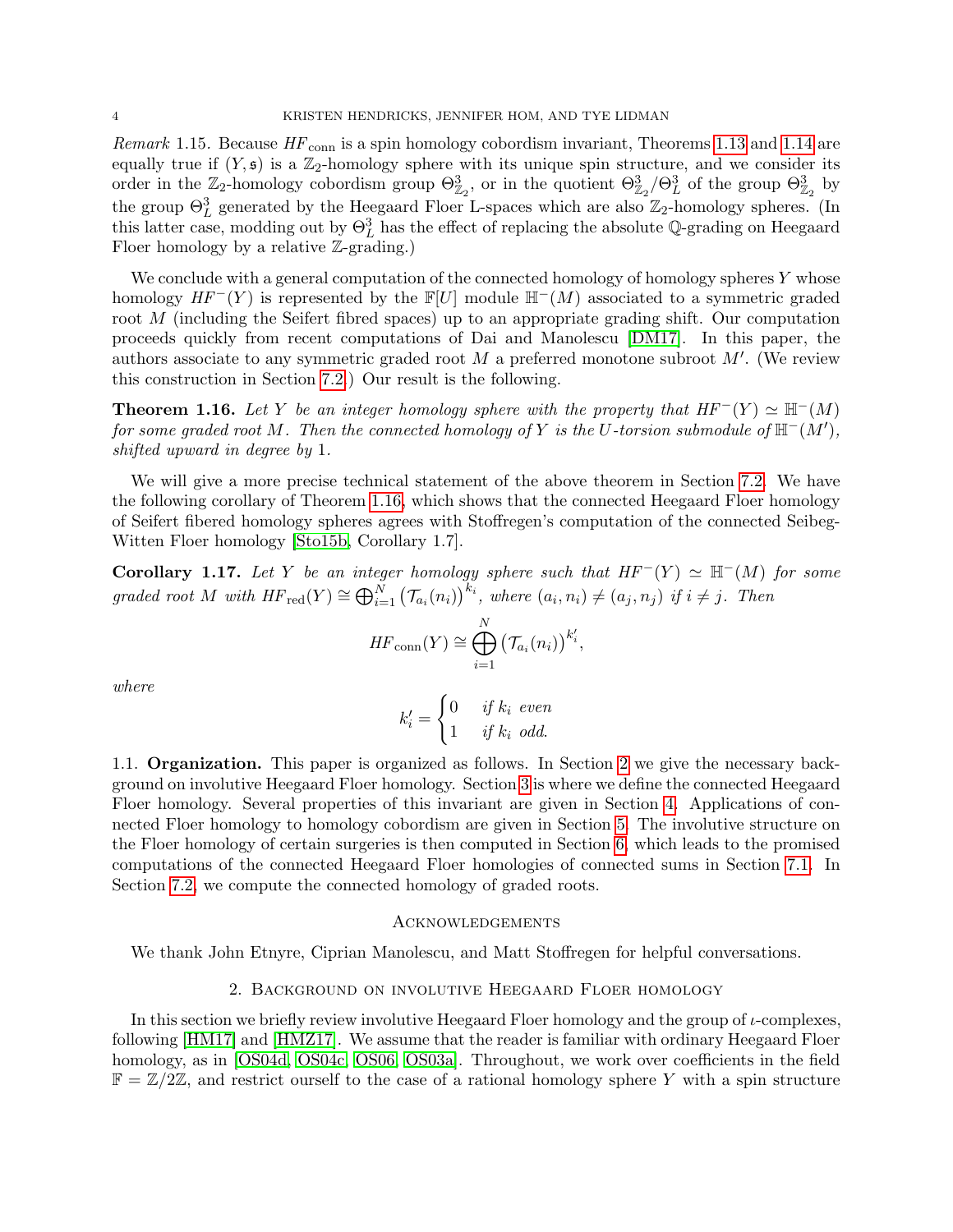*Remark* 1.15. Because $HF_{\text{conn}}$ is a spin homology cobordism invariant, Theorems 1.13 and 1.14 are equally true if $(Y, \mathfrak{s})$ is a $\mathbb{Z}_2$-homology sphere with its unique spin structure, and we consider its order in the $\mathbb{Z}_2$-homology cobordism group $\Theta^3_{\mathbb{Z}_2}$, or in the quotient $\Theta^3_{\mathbb{Z}_2}/\Theta^3_L$ of the group $\Theta^3_{\mathbb{Z}_2}$ by the group $\Theta^3_L$ generated by the Heegaard Floer L-spaces which are also $\mathbb{Z}_2$-homology spheres. (In this latter case, modding out by $\Theta^3_L$ has the effect of replacing the absolute $\mathbb{Q}$-grading on Heegaard Floer homology by a relative $\mathbb{Z}$-grading.)

We conclude with a general computation of the connected homology of homology spheres $Y$ whose homology $HF^-(Y)$ is represented by the $\mathbb{F}[U]$ module $\mathbb{H}^-(M)$ associated to a symmetric graded root $M$ (including the Seifert fibred spaces) up to an appropriate grading shift. Our computation proceeds quickly from recent computations of Dai and Manolescu [DM17]. In this paper, the authors associate to any symmetric graded root $M$ a preferred monotone subroot $M'$. (We review this construction in Section 7.2.) Our result is the following.

**Theorem 1.16.** *Let $Y$ be an integer homology sphere with the property that $HF^-(Y) \simeq \mathbb{H}^-(M)$ for some graded root $M$. Then the connected homology of $Y$ is the $U$-torsion submodule of $\mathbb{H}^-(M')$, shifted upward in degree by* 1.

We will give a more precise technical statement of the above theorem in Section 7.2. We have the following corollary of Theorem 1.16, which shows that the connected Heegaard Floer homology of Seifert fibered homology spheres agrees with Stoffregen's computation of the connected Seibeg-Witten Floer homology [Sto15b, Corollary 1.7].

**Corollary 1.17.** *Let $Y$ be an integer homology sphere such that $HF^-(Y) \simeq \mathbb{H}^-(M)$ for some graded root $M$ with $HF_{\text{red}}(Y) \cong \bigoplus_{i=1}^N \left(\mathcal{T}_{a_i}(n_i)\right)^{k_i}$, where $(a_i, n_i) \neq (a_j, n_j)$ if $i \neq j$. Then*

$$HF_{\text{conn}}(Y) \cong \bigoplus_{i=1}^N \left(\mathcal{T}_{a_i}(n_i)\right)^{k'_i},$$

*where*

$$k'_i = \begin{cases} 0 & \text{if } k_i \text{ even} \\ 1 & \text{if } k_i \text{ odd.} \end{cases}$$

1.1. **Organization.** This paper is organized as follows. In Section 2 we give the necessary background on involutive Heegaard Floer homology. Section 3 is where we define the connected Heegaard Floer homology. Several properties of this invariant are given in Section 4. Applications of connected Floer homology to homology cobordism are given in Section 5. The involutive structure on the Floer homology of certain surgeries is then computed in Section 6, which leads to the promised computations of the connected Heegaard Floer homologies of connected sums in Section 7.1. In Section 7.2, we compute the connected homology of graded roots.

## Acknowledgements

We thank John Etnyre, Ciprian Manolescu, and Matt Stoffregen for helpful conversations.

## 2. Background on involutive Heegaard Floer homology

In this section we briefly review involutive Heegaard Floer homology and the group of $\iota$-complexes, following [HM17] and [HMZ17]. We assume that the reader is familiar with ordinary Heegaard Floer homology, as in [OS04d, OS04c, OS06, OS03a]. Throughout, we work over coefficients in the field $\mathbb{F} = \mathbb{Z}/2\mathbb{Z}$, and restrict ourself to the case of a rational homology sphere $Y$ with a spin structure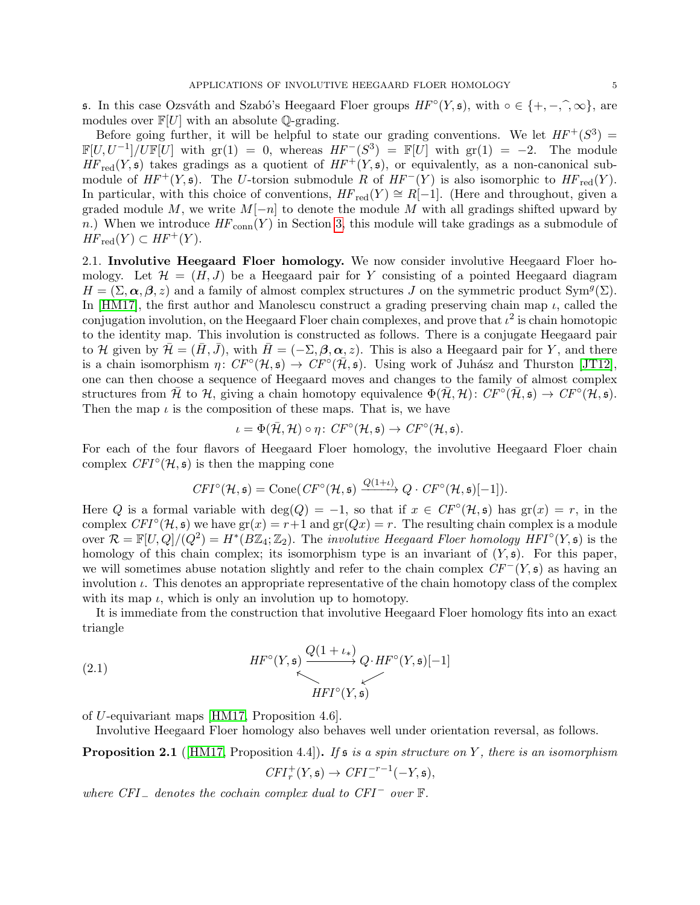$\mathfrak{s}$. In this case Ozsváth and Szabó's Heegaard Floer groups $HF^\circ(Y,\mathfrak{s})$, with $\circ \in \{+,-,\widehat{\ },\infty\}$, are modules over $\mathbb{F}[U]$ with an absolute $\mathbb{Q}$-grading.

Before going further, it will be helpful to state our grading conventions. We let $HF^+(S^3) = \mathbb{F}[U,U^{-1}]/U\mathbb{F}[U]$ with $\operatorname{gr}(1) = 0$, whereas $HF^-(S^3) = \mathbb{F}[U]$ with $\operatorname{gr}(1) = -2$. The module $HF_{\text{red}}(Y,\mathfrak{s})$ takes gradings as a quotient of $HF^+(Y,\mathfrak{s})$, or equivalently, as a non-canonical submodule of $HF^+(Y,\mathfrak{s})$. The $U$-torsion submodule $R$ of $HF^-(Y)$ is also isomorphic to $HF_{\text{red}}(Y)$. In particular, with this choice of conventions, $HF_{\text{red}}(Y) \cong R[-1]$. (Here and throughout, given a graded module $M$, we write $M[-n]$ to denote the module $M$ with all gradings shifted upward by $n$.) When we introduce $HF_{\text{conn}}(Y)$ in Section 3, this module will take gradings as a submodule of $HF_{\text{red}}(Y) \subset HF^+(Y)$.

**2.1. Involutive Heegaard Floer homology.** We now consider involutive Heegaard Floer homology. Let $\mathcal{H} = (H,J)$ be a Heegaard pair for $Y$ consisting of a pointed Heegaard diagram $H = (\Sigma,\boldsymbol{\alpha},\boldsymbol{\beta},z)$ and a family of almost complex structures $J$ on the symmetric product $\operatorname{Sym}^g(\Sigma)$. In [HM17], the first author and Manolescu construct a grading preserving chain map $\iota$, called the conjugation involution, on the Heegaard Floer chain complexes, and prove that $\iota^2$ is chain homotopic to the identity map. This involution is constructed as follows. There is a conjugate Heegaard pair to $\mathcal{H}$ given by $\bar{\mathcal{H}} = (\bar{H},\bar{J})$, with $\bar{H} = (-\Sigma,\boldsymbol{\beta},\boldsymbol{\alpha},z)$. This is also a Heegaard pair for $Y$, and there is a chain isomorphism $\eta\colon CF^\circ(\mathcal{H},\mathfrak{s}) \to CF^\circ(\bar{\mathcal{H}},\mathfrak{s})$. Using work of Juhász and Thurston [JT12], one can then choose a sequence of Heegaard moves and changes to the family of almost complex structures from $\bar{\mathcal{H}}$ to $\mathcal{H}$, giving a chain homotopy equivalence $\Phi(\bar{\mathcal{H}},\mathcal{H})\colon CF^\circ(\bar{\mathcal{H}},\mathfrak{s}) \to CF^\circ(\mathcal{H},\mathfrak{s})$. Then the map $\iota$ is the composition of these maps. That is, we have

$$\iota = \Phi(\bar{\mathcal{H}},\mathcal{H}) \circ \eta\colon CF^\circ(\mathcal{H},\mathfrak{s}) \to CF^\circ(\mathcal{H},\mathfrak{s}).$$

For each of the four flavors of Heegaard Floer homology, the involutive Heegaard Floer chain complex $CFI^\circ(\mathcal{H},\mathfrak{s})$ is then the mapping cone

$$CFI^\circ(\mathcal{H},\mathfrak{s}) = \operatorname{Cone}(CF^\circ(\mathcal{H},\mathfrak{s}) \xrightarrow{Q(1+\iota)} Q\cdot CF^\circ(\mathcal{H},\mathfrak{s})[-1]).$$

Here $Q$ is a formal variable with $\deg(Q) = -1$, so that if $x \in CF^\circ(\mathcal{H},\mathfrak{s})$ has $\operatorname{gr}(x) = r$, in the complex $CFI^\circ(\mathcal{H},\mathfrak{s})$ we have $\operatorname{gr}(x) = r+1$ and $\operatorname{gr}(Qx) = r$. The resulting chain complex is a module over $\mathcal{R} = \mathbb{F}[U,Q]/(Q^2) = H^*(B\mathbb{Z}_4;\mathbb{Z}_2)$. The *involutive Heegaard Floer homology* $HFI^\circ(Y,\mathfrak{s})$ is the homology of this chain complex; its isomorphism type is an invariant of $(Y,\mathfrak{s})$. For this paper, we will sometimes abuse notation slightly and refer to the chain complex $CF^-(Y,\mathfrak{s})$ as having an involution $\iota$. This denotes an appropriate representative of the chain homotopy class of the complex with its map $\iota$, which is only an involution up to homotopy.

It is immediate from the construction that involutive Heegaard Floer homology fits into an exact triangle

$$\begin{array}{ccc} HF^\circ(Y,\mathfrak{s}) & \xrightarrow{Q(1+\iota_*)} & Q\cdot HF^\circ(Y,\mathfrak{s})[-1] \\ & \nwarrow \quad \swarrow & \\ & HFI^\circ(Y,\mathfrak{s}) & \end{array} \tag{2.1}$$

of $U$-equivariant maps [HM17, Proposition 4.6].

Involutive Heegaard Floer homology also behaves well under orientation reversal, as follows.

**Proposition 2.1** ([HM17, Proposition 4.4]). *If $\mathfrak{s}$ is a spin structure on $Y$, there is an isomorphism*

$$CFI_r^+(Y,\mathfrak{s}) \to CFI_-^{-r-1}(-Y,\mathfrak{s}),$$

*where $CFI_-$ denotes the cochain complex dual to $CFI^-$ over $\mathbb{F}$.*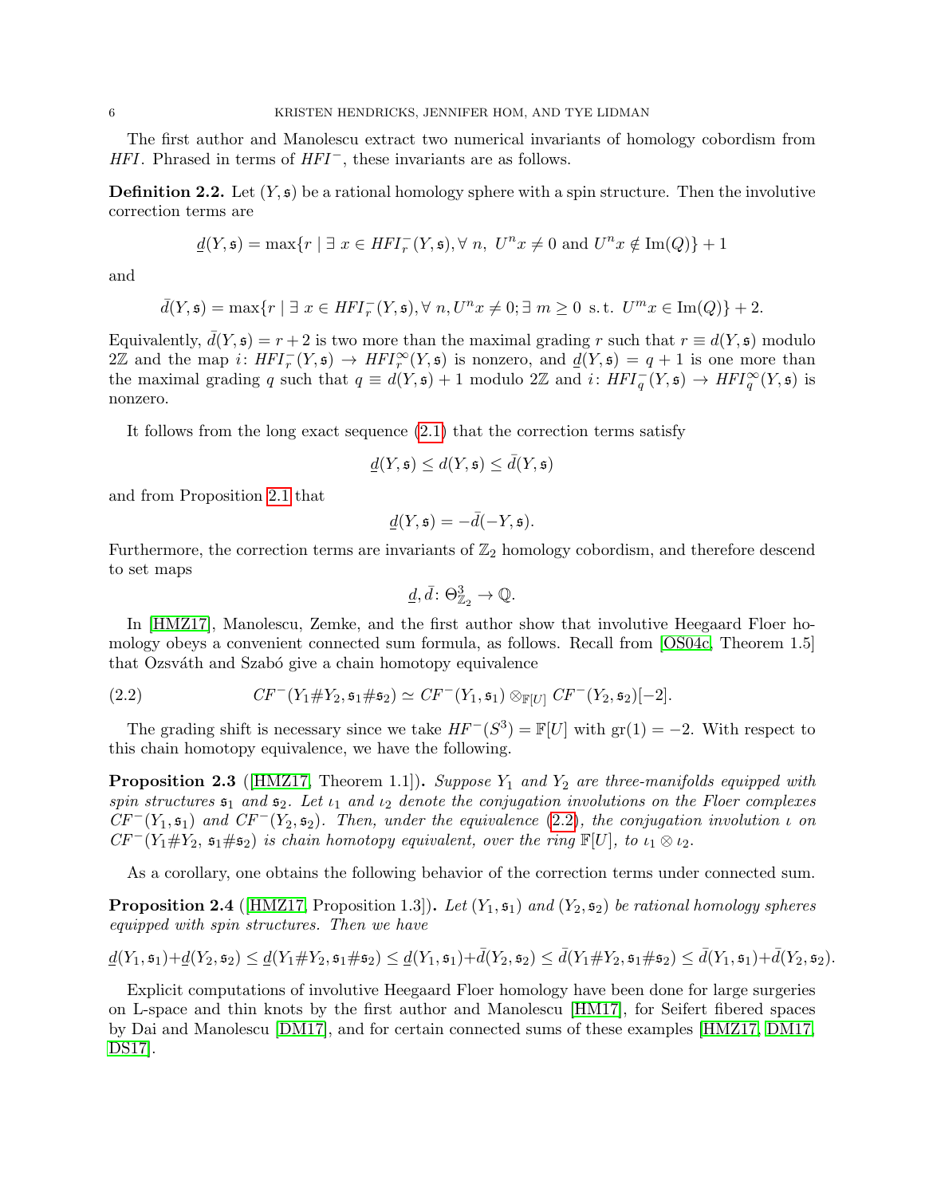The first author and Manolescu extract two numerical invariants of homology cobordism from $HFI$. Phrased in terms of $HFI^-$, these invariants are as follows.

**Definition 2.2.** Let $(Y, \mathfrak{s})$ be a rational homology sphere with a spin structure. Then the involutive correction terms are

$$\underline{d}(Y, \mathfrak{s}) = \max\{r \mid \exists\ x \in HFI^-_r(Y, \mathfrak{s}), \forall\ n,\ U^n x \neq 0 \text{ and } U^n x \notin \operatorname{Im}(Q)\} + 1$$

and

$$\bar{d}(Y, \mathfrak{s}) = \max\{r \mid \exists\ x \in HFI^-_r(Y, \mathfrak{s}), \forall\ n, U^n x \neq 0; \exists\ m \geq 0 \text{ s.t. } U^m x \in \operatorname{Im}(Q)\} + 2.$$

Equivalently, $\bar{d}(Y, \mathfrak{s}) = r + 2$ is two more than the maximal grading $r$ such that $r \equiv d(Y, \mathfrak{s})$ modulo $2\mathbb{Z}$ and the map $i\colon HFI^-_r(Y, \mathfrak{s}) \to HFI^\infty_r(Y, \mathfrak{s})$ is nonzero, and $\underline{d}(Y, \mathfrak{s}) = q + 1$ is one more than the maximal grading $q$ such that $q \equiv d(Y, \mathfrak{s}) + 1$ modulo $2\mathbb{Z}$ and $i\colon HFI^-_q(Y, \mathfrak{s}) \to HFI^\infty_q(Y, \mathfrak{s})$ is nonzero.

It follows from the long exact sequence (2.1) that the correction terms satisfy

$$\underline{d}(Y, \mathfrak{s}) \leq d(Y, \mathfrak{s}) \leq \bar{d}(Y, \mathfrak{s})$$

and from Proposition 2.1 that

$$\underline{d}(Y, \mathfrak{s}) = -\bar{d}(-Y, \mathfrak{s}).$$

Furthermore, the correction terms are invariants of $\mathbb{Z}_2$ homology cobordism, and therefore descend to set maps

$$\underline{d}, \bar{d}\colon \Theta^3_{\mathbb{Z}_2} \to \mathbb{Q}.$$

In [HMZ17], Manolescu, Zemke, and the first author show that involutive Heegaard Floer homology obeys a convenient connected sum formula, as follows. Recall from [OS04c, Theorem 1.5] that Ozsváth and Szabó give a chain homotopy equivalence

$$CF^-(Y_1 \# Y_2, \mathfrak{s}_1 \# \mathfrak{s}_2) \simeq CF^-(Y_1, \mathfrak{s}_1) \otimes_{\mathbb{F}[U]} CF^-(Y_2, \mathfrak{s}_2)[-2]. \tag{2.2}$$

The grading shift is necessary since we take $HF^-(S^3) = \mathbb{F}[U]$ with $\operatorname{gr}(1) = -2$. With respect to this chain homotopy equivalence, we have the following.

**Proposition 2.3** ([HMZ17, Theorem 1.1])**.** *Suppose $Y_1$ and $Y_2$ are three-manifolds equipped with spin structures $\mathfrak{s}_1$ and $\mathfrak{s}_2$. Let $\iota_1$ and $\iota_2$ denote the conjugation involutions on the Floer complexes $CF^-(Y_1, \mathfrak{s}_1)$ and $CF^-(Y_2, \mathfrak{s}_2)$. Then, under the equivalence (2.2), the conjugation involution $\iota$ on $CF^-(Y_1 \# Y_2,\ \mathfrak{s}_1 \# \mathfrak{s}_2)$ is chain homotopy equivalent, over the ring $\mathbb{F}[U]$, to $\iota_1 \otimes \iota_2$.*

As a corollary, one obtains the following behavior of the correction terms under connected sum.

**Proposition 2.4** ([HMZ17, Proposition 1.3])**.** *Let $(Y_1, \mathfrak{s}_1)$ and $(Y_2, \mathfrak{s}_2)$ be rational homology spheres equipped with spin structures. Then we have*

$$\underline{d}(Y_1, \mathfrak{s}_1) + \underline{d}(Y_2, \mathfrak{s}_2) \leq \underline{d}(Y_1 \# Y_2, \mathfrak{s}_1 \# \mathfrak{s}_2) \leq \underline{d}(Y_1, \mathfrak{s}_1) + \bar{d}(Y_2, \mathfrak{s}_2) \leq \bar{d}(Y_1 \# Y_2, \mathfrak{s}_1 \# \mathfrak{s}_2) \leq \bar{d}(Y_1, \mathfrak{s}_1) + \bar{d}(Y_2, \mathfrak{s}_2).$$

Explicit computations of involutive Heegaard Floer homology have been done for large surgeries on L-space and thin knots by the first author and Manolescu [HM17], for Seifert fibered spaces by Dai and Manolescu [DM17], and for certain connected sums of these examples [HMZ17, DM17, DS17].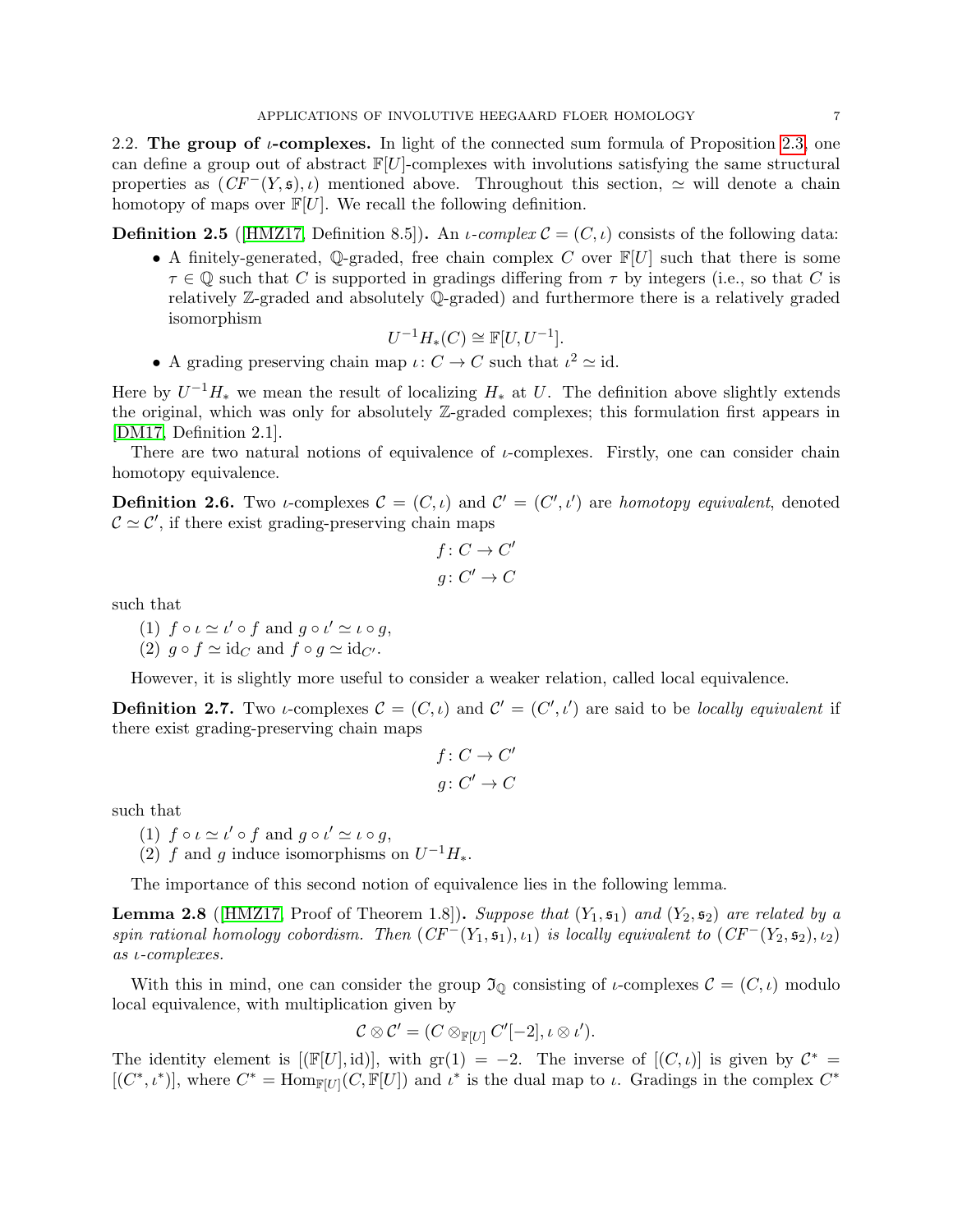2.2. **The group of $\iota$-complexes.** In light of the connected sum formula of Proposition 2.3, one can define a group out of abstract $\mathbb{F}[U]$-complexes with involutions satisfying the same structural properties as $(CF^-(Y,\mathfrak{s}),\iota)$ mentioned above. Throughout this section, $\simeq$ will denote a chain homotopy of maps over $\mathbb{F}[U]$. We recall the following definition.

**Definition 2.5** ([HMZ17, Definition 8.5])**.** An *$\iota$-complex* $\mathcal{C} = (C, \iota)$ consists of the following data:

- A finitely-generated, $\mathbb{Q}$-graded, free chain complex $C$ over $\mathbb{F}[U]$ such that there is some $\tau \in \mathbb{Q}$ such that $C$ is supported in gradings differing from $\tau$ by integers (i.e., so that $C$ is relatively $\mathbb{Z}$-graded and absolutely $\mathbb{Q}$-graded) and furthermore there is a relatively graded isomorphism
$$U^{-1}H_*(C) \cong \mathbb{F}[U, U^{-1}].$$
- A grading preserving chain map $\iota\colon C \to C$ such that $\iota^2 \simeq \mathrm{id}$.

Here by $U^{-1}H_*$ we mean the result of localizing $H_*$ at $U$. The definition above slightly extends the original, which was only for absolutely $\mathbb{Z}$-graded complexes; this formulation first appears in [DM17, Definition 2.1].

There are two natural notions of equivalence of $\iota$-complexes. Firstly, one can consider chain homotopy equivalence.

**Definition 2.6.** Two $\iota$-complexes $\mathcal{C} = (C, \iota)$ and $\mathcal{C}' = (C', \iota')$ are *homotopy equivalent*, denoted $\mathcal{C} \simeq \mathcal{C}'$, if there exist grading-preserving chain maps
$$f\colon C \to C'$$
$$g\colon C' \to C$$
such that

(1) $f \circ \iota \simeq \iota' \circ f$ and $g \circ \iota' \simeq \iota \circ g$,
(2) $g \circ f \simeq \mathrm{id}_C$ and $f \circ g \simeq \mathrm{id}_{C'}$.

However, it is slightly more useful to consider a weaker relation, called local equivalence.

**Definition 2.7.** Two $\iota$-complexes $\mathcal{C} = (C, \iota)$ and $\mathcal{C}' = (C', \iota')$ are said to be *locally equivalent* if there exist grading-preserving chain maps
$$f\colon C \to C'$$
$$g\colon C' \to C$$
such that

(1) $f \circ \iota \simeq \iota' \circ f$ and $g \circ \iota' \simeq \iota \circ g$,
(2) $f$ and $g$ induce isomorphisms on $U^{-1}H_*$.

The importance of this second notion of equivalence lies in the following lemma.

**Lemma 2.8** ([HMZ17, Proof of Theorem 1.8])**.** *Suppose that $(Y_1, \mathfrak{s}_1)$ and $(Y_2, \mathfrak{s}_2)$ are related by a spin rational homology cobordism. Then $(CF^-(Y_1, \mathfrak{s}_1), \iota_1)$ is locally equivalent to $(CF^-(Y_2, \mathfrak{s}_2), \iota_2)$ as $\iota$-complexes.*

With this in mind, one can consider the group $\mathfrak{I}_{\mathbb{Q}}$ consisting of $\iota$-complexes $\mathcal{C} = (C, \iota)$ modulo local equivalence, with multiplication given by
$$\mathcal{C} \otimes \mathcal{C}' = (C \otimes_{\mathbb{F}[U]} C'[-2], \iota \otimes \iota').$$
The identity element is $[(\mathbb{F}[U], \mathrm{id})]$, with $\mathrm{gr}(1) = -2$. The inverse of $[(C, \iota)]$ is given by $\mathcal{C}^* = [(C^*, \iota^*)]$, where $C^* = \mathrm{Hom}_{\mathbb{F}[U]}(C, \mathbb{F}[U])$ and $\iota^*$ is the dual map to $\iota$. Gradings in the complex $C^*$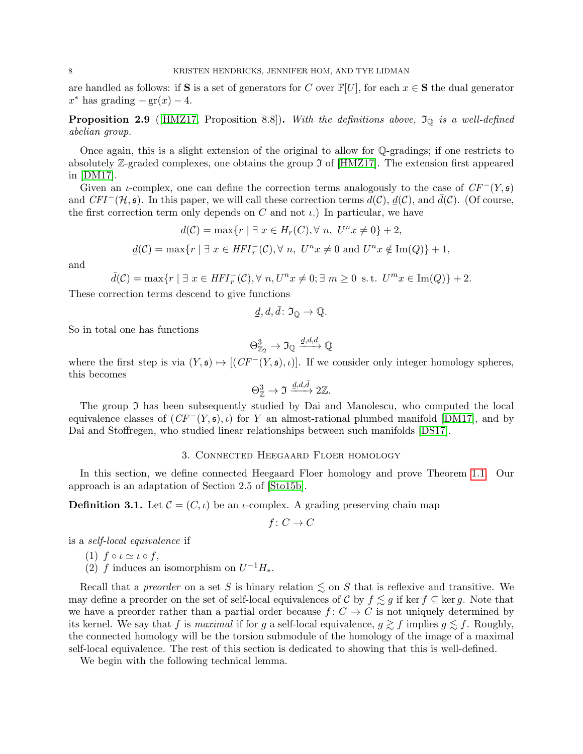are handled as follows: if $\mathbf{S}$ is a set of generators for $C$ over $\mathbb{F}[U]$, for each $x \in \mathbf{S}$ the dual generator $x^*$ has grading $-\operatorname{gr}(x) - 4$.

**Proposition 2.9** ([HMZ17, Proposition 8.8])**.** *With the definitions above, $\mathfrak{I}_{\mathbb{Q}}$ is a well-defined abelian group.*

Once again, this is a slight extension of the original to allow for $\mathbb{Q}$-gradings; if one restricts to absolutely $\mathbb{Z}$-graded complexes, one obtains the group $\mathfrak{I}$ of [HMZ17]. The extension first appeared in [DM17].

Given an $\iota$-complex, one can define the correction terms analogously to the case of $CF^-(Y, \mathfrak{s})$ and $CFI^-(\mathcal{H}, \mathfrak{s})$. In this paper, we will call these correction terms $d(\mathcal{C})$, $\underline{d}(\mathcal{C})$, and $\bar{d}(\mathcal{C})$. (Of course, the first correction term only depends on $C$ and not $\iota$.) In particular, we have

$$d(\mathcal{C}) = \max\{r \mid \exists\ x \in H_r(C), \forall\ n,\ U^n x \neq 0\} + 2,$$

$$\underline{d}(\mathcal{C}) = \max\{r \mid \exists\ x \in HFI_r^-(\mathcal{C}), \forall\ n,\ U^n x \neq 0 \text{ and } U^n x \notin \operatorname{Im}(Q)\} + 1,$$

and

$$\bar{d}(\mathcal{C}) = \max\{r \mid \exists\ x \in HFI_r^-(\mathcal{C}), \forall\ n, U^n x \neq 0; \exists\ m \geq 0 \text{ s.t. } U^m x \in \operatorname{Im}(Q)\} + 2.$$

These correction terms descend to give functions

$$\underline{d}, d, \bar{d} \colon \mathfrak{I}_{\mathbb{Q}} \to \mathbb{Q}.$$

So in total one has functions

$$\Theta^3_{\mathbb{Z}_2} \to \mathfrak{I}_{\mathbb{Q}} \xrightarrow{\underline{d}, d, \bar{d}} \mathbb{Q}$$

where the first step is via $(Y, \mathfrak{s}) \mapsto [(CF^-(Y, \mathfrak{s}), \iota)]$. If we consider only integer homology spheres, this becomes

$$\Theta^3_{\mathbb{Z}} \to \mathfrak{I} \xrightarrow{\underline{d}, d, \bar{d}} 2\mathbb{Z}.$$

The group $\mathfrak{I}$ has been subsequently studied by Dai and Manolescu, who computed the local equivalence classes of $(CF^-(Y, \mathfrak{s}), \iota)$ for $Y$ an almost-rational plumbed manifold [DM17], and by Dai and Stoffregen, who studied linear relationships between such manifolds [DS17].

## 3. Connected Heegaard Floer homology

In this section, we define connected Heegaard Floer homology and prove Theorem 1.1. Our approach is an adaptation of Section 2.5 of [Sto15b].

**Definition 3.1.** Let $\mathcal{C} = (C, \iota)$ be an $\iota$-complex. A grading preserving chain map

$$f \colon C \to C$$

is a *self-local equivalence* if

1. $f \circ \iota \simeq \iota \circ f$,
2. $f$ induces an isomorphism on $U^{-1} H_*$.

Recall that a *preorder* on a set $S$ is binary relation $\lesssim$ on $S$ that is reflexive and transitive. We may define a preorder on the set of self-local equivalences of $\mathcal{C}$ by $f \lesssim g$ if $\ker f \subseteq \ker g$. Note that we have a preorder rather than a partial order because $f \colon C \to C$ is not uniquely determined by its kernel. We say that $f$ is *maximal* if for $g$ a self-local equivalence, $g \gtrsim f$ implies $g \lesssim f$. Roughly, the connected homology will be the torsion submodule of the homology of the image of a maximal self-local equivalence. The rest of this section is dedicated to showing that this is well-defined.

We begin with the following technical lemma.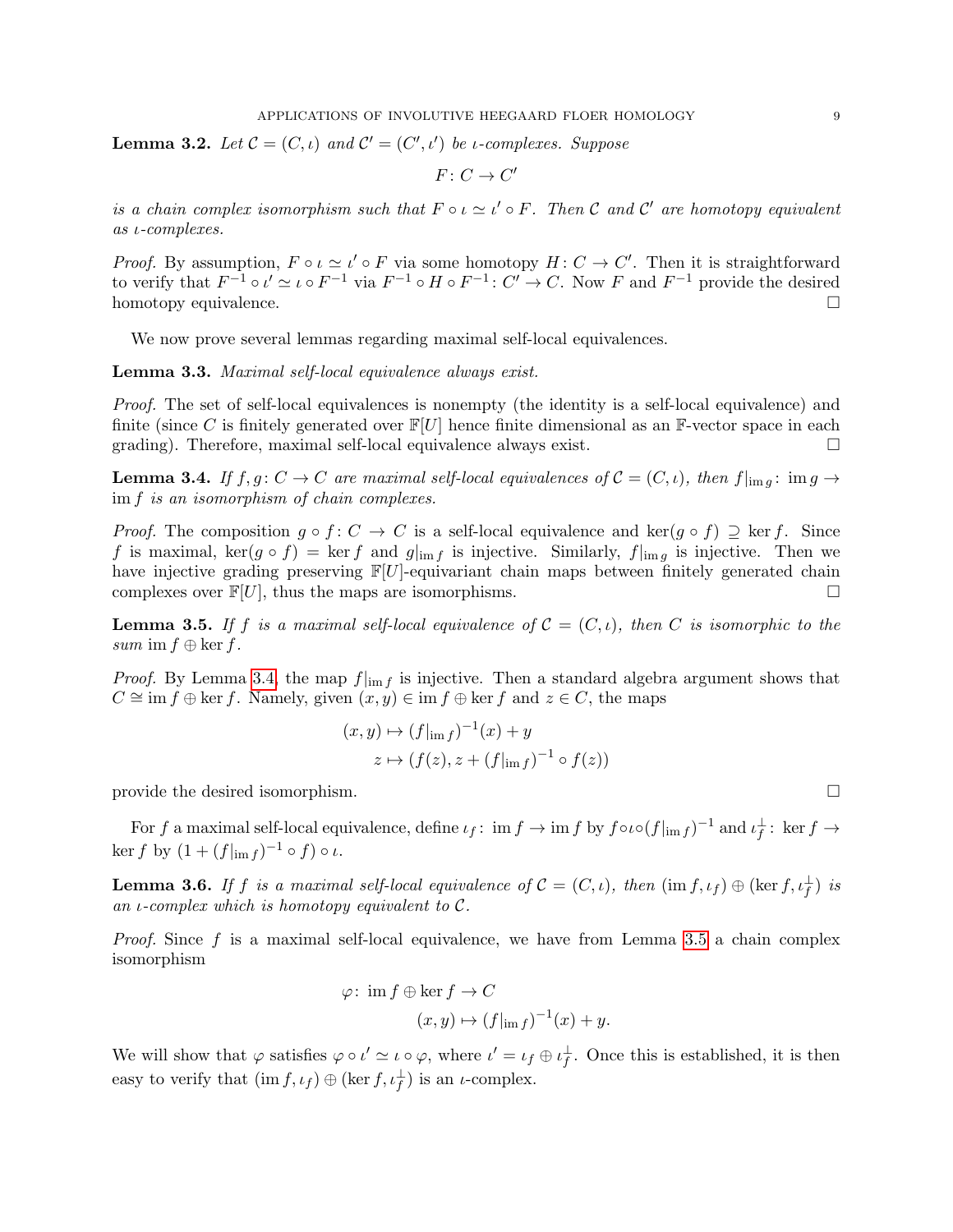**Lemma 3.2.** *Let $\mathcal{C} = (C, \iota)$ and $\mathcal{C}' = (C', \iota')$ be $\iota$-complexes. Suppose*

$$F \colon C \to C'$$

*is a chain complex isomorphism such that $F \circ \iota \simeq \iota' \circ F$. Then $\mathcal{C}$ and $\mathcal{C}'$ are homotopy equivalent as $\iota$-complexes.*

*Proof.* By assumption, $F \circ \iota \simeq \iota' \circ F$ via some homotopy $H \colon C \to C'$. Then it is straightforward to verify that $F^{-1} \circ \iota' \simeq \iota \circ F^{-1}$ via $F^{-1} \circ H \circ F^{-1} \colon C' \to C$. Now $F$ and $F^{-1}$ provide the desired homotopy equivalence. $\square$

We now prove several lemmas regarding maximal self-local equivalences.

**Lemma 3.3.** *Maximal self-local equivalence always exist.*

*Proof.* The set of self-local equivalences is nonempty (the identity is a self-local equivalence) and finite (since $C$ is finitely generated over $\mathbb{F}[U]$ hence finite dimensional as an $\mathbb{F}$-vector space in each grading). Therefore, maximal self-local equivalence always exist. $\square$

**Lemma 3.4.** *If $f, g \colon C \to C$ are maximal self-local equivalences of $\mathcal{C} = (C, \iota)$, then $f|_{\operatorname{im} g} \colon \operatorname{im} g \to \operatorname{im} f$ is an isomorphism of chain complexes.*

*Proof.* The composition $g \circ f \colon C \to C$ is a self-local equivalence and $\ker(g \circ f) \supseteq \ker f$. Since $f$ is maximal, $\ker(g \circ f) = \ker f$ and $g|_{\operatorname{im} f}$ is injective. Similarly, $f|_{\operatorname{im} g}$ is injective. Then we have injective grading preserving $\mathbb{F}[U]$-equivariant chain maps between finitely generated chain complexes over $\mathbb{F}[U]$, thus the maps are isomorphisms. $\square$

**Lemma 3.5.** *If $f$ is a maximal self-local equivalence of $\mathcal{C} = (C, \iota)$, then $C$ is isomorphic to the sum $\operatorname{im} f \oplus \ker f$.*

*Proof.* By Lemma 3.4, the map $f|_{\operatorname{im} f}$ is injective. Then a standard algebra argument shows that $C \cong \operatorname{im} f \oplus \ker f$. Namely, given $(x, y) \in \operatorname{im} f \oplus \ker f$ and $z \in C$, the maps

$$(x, y) \mapsto (f|_{\operatorname{im} f})^{-1}(x) + y$$
$$z \mapsto (f(z), z + (f|_{\operatorname{im} f})^{-1} \circ f(z))$$

provide the desired isomorphism. $\square$

For $f$ a maximal self-local equivalence, define $\iota_f \colon \operatorname{im} f \to \operatorname{im} f$ by $f \circ \iota \circ (f|_{\operatorname{im} f})^{-1}$ and $\iota_f^{\perp} \colon \ker f \to \ker f$ by $(1 + (f|_{\operatorname{im} f})^{-1} \circ f) \circ \iota$.

**Lemma 3.6.** *If $f$ is a maximal self-local equivalence of $\mathcal{C} = (C, \iota)$, then $(\operatorname{im} f, \iota_f) \oplus (\ker f, \iota_f^{\perp})$ is an $\iota$-complex which is homotopy equivalent to $\mathcal{C}$.*

*Proof.* Since $f$ is a maximal self-local equivalence, we have from Lemma 3.5 a chain complex isomorphism

$$\varphi \colon \operatorname{im} f \oplus \ker f \to C$$
$$(x, y) \mapsto (f|_{\operatorname{im} f})^{-1}(x) + y.$$

We will show that $\varphi$ satisfies $\varphi \circ \iota' \simeq \iota \circ \varphi$, where $\iota' = \iota_f \oplus \iota_f^{\perp}$. Once this is established, it is then easy to verify that $(\operatorname{im} f, \iota_f) \oplus (\ker f, \iota_f^{\perp})$ is an $\iota$-complex.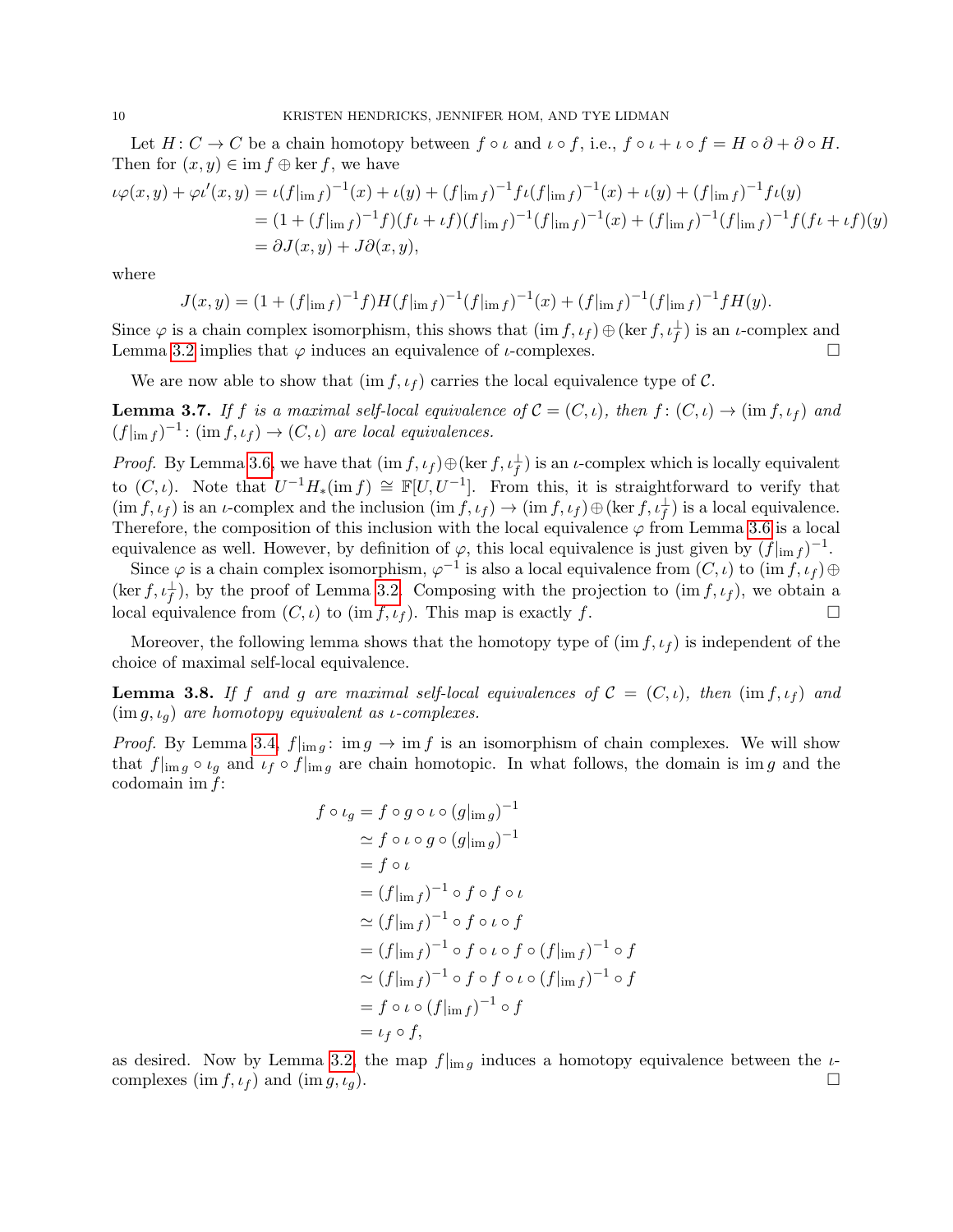Let $H\colon C \to C$ be a chain homotopy between $f \circ \iota$ and $\iota \circ f$, i.e., $f \circ \iota + \iota \circ f = H \circ \partial + \partial \circ H$. Then for $(x, y) \in \operatorname{im} f \oplus \ker f$, we have

$$
\begin{aligned}
\iota\varphi(x,y) + \varphi\iota'(x,y) &= \iota(f|_{\operatorname{im} f})^{-1}(x) + \iota(y) + (f|_{\operatorname{im} f})^{-1} f\iota(f|_{\operatorname{im} f})^{-1}(x) + \iota(y) + (f|_{\operatorname{im} f})^{-1} f\iota(y) \\
&= (1 + (f|_{\operatorname{im} f})^{-1} f)(f\iota + \iota f)(f|_{\operatorname{im} f})^{-1}(f|_{\operatorname{im} f})^{-1}(x) + (f|_{\operatorname{im} f})^{-1}(f|_{\operatorname{im} f})^{-1} f(f\iota + \iota f)(y) \\
&= \partial J(x,y) + J\partial(x,y),
\end{aligned}
$$

where

$$
J(x,y) = (1 + (f|_{\operatorname{im} f})^{-1} f)H(f|_{\operatorname{im} f})^{-1}(f|_{\operatorname{im} f})^{-1}(x) + (f|_{\operatorname{im} f})^{-1}(f|_{\operatorname{im} f})^{-1} fH(y).
$$

Since $\varphi$ is a chain complex isomorphism, this shows that $(\operatorname{im} f, \iota_f) \oplus (\ker f, \iota_f^{\perp})$ is an $\iota$-complex and Lemma 3.2 implies that $\varphi$ induces an equivalence of $\iota$-complexes. $\square$

We are now able to show that $(\operatorname{im} f, \iota_f)$ carries the local equivalence type of $\mathcal{C}$.

**Lemma 3.7.** *If $f$ is a maximal self-local equivalence of $\mathcal{C} = (C, \iota)$, then $f\colon (C, \iota) \to (\operatorname{im} f, \iota_f)$ and $(f|_{\operatorname{im} f})^{-1}\colon (\operatorname{im} f, \iota_f) \to (C, \iota)$ are local equivalences.*

*Proof.* By Lemma 3.6, we have that $(\operatorname{im} f, \iota_f) \oplus (\ker f, \iota_f^{\perp})$ is an $\iota$-complex which is locally equivalent to $(C, \iota)$. Note that $U^{-1}H_*(\operatorname{im} f) \cong \mathbb{F}[U, U^{-1}]$. From this, it is straightforward to verify that $(\operatorname{im} f, \iota_f)$ is an $\iota$-complex and the inclusion $(\operatorname{im} f, \iota_f) \to (\operatorname{im} f, \iota_f) \oplus (\ker f, \iota_f^{\perp})$ is a local equivalence. Therefore, the composition of this inclusion with the local equivalence $\varphi$ from Lemma 3.6 is a local equivalence as well. However, by definition of $\varphi$, this local equivalence is just given by $(f|_{\operatorname{im} f})^{-1}$.

Since $\varphi$ is a chain complex isomorphism, $\varphi^{-1}$ is also a local equivalence from $(C, \iota)$ to $(\operatorname{im} f, \iota_f) \oplus (\ker f, \iota_f^{\perp})$, by the proof of Lemma 3.2. Composing with the projection to $(\operatorname{im} f, \iota_f)$, we obtain a local equivalence from $(C, \iota)$ to $(\operatorname{im} f, \iota_f)$. This map is exactly $f$. $\square$

Moreover, the following lemma shows that the homotopy type of $(\operatorname{im} f, \iota_f)$ is independent of the choice of maximal self-local equivalence.

**Lemma 3.8.** *If $f$ and $g$ are maximal self-local equivalences of $\mathcal{C} = (C, \iota)$, then $(\operatorname{im} f, \iota_f)$ and $(\operatorname{im} g, \iota_g)$ are homotopy equivalent as $\iota$-complexes.*

*Proof.* By Lemma 3.4, $f|_{\operatorname{im} g}\colon \operatorname{im} g \to \operatorname{im} f$ is an isomorphism of chain complexes. We will show that $f|_{\operatorname{im} g} \circ \iota_g$ and $\iota_f \circ f|_{\operatorname{im} g}$ are chain homotopic. In what follows, the domain is $\operatorname{im} g$ and the codomain $\operatorname{im} f$:

$$
\begin{aligned}
f \circ \iota_g &= f \circ g \circ \iota \circ (g|_{\operatorname{im} g})^{-1} \\
&\simeq f \circ \iota \circ g \circ (g|_{\operatorname{im} g})^{-1} \\
&= f \circ \iota \\
&= (f|_{\operatorname{im} f})^{-1} \circ f \circ f \circ \iota \\
&\simeq (f|_{\operatorname{im} f})^{-1} \circ f \circ \iota \circ f \\
&= (f|_{\operatorname{im} f})^{-1} \circ f \circ \iota \circ f \circ (f|_{\operatorname{im} f})^{-1} \circ f \\
&\simeq (f|_{\operatorname{im} f})^{-1} \circ f \circ f \circ \iota \circ (f|_{\operatorname{im} f})^{-1} \circ f \\
&= f \circ \iota \circ (f|_{\operatorname{im} f})^{-1} \circ f \\
&= \iota_f \circ f,
\end{aligned}
$$

as desired. Now by Lemma 3.2 the map $f|_{\operatorname{im} g}$ induces a homotopy equivalence between the $\iota$-complexes $(\operatorname{im} f, \iota_f)$ and $(\operatorname{im} g, \iota_g)$. $\square$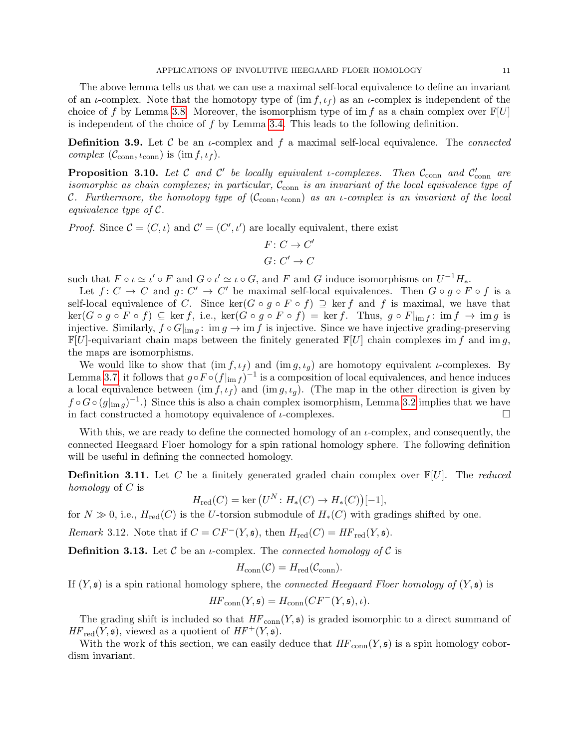The above lemma tells us that we can use a maximal self-local equivalence to define an invariant of an $\iota$-complex. Note that the homotopy type of $(\operatorname{im} f, \iota_f)$ as an $\iota$-complex is independent of the choice of $f$ by Lemma 3.8. Moreover, the isomorphism type of $\operatorname{im} f$ as a chain complex over $\mathbb{F}[U]$ is independent of the choice of $f$ by Lemma 3.4. This leads to the following definition.

**Definition 3.9.** Let $\mathcal{C}$ be an $\iota$-complex and $f$ a maximal self-local equivalence. The *connected complex* $(\mathcal{C}_{\mathrm{conn}}, \iota_{\mathrm{conn}})$ is $(\operatorname{im} f, \iota_f)$.

**Proposition 3.10.** *Let $\mathcal{C}$ and $\mathcal{C}'$ be locally equivalent $\iota$-complexes. Then $\mathcal{C}_{\mathrm{conn}}$ and $\mathcal{C}'_{\mathrm{conn}}$ are isomorphic as chain complexes; in particular, $\mathcal{C}_{\mathrm{conn}}$ is an invariant of the local equivalence type of $\mathcal{C}$. Furthermore, the homotopy type of $(\mathcal{C}_{\mathrm{conn}}, \iota_{\mathrm{conn}})$ as an $\iota$-complex is an invariant of the local equivalence type of $\mathcal{C}$.*

*Proof.* Since $\mathcal{C} = (C, \iota)$ and $\mathcal{C}' = (C', \iota')$ are locally equivalent, there exist

$$F \colon C \to C'$$
$$G \colon C' \to C$$

such that $F \circ \iota \simeq \iota' \circ F$ and $G \circ \iota' \simeq \iota \circ G$, and $F$ and $G$ induce isomorphisms on $U^{-1}H_*$.

Let $f \colon C \to C$ and $g \colon C' \to C'$ be maximal self-local equivalences. Then $G \circ g \circ F \circ f$ is a self-local equivalence of $C$. Since $\ker(G \circ g \circ F \circ f) \supseteq \ker f$ and $f$ is maximal, we have that $\ker(G \circ g \circ F \circ f) \subseteq \ker f$, i.e., $\ker(G \circ g \circ F \circ f) = \ker f$. Thus, $g \circ F|_{\operatorname{im} f} \colon \operatorname{im} f \to \operatorname{im} g$ is injective. Similarly, $f \circ G|_{\operatorname{im} g} \colon \operatorname{im} g \to \operatorname{im} f$ is injective. Since we have injective grading-preserving $\mathbb{F}[U]$-equivariant chain maps between the finitely generated $\mathbb{F}[U]$ chain complexes $\operatorname{im} f$ and $\operatorname{im} g$, the maps are isomorphisms.

We would like to show that $(\operatorname{im} f, \iota_f)$ and $(\operatorname{im} g, \iota_g)$ are homotopy equivalent $\iota$-complexes. By Lemma 3.7, it follows that $g \circ F \circ (f|_{\operatorname{im} f})^{-1}$ is a composition of local equivalences, and hence induces a local equivalence between $(\operatorname{im} f, \iota_f)$ and $(\operatorname{im} g, \iota_g)$. (The map in the other direction is given by $f \circ G \circ (g|_{\operatorname{im} g})^{-1}$.) Since this is also a chain complex isomorphism, Lemma 3.2 implies that we have in fact constructed a homotopy equivalence of $\iota$-complexes. $\square$

With this, we are ready to define the connected homology of an $\iota$-complex, and consequently, the connected Heegaard Floer homology for a spin rational homology sphere. The following definition will be useful in defining the connected homology.

**Definition 3.11.** Let $C$ be a finitely generated graded chain complex over $\mathbb{F}[U]$. The *reduced homology* of $C$ is

$$H_{\mathrm{red}}(C) = \ker\big(U^N \colon H_*(C) \to H_*(C)\big)[-1],$$

for $N \gg 0$, i.e., $H_{\mathrm{red}}(C)$ is the $U$-torsion submodule of $H_*(C)$ with gradings shifted by one.

*Remark* 3.12. Note that if $C = CF^-(Y, \mathfrak{s})$, then $H_{\mathrm{red}}(C) = HF_{\mathrm{red}}(Y, \mathfrak{s})$.

**Definition 3.13.** Let $\mathcal{C}$ be an $\iota$-complex. The *connected homology of* $\mathcal{C}$ is

$$H_{\mathrm{conn}}(\mathcal{C}) = H_{\mathrm{red}}(\mathcal{C}_{\mathrm{conn}}).$$

If $(Y, \mathfrak{s})$ is a spin rational homology sphere, the *connected Heegaard Floer homology of* $(Y, \mathfrak{s})$ is

$$HF_{\mathrm{conn}}(Y, \mathfrak{s}) = H_{\mathrm{conn}}(CF^-(Y, \mathfrak{s}), \iota).$$

The grading shift is included so that $HF_{\mathrm{conn}}(Y, \mathfrak{s})$ is graded isomorphic to a direct summand of $HF_{\mathrm{red}}(Y, \mathfrak{s})$, viewed as a quotient of $HF^+(Y, \mathfrak{s})$.

With the work of this section, we can easily deduce that $HF_{\mathrm{conn}}(Y, \mathfrak{s})$ is a spin homology cobordism invariant.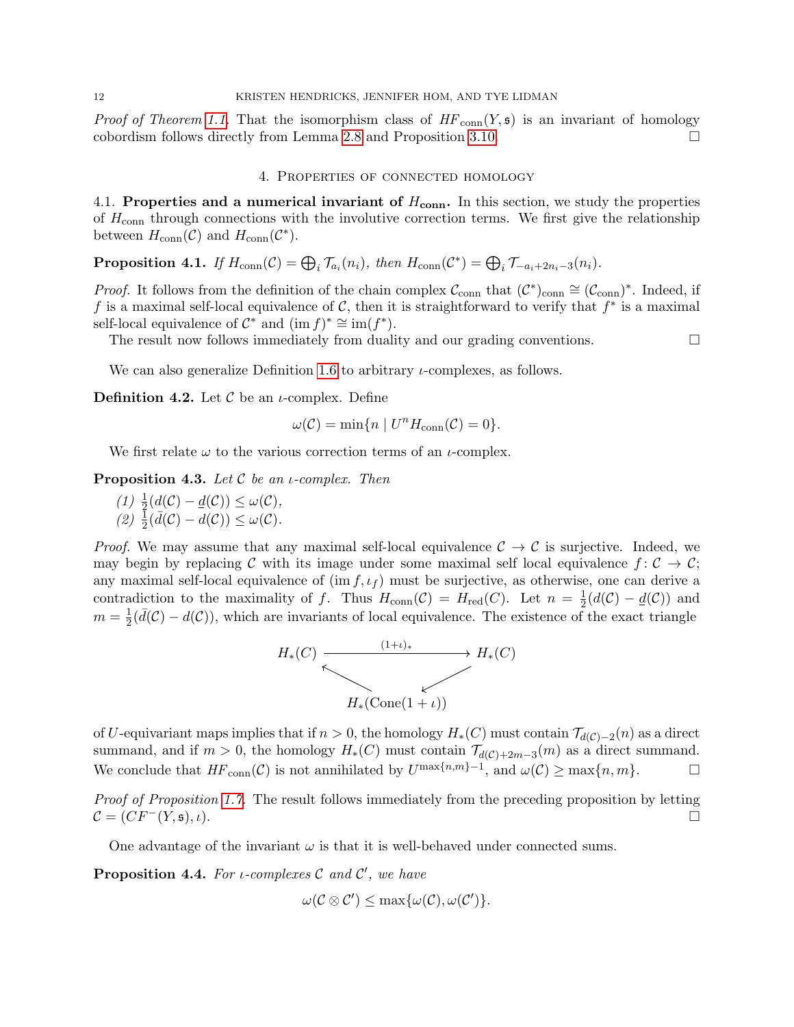*Proof of Theorem 1.1.* That the isomorphism class of $HF_{\text{conn}}(Y, \mathfrak{s})$ is an invariant of homology cobordism follows directly from Lemma 2.8 and Proposition 3.10. □

## 4. Properties of connected homology

### 4.1. Properties and a numerical invariant of $H_{\text{conn}}$.

In this section, we study the properties of $H_{\text{conn}}$ through connections with the involutive correction terms. We first give the relationship between $H_{\text{conn}}(\mathcal{C})$ and $H_{\text{conn}}(\mathcal{C}^*)$.

**Proposition 4.1.** *If $H_{\text{conn}}(\mathcal{C}) = \bigoplus_i \mathcal{T}_{a_i}(n_i)$, then $H_{\text{conn}}(\mathcal{C}^*) = \bigoplus_i \mathcal{T}_{-a_i+2n_i-3}(n_i)$.*

*Proof.* It follows from the definition of the chain complex $\mathcal{C}_{\text{conn}}$ that $(\mathcal{C}^*)_{\text{conn}} \cong (\mathcal{C}_{\text{conn}})^*$. Indeed, if $f$ is a maximal self-local equivalence of $\mathcal{C}$, then it is straightforward to verify that $f^*$ is a maximal self-local equivalence of $\mathcal{C}^*$ and $(\operatorname{im} f)^* \cong \operatorname{im}(f^*)$.

The result now follows immediately from duality and our grading conventions. □

We can also generalize Definition 1.6 to arbitrary $\iota$-complexes, as follows.

**Definition 4.2.** Let $\mathcal{C}$ be an $\iota$-complex. Define

$$\omega(\mathcal{C}) = \min\{n \mid U^n H_{\text{conn}}(\mathcal{C}) = 0\}.$$

We first relate $\omega$ to the various correction terms of an $\iota$-complex.

**Proposition 4.3.** *Let $\mathcal{C}$ be an $\iota$-complex. Then*

1. $\frac{1}{2}(d(\mathcal{C}) - \underline{d}(\mathcal{C})) \leq \omega(\mathcal{C})$,
2. $\frac{1}{2}(\bar{d}(\mathcal{C}) - d(\mathcal{C})) \leq \omega(\mathcal{C})$.

*Proof.* We may assume that any maximal self-local equivalence $\mathcal{C} \to \mathcal{C}$ is surjective. Indeed, we may begin by replacing $\mathcal{C}$ with its image under some maximal self local equivalence $f\colon \mathcal{C} \to \mathcal{C}$; any maximal self-local equivalence of $(\operatorname{im} f, \iota_f)$ must be surjective, as otherwise, one can derive a contradiction to the maximality of $f$. Thus $H_{\text{conn}}(\mathcal{C}) = H_{\text{red}}(C)$. Let $n = \frac{1}{2}(d(\mathcal{C}) - \underline{d}(\mathcal{C}))$ and $m = \frac{1}{2}(\bar{d}(\mathcal{C}) - d(\mathcal{C}))$, which are invariants of local equivalence. The existence of the exact triangle

$$\begin{array}{ccc} H_*(C) & \xrightarrow{(1+\iota)_*} & H_*(C) \\ & \nwarrow \quad \swarrow & \\ & H_*(\operatorname{Cone}(1+\iota)) & \end{array}$$

of $U$-equivariant maps implies that if $n > 0$, the homology $H_*(C)$ must contain $\mathcal{T}_{d(\mathcal{C})-2}(n)$ as a direct summand, and if $m > 0$, the homology $H_*(C)$ must contain $\mathcal{T}_{d(\mathcal{C})+2m-3}(m)$ as a direct summand. We conclude that $HF_{\text{conn}}(\mathcal{C})$ is not annihilated by $U^{\max\{n,m\}-1}$, and $\omega(\mathcal{C}) \geq \max\{n, m\}$. □

*Proof of Proposition 1.7.* The result follows immediately from the preceding proposition by letting $\mathcal{C} = (CF^-(Y, \mathfrak{s}), \iota)$. □

One advantage of the invariant $\omega$ is that it is well-behaved under connected sums.

**Proposition 4.4.** *For $\iota$-complexes $\mathcal{C}$ and $\mathcal{C}'$, we have*

$$\omega(\mathcal{C} \otimes \mathcal{C}') \leq \max\{\omega(\mathcal{C}), \omega(\mathcal{C}')\}.$$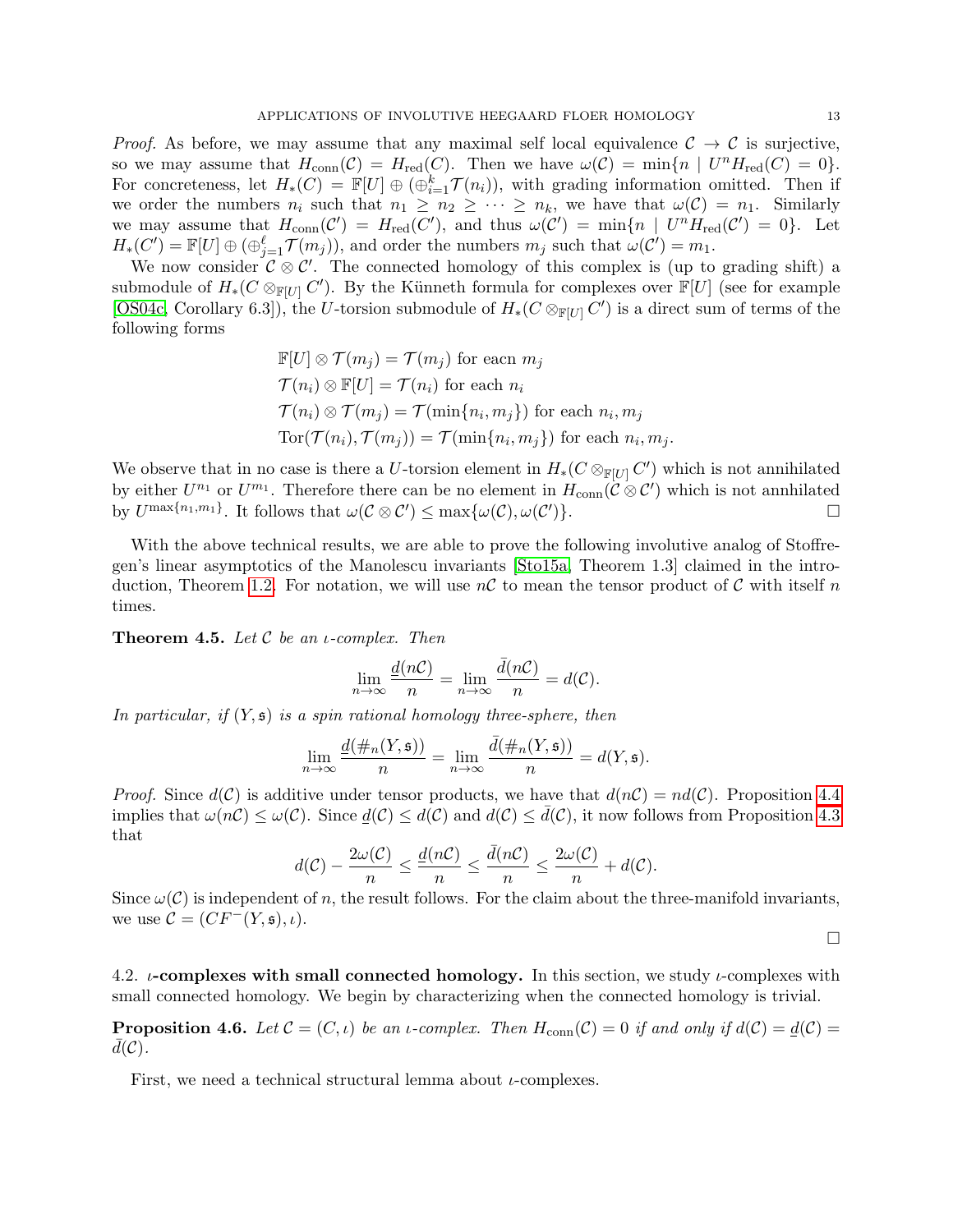*Proof.* As before, we may assume that any maximal self local equivalence $\mathcal{C} \to \mathcal{C}$ is surjective, so we may assume that $H_{\text{conn}}(\mathcal{C}) = H_{\text{red}}(C)$. Then we have $\omega(\mathcal{C}) = \min\{n \mid U^n H_{\text{red}}(C) = 0\}$. For concreteness, let $H_*(C) = \mathbb{F}[U] \oplus (\oplus_{i=1}^k \mathcal{T}(n_i))$, with grading information omitted. Then if we order the numbers $n_i$ such that $n_1 \geq n_2 \geq \cdots \geq n_k$, we have that $\omega(\mathcal{C}) = n_1$. Similarly we may assume that $H_{\text{conn}}(\mathcal{C}') = H_{\text{red}}(C')$, and thus $\omega(\mathcal{C}') = \min\{n \mid U^n H_{\text{red}}(C') = 0\}$. Let $H_*(C') = \mathbb{F}[U] \oplus (\oplus_{j=1}^\ell \mathcal{T}(m_j))$, and order the numbers $m_j$ such that $\omega(\mathcal{C}') = m_1$.

We now consider $\mathcal{C} \otimes \mathcal{C}'$. The connected homology of this complex is (up to grading shift) a submodule of $H_*(C \otimes_{\mathbb{F}[U]} C')$. By the Künneth formula for complexes over $\mathbb{F}[U]$ (see for example [OS04c, Corollary 6.3]), the $U$-torsion submodule of $H_*(C \otimes_{\mathbb{F}[U]} C')$ is a direct sum of terms of the following forms

$$
\begin{aligned}
&\mathbb{F}[U] \otimes \mathcal{T}(m_j) = \mathcal{T}(m_j) \text{ for eacn } m_j \\
&\mathcal{T}(n_i) \otimes \mathbb{F}[U] = \mathcal{T}(n_i) \text{ for each } n_i \\
&\mathcal{T}(n_i) \otimes \mathcal{T}(m_j) = \mathcal{T}(\min\{n_i, m_j\}) \text{ for each } n_i, m_j \\
&\operatorname{Tor}(\mathcal{T}(n_i), \mathcal{T}(m_j)) = \mathcal{T}(\min\{n_i, m_j\}) \text{ for each } n_i, m_j.
\end{aligned}
$$

We observe that in no case is there a $U$-torsion element in $H_*(C \otimes_{\mathbb{F}[U]} C')$ which is not annihilated by either $U^{n_1}$ or $U^{m_1}$. Therefore there can be no element in $H_{\text{conn}}(\mathcal{C} \otimes \mathcal{C}')$ which is not annhilated by $U^{\max\{n_1, m_1\}}$. It follows that $\omega(\mathcal{C} \otimes \mathcal{C}') \leq \max\{\omega(\mathcal{C}), \omega(\mathcal{C}')\}$. □

With the above technical results, we are able to prove the following involutive analog of Stoffregen's linear asymptotics of the Manolescu invariants [Sto15a, Theorem 1.3] claimed in the introduction, Theorem 1.2. For notation, we will use $n\mathcal{C}$ to mean the tensor product of $\mathcal{C}$ with itself $n$ times.

**Theorem 4.5.** *Let $\mathcal{C}$ be an $\iota$-complex. Then*

$$
\lim_{n \to \infty} \frac{\underline{d}(n\mathcal{C})}{n} = \lim_{n \to \infty} \frac{\bar{d}(n\mathcal{C})}{n} = d(\mathcal{C}).
$$

*In particular, if $(Y, \mathfrak{s})$ is a spin rational homology three-sphere, then*

$$
\lim_{n \to \infty} \frac{\underline{d}(\#_n(Y, \mathfrak{s}))}{n} = \lim_{n \to \infty} \frac{\bar{d}(\#_n(Y, \mathfrak{s}))}{n} = d(Y, \mathfrak{s}).
$$

*Proof.* Since $d(\mathcal{C})$ is additive under tensor products, we have that $d(n\mathcal{C}) = nd(\mathcal{C})$. Proposition 4.4 implies that $\omega(n\mathcal{C}) \leq \omega(\mathcal{C})$. Since $\underline{d}(\mathcal{C}) \leq d(\mathcal{C})$ and $d(\mathcal{C}) \leq \bar{d}(\mathcal{C})$, it now follows from Proposition 4.3 that

$$
d(\mathcal{C}) - \frac{2\omega(\mathcal{C})}{n} \leq \frac{\underline{d}(n\mathcal{C})}{n} \leq \frac{\bar{d}(n\mathcal{C})}{n} \leq \frac{2\omega(\mathcal{C})}{n} + d(\mathcal{C}).
$$

Since $\omega(\mathcal{C})$ is independent of $n$, the result follows. For the claim about the three-manifold invariants, we use $\mathcal{C} = (CF^-(Y, \mathfrak{s}), \iota)$. □

## 4.2. $\iota$-complexes with small connected homology.

In this section, we study $\iota$-complexes with small connected homology. We begin by characterizing when the connected homology is trivial.

**Proposition 4.6.** *Let $\mathcal{C} = (C, \iota)$ be an $\iota$-complex. Then $H_{\text{conn}}(\mathcal{C}) = 0$ if and only if $d(\mathcal{C}) = \underline{d}(\mathcal{C}) = \bar{d}(\mathcal{C})$.*

First, we need a technical structural lemma about $\iota$-complexes.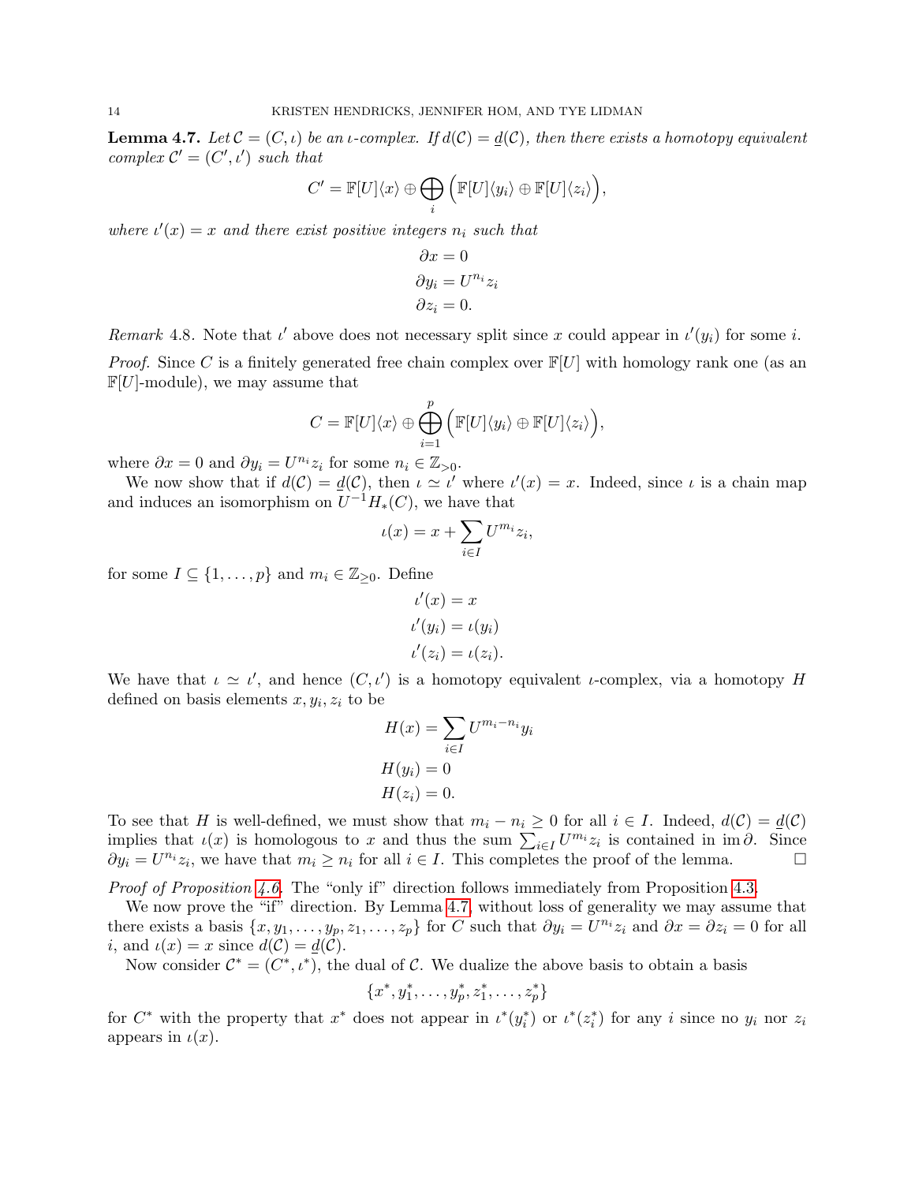**Lemma 4.7.** *Let $\mathcal{C} = (C, \iota)$ be an $\iota$-complex. If $d(\mathcal{C}) = \underline{d}(\mathcal{C})$, then there exists a homotopy equivalent complex $\mathcal{C}' = (C', \iota')$ such that*

$$C' = \mathbb{F}[U]\langle x \rangle \oplus \bigoplus_i \Big( \mathbb{F}[U]\langle y_i \rangle \oplus \mathbb{F}[U]\langle z_i \rangle \Big),$$

*where $\iota'(x) = x$ and there exist positive integers $n_i$ such that*

$$\begin{aligned}
\partial x &= 0 \\
\partial y_i &= U^{n_i} z_i \\
\partial z_i &= 0.
\end{aligned}$$

*Remark* 4.8. Note that $\iota'$ above does not necessary split since $x$ could appear in $\iota'(y_i)$ for some $i$.

*Proof.* Since $C$ is a finitely generated free chain complex over $\mathbb{F}[U]$ with homology rank one (as an $\mathbb{F}[U]$-module), we may assume that

$$C = \mathbb{F}[U]\langle x \rangle \oplus \bigoplus_{i=1}^{p} \Big( \mathbb{F}[U]\langle y_i \rangle \oplus \mathbb{F}[U]\langle z_i \rangle \Big),$$

where $\partial x = 0$ and $\partial y_i = U^{n_i} z_i$ for some $n_i \in \mathbb{Z}_{>0}$.

We now show that if $d(\mathcal{C}) = \underline{d}(\mathcal{C})$, then $\iota \simeq \iota'$ where $\iota'(x) = x$. Indeed, since $\iota$ is a chain map and induces an isomorphism on $U^{-1}H_*(C)$, we have that

$$\iota(x) = x + \sum_{i \in I} U^{m_i} z_i,$$

for some $I \subseteq \{1, \dots, p\}$ and $m_i \in \mathbb{Z}_{\geq 0}$. Define

$$\begin{aligned}
\iota'(x) &= x \\
\iota'(y_i) &= \iota(y_i) \\
\iota'(z_i) &= \iota(z_i).
\end{aligned}$$

We have that $\iota \simeq \iota'$, and hence $(C, \iota')$ is a homotopy equivalent $\iota$-complex, via a homotopy $H$ defined on basis elements $x, y_i, z_i$ to be

$$\begin{aligned}
H(x) &= \sum_{i \in I} U^{m_i - n_i} y_i \\
H(y_i) &= 0 \\
H(z_i) &= 0.
\end{aligned}$$

To see that $H$ is well-defined, we must show that $m_i - n_i \geq 0$ for all $i \in I$. Indeed, $d(\mathcal{C}) = \underline{d}(\mathcal{C})$ implies that $\iota(x)$ is homologous to $x$ and thus the sum $\sum_{i \in I} U^{m_i} z_i$ is contained in $\operatorname{im} \partial$. Since $\partial y_i = U^{n_i} z_i$, we have that $m_i \geq n_i$ for all $i \in I$. This completes the proof of the lemma. $\square$

*Proof of Proposition 4.6.* The "only if" direction follows immediately from Proposition 4.3.

We now prove the "if" direction. By Lemma 4.7, without loss of generality we may assume that there exists a basis $\{x, y_1, \dots, y_p, z_1, \dots, z_p\}$ for $C$ such that $\partial y_i = U^{n_i} z_i$ and $\partial x = \partial z_i = 0$ for all $i$, and $\iota(x) = x$ since $d(\mathcal{C}) = \underline{d}(\mathcal{C})$.

Now consider $\mathcal{C}^* = (C^*, \iota^*)$, the dual of $\mathcal{C}$. We dualize the above basis to obtain a basis

$$\{x^*, y_1^*, \dots, y_p^*, z_1^*, \dots, z_p^*\}$$

for $C^*$ with the property that $x^*$ does not appear in $\iota^*(y_i^*)$ or $\iota^*(z_i^*)$ for any $i$ since no $y_i$ nor $z_i$ appears in $\iota(x)$.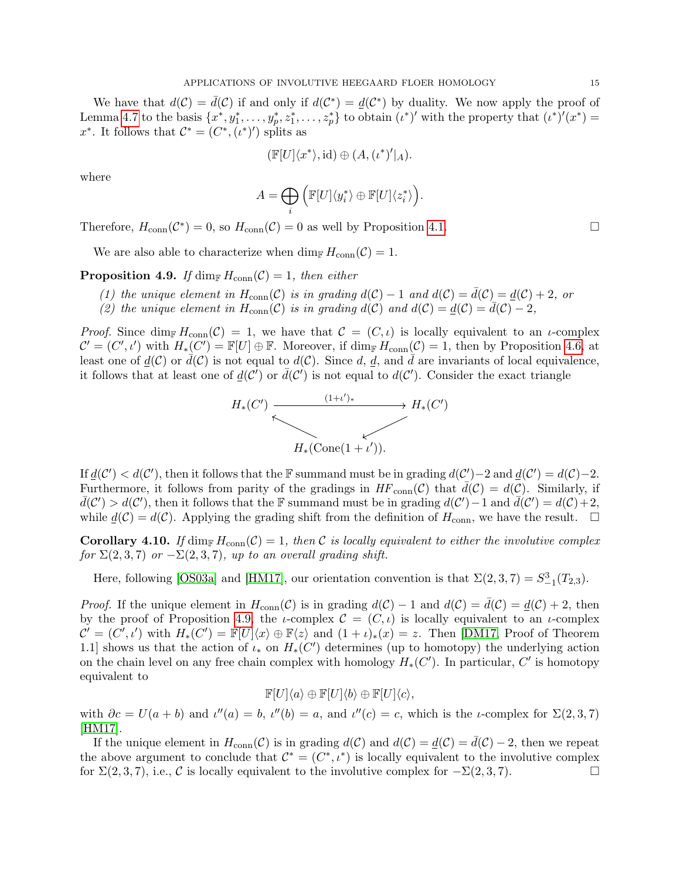We have that $d(\mathcal{C}) = \bar{d}(\mathcal{C})$ if and only if $d(\mathcal{C}^*) = \underline{d}(\mathcal{C}^*)$ by duality. We now apply the proof of Lemma 4.7 to the basis $\{x^*, y_1^*, \dots, y_p^*, z_1^*, \dots, z_p^*\}$ to obtain $(\iota^*)'$ with the property that $(\iota^*)'(x^*) = x^*$. It follows that $\mathcal{C}^* = (C^*, (\iota^*)')$ splits as

$$(\mathbb{F}[U]\langle x^* \rangle, \mathrm{id}) \oplus (A, (\iota^*)'|_A).$$

where

$$A = \bigoplus_i \Big( \mathbb{F}[U]\langle y_i^* \rangle \oplus \mathbb{F}[U]\langle z_i^* \rangle \Big).$$

Therefore, $H_{\mathrm{conn}}(\mathcal{C}^*) = 0$, so $H_{\mathrm{conn}}(\mathcal{C}) = 0$ as well by Proposition 4.1. □

We are also able to characterize when $\dim_{\mathbb{F}} H_{\mathrm{conn}}(\mathcal{C}) = 1$.

**Proposition 4.9.** *If $\dim_{\mathbb{F}} H_{\mathrm{conn}}(\mathcal{C}) = 1$, then either*

*(1) the unique element in $H_{\mathrm{conn}}(\mathcal{C})$ is in grading $d(\mathcal{C}) - 1$ and $d(\mathcal{C}) = \bar{d}(\mathcal{C}) = \underline{d}(\mathcal{C}) + 2$, or*
*(2) the unique element in $H_{\mathrm{conn}}(\mathcal{C})$ is in grading $d(\mathcal{C})$ and $d(\mathcal{C}) = \underline{d}(\mathcal{C}) = \bar{d}(\mathcal{C}) - 2$,*

*Proof.* Since $\dim_{\mathbb{F}} H_{\mathrm{conn}}(\mathcal{C}) = 1$, we have that $\mathcal{C} = (C, \iota)$ is locally equivalent to an $\iota$-complex $\mathcal{C}' = (C', \iota')$ with $H_*(C') = \mathbb{F}[U] \oplus \mathbb{F}$. Moreover, if $\dim_{\mathbb{F}} H_{\mathrm{conn}}(\mathcal{C}) = 1$, then by Proposition 4.6, at least one of $\underline{d}(\mathcal{C})$ or $\bar{d}(\mathcal{C})$ is not equal to $d(\mathcal{C})$. Since $d$, $\underline{d}$, and $\bar{d}$ are invariants of local equivalence, it follows that at least one of $\underline{d}(\mathcal{C}')$ or $\bar{d}(\mathcal{C}')$ is not equal to $d(\mathcal{C}')$. Consider the exact triangle

$$\begin{array}{ccc} H_*(C') & \xrightarrow{(1+\iota')_*} & H_*(C') \\ & \nwarrow \quad \swarrow & \\ & H_*(\mathrm{Cone}(1+\iota')). & \end{array}$$

If $\underline{d}(\mathcal{C}') < d(\mathcal{C}')$, then it follows that the $\mathbb{F}$ summand must be in grading $d(\mathcal{C}')-2$ and $\underline{d}(\mathcal{C}') = d(\mathcal{C})-2$. Furthermore, it follows from parity of the gradings in $HF_{\mathrm{conn}}(\mathcal{C})$ that $\bar{d}(\mathcal{C}) = d(\mathcal{C})$. Similarly, if $\bar{d}(\mathcal{C}') > d(\mathcal{C}')$, then it follows that the $\mathbb{F}$ summand must be in grading $d(\mathcal{C}')-1$ and $\bar{d}(\mathcal{C}') = d(\mathcal{C})+2$, while $\underline{d}(\mathcal{C}) = d(\mathcal{C})$. Applying the grading shift from the definition of $H_{\mathrm{conn}}$, we have the result. □

**Corollary 4.10.** *If $\dim_{\mathbb{F}} H_{\mathrm{conn}}(\mathcal{C}) = 1$, then $\mathcal{C}$ is locally equivalent to either the involutive complex for $\Sigma(2,3,7)$ or $-\Sigma(2,3,7)$, up to an overall grading shift.*

Here, following [OS03a] and [HM17], our orientation convention is that $\Sigma(2,3,7) = S^3_{-1}(T_{2,3})$.

*Proof.* If the unique element in $H_{\mathrm{conn}}(\mathcal{C})$ is in grading $d(\mathcal{C}) - 1$ and $d(\mathcal{C}) = \bar{d}(\mathcal{C}) = \underline{d}(\mathcal{C}) + 2$, then by the proof of Proposition 4.9, the $\iota$-complex $\mathcal{C} = (C, \iota)$ is locally equivalent to an $\iota$-complex $\mathcal{C}' = (C', \iota')$ with $H_*(C') = \mathbb{F}[U]\langle x \rangle \oplus \mathbb{F}\langle z \rangle$ and $(1+\iota)_*(x) = z$. Then [DM17, Proof of Theorem 1.1] shows us that the action of $\iota_*$ on $H_*(C')$ determines (up to homotopy) the underlying action on the chain level on any free chain complex with homology $H_*(C')$. In particular, $C'$ is homotopy equivalent to

$$\mathbb{F}[U]\langle a \rangle \oplus \mathbb{F}[U]\langle b \rangle \oplus \mathbb{F}[U]\langle c \rangle,$$

with $\partial c = U(a+b)$ and $\iota''(a) = b$, $\iota''(b) = a$, and $\iota''(c) = c$, which is the $\iota$-complex for $\Sigma(2,3,7)$ [HM17].

If the unique element in $H_{\mathrm{conn}}(\mathcal{C})$ is in grading $d(\mathcal{C})$ and $d(\mathcal{C}) = \underline{d}(\mathcal{C}) = \bar{d}(\mathcal{C}) - 2$, then we repeat the above argument to conclude that $\mathcal{C}^* = (C^*, \iota^*)$ is locally equivalent to the involutive complex for $\Sigma(2,3,7)$, i.e., $\mathcal{C}$ is locally equivalent to the involutive complex for $-\Sigma(2,3,7)$. □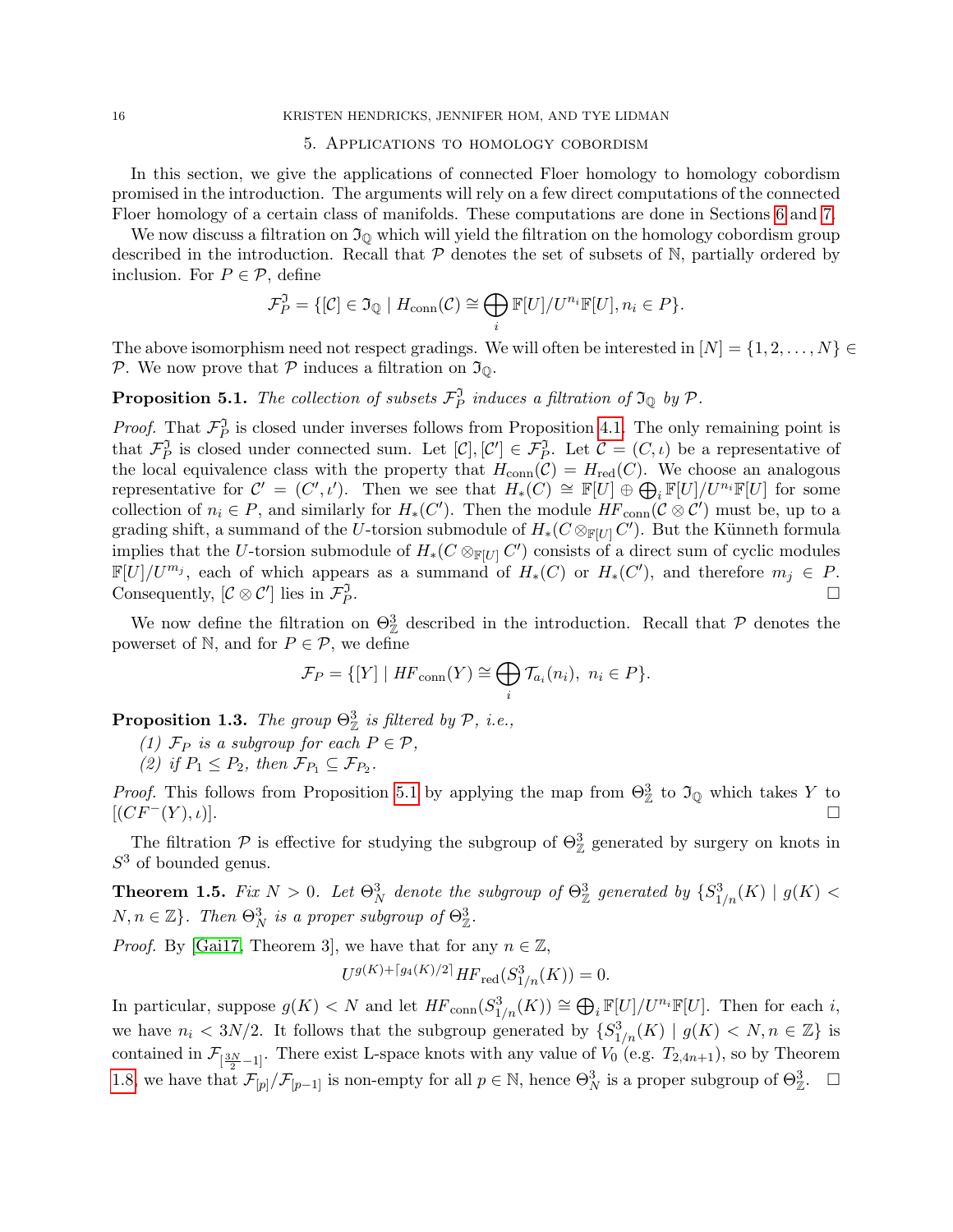## 5. Applications to homology cobordism

In this section, we give the applications of connected Floer homology to homology cobordism promised in the introduction. The arguments will rely on a few direct computations of the connected Floer homology of a certain class of manifolds. These computations are done in Sections 6 and 7.

We now discuss a filtration on $\mathfrak{I}_{\mathbb{Q}}$ which will yield the filtration on the homology cobordism group described in the introduction. Recall that $\mathcal{P}$ denotes the set of subsets of $\mathbb{N}$, partially ordered by inclusion. For $P \in \mathcal{P}$, define

$$\mathcal{F}^{\mathfrak{I}}_P = \{[\mathcal{C}] \in \mathfrak{I}_{\mathbb{Q}} \mid H_{\text{conn}}(\mathcal{C}) \cong \bigoplus_i \mathbb{F}[U]/U^{n_i}\mathbb{F}[U], n_i \in P\}.$$

The above isomorphism need not respect gradings. We will often be interested in $[N] = \{1, 2, \ldots, N\} \in \mathcal{P}$. We now prove that $\mathcal{P}$ induces a filtration on $\mathfrak{I}_{\mathbb{Q}}$.

**Proposition 5.1.** *The collection of subsets $\mathcal{F}^{\mathfrak{I}}_P$ induces a filtration of $\mathfrak{I}_{\mathbb{Q}}$ by $\mathcal{P}$.*

*Proof.* That $\mathcal{F}^{\mathfrak{I}}_P$ is closed under inverses follows from Proposition 4.1. The only remaining point is that $\mathcal{F}^{\mathfrak{I}}_P$ is closed under connected sum. Let $[\mathcal{C}], [\mathcal{C}'] \in \mathcal{F}^{\mathfrak{I}}_P$. Let $\mathcal{C} = (C, \iota)$ be a representative of the local equivalence class with the property that $H_{\text{conn}}(\mathcal{C}) = H_{\text{red}}(C)$. We choose an analogous representative for $\mathcal{C}' = (C', \iota')$. Then we see that $H_*(C) \cong \mathbb{F}[U] \oplus \bigoplus_i \mathbb{F}[U]/U^{n_i}\mathbb{F}[U]$ for some collection of $n_i \in P$, and similarly for $H_*(C')$. Then the module $HF_{\text{conn}}(\mathcal{C} \otimes \mathcal{C}')$ must be, up to a grading shift, a summand of the $U$-torsion submodule of $H_*(C \otimes_{\mathbb{F}[U]} C')$. But the Künneth formula implies that the $U$-torsion submodule of $H_*(C \otimes_{\mathbb{F}[U]} C')$ consists of a direct sum of cyclic modules $\mathbb{F}[U]/U^{m_j}$, each of which appears as a summand of $H_*(C)$ or $H_*(C')$, and therefore $m_j \in P$. Consequently, $[\mathcal{C} \otimes \mathcal{C}']$ lies in $\mathcal{F}^{\mathfrak{I}}_P$. $\square$

We now define the filtration on $\Theta^3_{\mathbb{Z}}$ described in the introduction. Recall that $\mathcal{P}$ denotes the powerset of $\mathbb{N}$, and for $P \in \mathcal{P}$, we define

$$\mathcal{F}_P = \{[Y] \mid HF_{\text{conn}}(Y) \cong \bigoplus_i \mathcal{T}_{a_i}(n_i),\ n_i \in P\}.$$

**Proposition 1.3.** *The group $\Theta^3_{\mathbb{Z}}$ is filtered by $\mathcal{P}$, i.e.,*

*(1) $\mathcal{F}_P$ is a subgroup for each $P \in \mathcal{P}$,*
*(2) if $P_1 \leq P_2$, then $\mathcal{F}_{P_1} \subseteq \mathcal{F}_{P_2}$.*

*Proof.* This follows from Proposition 5.1 by applying the map from $\Theta^3_{\mathbb{Z}}$ to $\mathfrak{I}_{\mathbb{Q}}$ which takes $Y$ to $[(CF^-(Y), \iota)]$. $\square$

The filtration $\mathcal{P}$ is effective for studying the subgroup of $\Theta^3_{\mathbb{Z}}$ generated by surgery on knots in $S^3$ of bounded genus.

**Theorem 1.5.** *Fix $N > 0$. Let $\Theta^3_N$ denote the subgroup of $\Theta^3_{\mathbb{Z}}$ generated by $\{S^3_{1/n}(K) \mid g(K) < N, n \in \mathbb{Z}\}$. Then $\Theta^3_N$ is a proper subgroup of $\Theta^3_{\mathbb{Z}}$.*

*Proof.* By [Gai17, Theorem 3], we have that for any $n \in \mathbb{Z}$,

$$U^{g(K) + \lceil g_4(K)/2 \rceil} HF_{\text{red}}(S^3_{1/n}(K)) = 0.$$

In particular, suppose $g(K) < N$ and let $HF_{\text{conn}}(S^3_{1/n}(K)) \cong \bigoplus_i \mathbb{F}[U]/U^{n_i}\mathbb{F}[U]$. Then for each $i$, we have $n_i < 3N/2$. It follows that the subgroup generated by $\{S^3_{1/n}(K) \mid g(K) < N, n \in \mathbb{Z}\}$ is contained in $\mathcal{F}_{[\frac{3N}{2}-1]}$. There exist L-space knots with any value of $V_0$ (e.g. $T_{2,4n+1}$), so by Theorem 1.8, we have that $\mathcal{F}_{[p]}/\mathcal{F}_{[p-1]}$ is non-empty for all $p \in \mathbb{N}$, hence $\Theta^3_N$ is a proper subgroup of $\Theta^3_{\mathbb{Z}}$. $\square$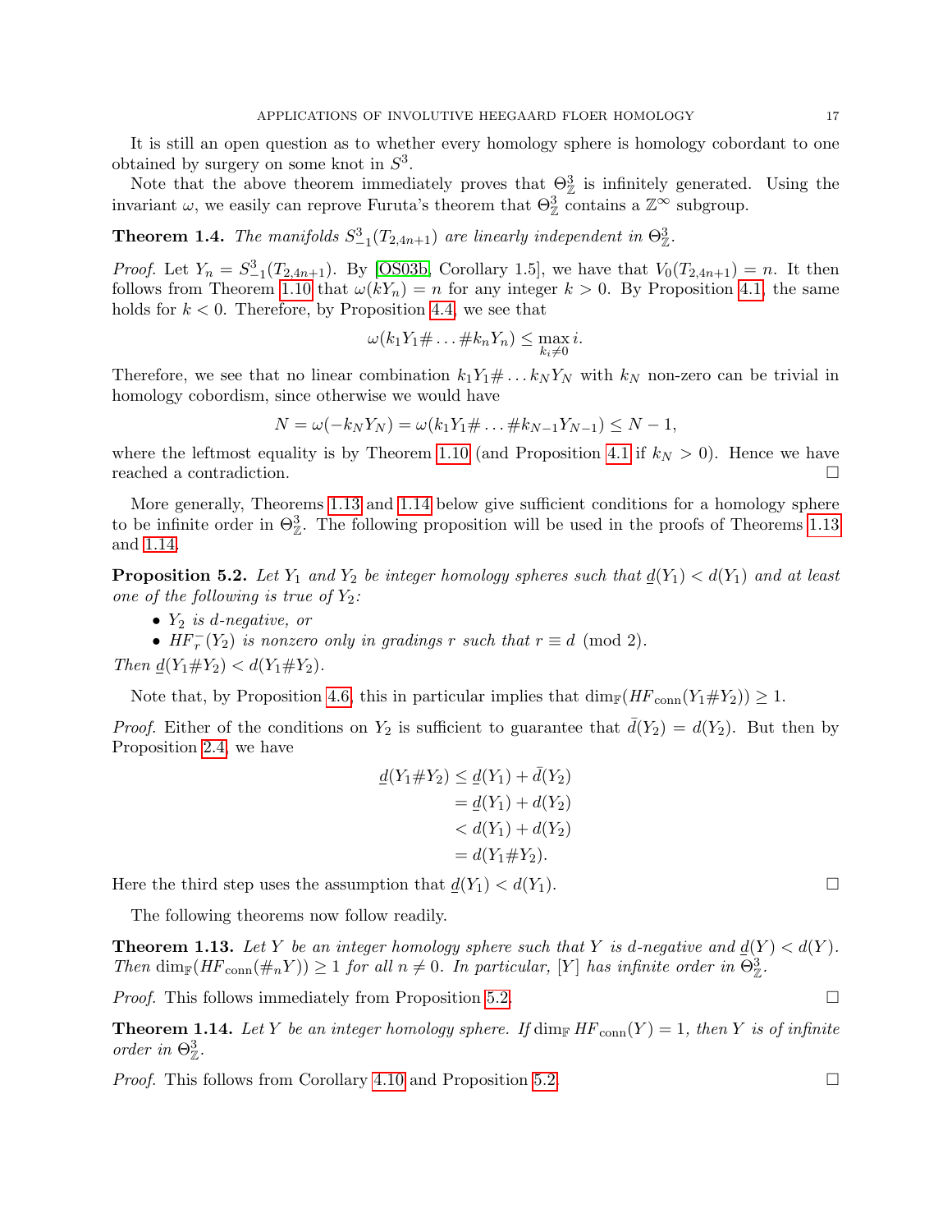It is still an open question as to whether every homology sphere is homology cobordant to one obtained by surgery on some knot in $S^3$.

Note that the above theorem immediately proves that $\Theta^3_{\mathbb{Z}}$ is infinitely generated. Using the invariant $\omega$, we easily can reprove Furuta's theorem that $\Theta^3_{\mathbb{Z}}$ contains a $\mathbb{Z}^\infty$ subgroup.

**Theorem 1.4.** *The manifolds $S^3_{-1}(T_{2,4n+1})$ are linearly independent in $\Theta^3_{\mathbb{Z}}$.*

*Proof.* Let $Y_n = S^3_{-1}(T_{2,4n+1})$. By [OS03b, Corollary 1.5], we have that $V_0(T_{2,4n+1}) = n$. It then follows from Theorem 1.10 that $\omega(kY_n) = n$ for any integer $k > 0$. By Proposition 4.1, the same holds for $k < 0$. Therefore, by Proposition 4.4, we see that

$$\omega(k_1Y_1\# \dots \# k_nY_n) \leq \max_{k_i \neq 0} i.$$

Therefore, we see that no linear combination $k_1Y_1\# \dots k_NY_N$ with $k_N$ non-zero can be trivial in homology cobordism, since otherwise we would have

$$N = \omega(-k_NY_N) = \omega(k_1Y_1\# \dots \# k_{N-1}Y_{N-1}) \leq N - 1,$$

where the leftmost equality is by Theorem 1.10 (and Proposition 4.1 if $k_N > 0$). Hence we have reached a contradiction. □

More generally, Theorems 1.13 and 1.14 below give sufficient conditions for a homology sphere to be infinite order in $\Theta^3_{\mathbb{Z}}$. The following proposition will be used in the proofs of Theorems 1.13 and 1.14.

**Proposition 5.2.** *Let $Y_1$ and $Y_2$ be integer homology spheres such that $\underline{d}(Y_1) < d(Y_1)$ and at least one of the following is true of $Y_2$:*

- *$Y_2$ is $d$-negative, or*
- *$HF^-_r(Y_2)$ is nonzero only in gradings $r$ such that $r \equiv d \pmod 2$.*

*Then $\underline{d}(Y_1\#Y_2) < d(Y_1\#Y_2)$.*

Note that, by Proposition 4.6, this in particular implies that $\dim_{\mathbb{F}}(HF_{\text{conn}}(Y_1\#Y_2)) \geq 1$.

*Proof.* Either of the conditions on $Y_2$ is sufficient to guarantee that $\bar{d}(Y_2) = d(Y_2)$. But then by Proposition 2.4, we have

$$\begin{aligned}
\underline{d}(Y_1\#Y_2) &\leq \underline{d}(Y_1) + \bar{d}(Y_2) \\
&= \underline{d}(Y_1) + d(Y_2) \\
&< d(Y_1) + d(Y_2) \\
&= d(Y_1\#Y_2).
\end{aligned}$$

Here the third step uses the assumption that $\underline{d}(Y_1) < d(Y_1)$. □

The following theorems now follow readily.

**Theorem 1.13.** *Let $Y$ be an integer homology sphere such that $Y$ is $d$-negative and $\underline{d}(Y) < d(Y)$. Then $\dim_{\mathbb{F}}(HF_{\text{conn}}(\#_nY)) \geq 1$ for all $n \neq 0$. In particular, $[Y]$ has infinite order in $\Theta^3_{\mathbb{Z}}$.*

*Proof.* This follows immediately from Proposition 5.2. □

**Theorem 1.14.** *Let $Y$ be an integer homology sphere. If $\dim_{\mathbb{F}} HF_{\text{conn}}(Y) = 1$, then $Y$ is of infinite order in $\Theta^3_{\mathbb{Z}}$.*

*Proof.* This follows from Corollary 4.10 and Proposition 5.2. □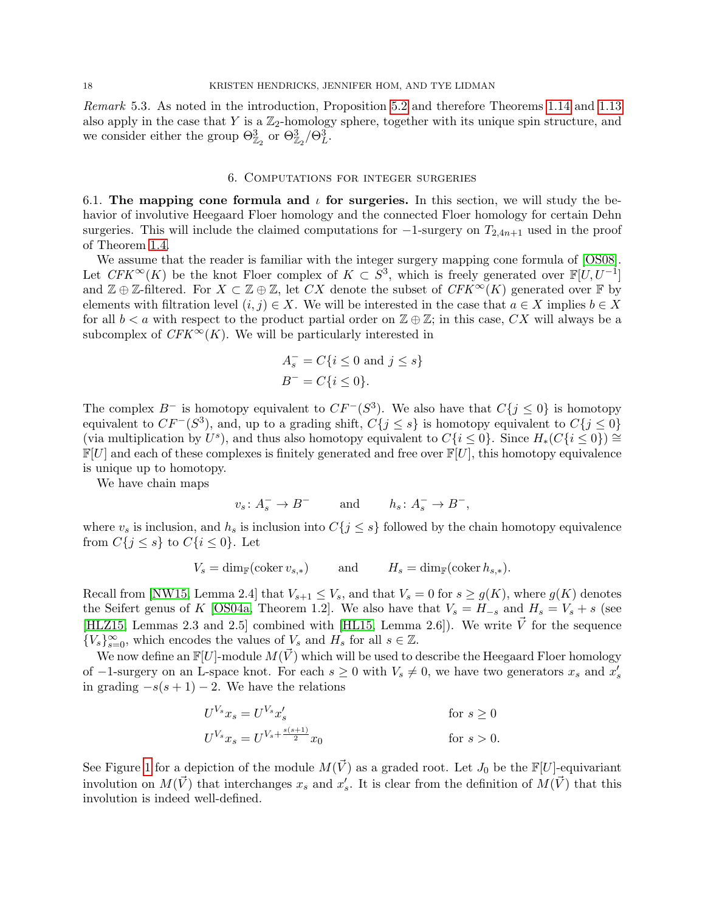*Remark* 5.3. As noted in the introduction, Proposition 5.2 and therefore Theorems 1.14 and 1.13 also apply in the case that $Y$ is a $\mathbb{Z}_2$-homology sphere, together with its unique spin structure, and we consider either the group $\Theta^3_{\mathbb{Z}_2}$ or $\Theta^3_{\mathbb{Z}_2}/\Theta^3_L$.

## 6. Computations for integer surgeries

**6.1. The mapping cone formula and $\iota$ for surgeries.** In this section, we will study the behavior of involutive Heegaard Floer homology and the connected Floer homology for certain Dehn surgeries. This will include the claimed computations for $-1$-surgery on $T_{2,4n+1}$ used in the proof of Theorem 1.4.

We assume that the reader is familiar with the integer surgery mapping cone formula of [OS08]. Let $CFK^\infty(K)$ be the knot Floer complex of $K \subset S^3$, which is freely generated over $\mathbb{F}[U, U^{-1}]$ and $\mathbb{Z} \oplus \mathbb{Z}$-filtered. For $X \subset \mathbb{Z} \oplus \mathbb{Z}$, let $CX$ denote the subset of $CFK^\infty(K)$ generated over $\mathbb{F}$ by elements with filtration level $(i, j) \in X$. We will be interested in the case that $a \in X$ implies $b \in X$ for all $b < a$ with respect to the product partial order on $\mathbb{Z} \oplus \mathbb{Z}$; in this case, $CX$ will always be a subcomplex of $CFK^\infty(K)$. We will be particularly interested in

$$
\begin{aligned}
A^-_s &= C\{i \leq 0 \text{ and } j \leq s\} \\
B^- &= C\{i \leq 0\}.
\end{aligned}
$$

The complex $B^-$ is homotopy equivalent to $CF^-(S^3)$. We also have that $C\{j \leq 0\}$ is homotopy equivalent to $CF^-(S^3)$, and, up to a grading shift, $C\{j \leq s\}$ is homotopy equivalent to $C\{j \leq 0\}$ (via multiplication by $U^s$), and thus also homotopy equivalent to $C\{i \leq 0\}$. Since $H_*(C\{i \leq 0\}) \cong \mathbb{F}[U]$ and each of these complexes is finitely generated and free over $\mathbb{F}[U]$, this homotopy equivalence is unique up to homotopy.

We have chain maps

$$
v_s \colon A^-_s \to B^- \qquad \text{and} \qquad h_s \colon A^-_s \to B^-,
$$

where $v_s$ is inclusion, and $h_s$ is inclusion into $C\{j \leq s\}$ followed by the chain homotopy equivalence from $C\{j \leq s\}$ to $C\{i \leq 0\}$. Let

$$
V_s = \dim_{\mathbb{F}}(\operatorname{coker} v_{s,*}) \qquad \text{and} \qquad H_s = \dim_{\mathbb{F}}(\operatorname{coker} h_{s,*}).
$$

Recall from [NW15, Lemma 2.4] that $V_{s+1} \leq V_s$, and that $V_s = 0$ for $s \geq g(K)$, where $g(K)$ denotes the Seifert genus of $K$ [OS04a, Theorem 1.2]. We also have that $V_s = H_{-s}$ and $H_s = V_s + s$ (see [HLZ15, Lemmas 2.3 and 2.5] combined with [HL15, Lemma 2.6]). We write $\vec{V}$ for the sequence $\{V_s\}_{s=0}^\infty$, which encodes the values of $V_s$ and $H_s$ for all $s \in \mathbb{Z}$.

We now define an $\mathbb{F}[U]$-module $M(\vec{V})$ which will be used to describe the Heegaard Floer homology of $-1$-surgery on an L-space knot. For each $s \geq 0$ with $V_s \neq 0$, we have two generators $x_s$ and $x'_s$ in grading $-s(s+1) - 2$. We have the relations

$$
\begin{aligned}
U^{V_s} x_s &= U^{V_s} x'_s && \text{for } s \geq 0 \\
U^{V_s} x_s &= U^{V_s + \frac{s(s+1)}{2}} x_0 && \text{for } s > 0.
\end{aligned}
$$

See Figure 1 for a depiction of the module $M(\vec{V})$ as a graded root. Let $J_0$ be the $\mathbb{F}[U]$-equivariant involution on $M(\vec{V})$ that interchanges $x_s$ and $x'_s$. It is clear from the definition of $M(\vec{V})$ that this involution is indeed well-defined.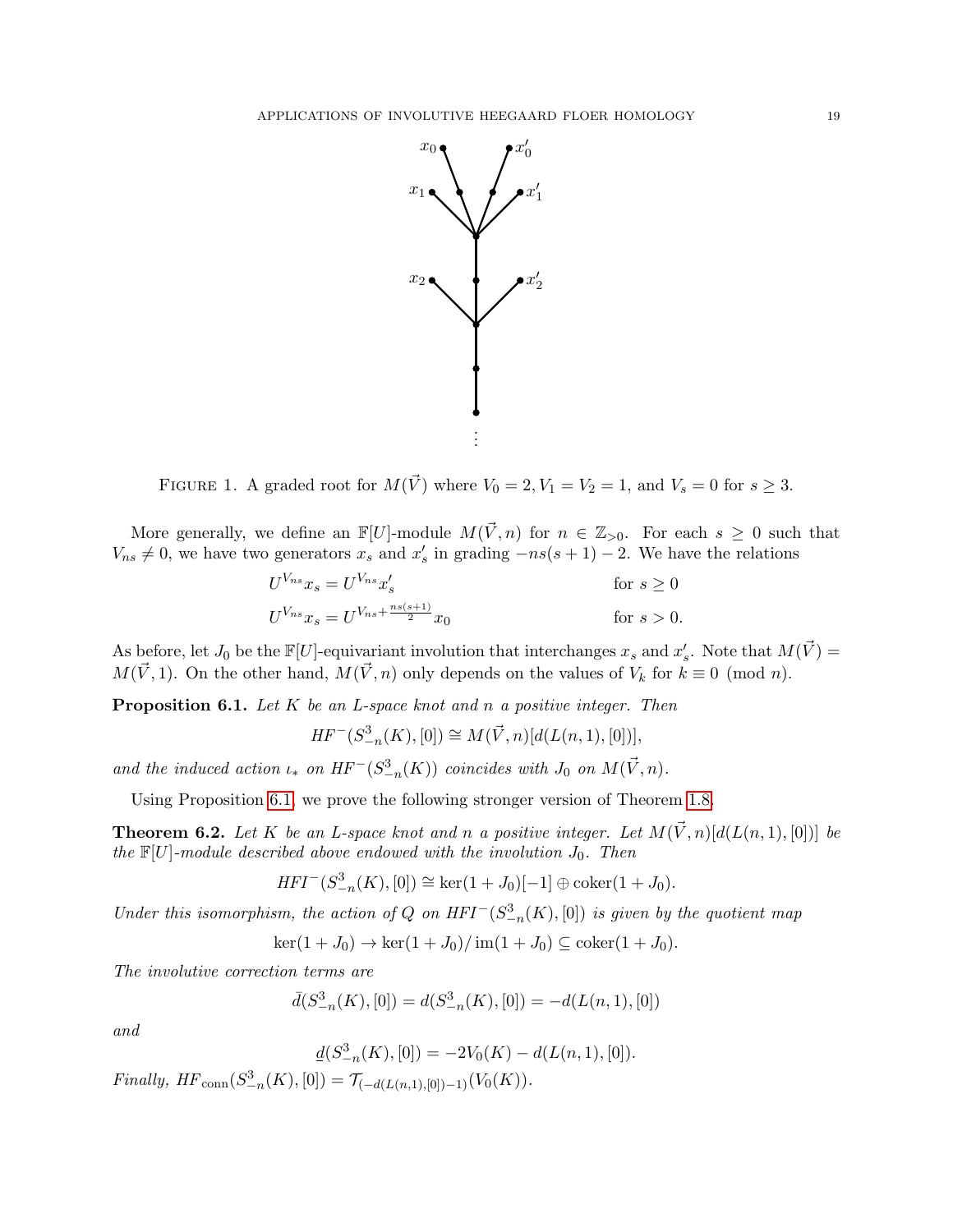FIGURE 1. A graded root for $M(\vec{V})$ where $V_0 = 2, V_1 = V_2 = 1$, and $V_s = 0$ for $s \geq 3$.

More generally, we define an $\mathbb{F}[U]$-module $M(\vec{V}, n)$ for $n \in \mathbb{Z}_{>0}$. For each $s \geq 0$ such that $V_{ns} \neq 0$, we have two generators $x_s$ and $x'_s$ in grading $-ns(s+1) - 2$. We have the relations

$$U^{V_{ns}} x_s = U^{V_{ns}} x'_s \qquad \text{for } s \geq 0$$

$$U^{V_{ns}} x_s = U^{V_{ns} + \frac{ns(s+1)}{2}} x_0 \qquad \text{for } s > 0.$$

As before, let $J_0$ be the $\mathbb{F}[U]$-equivariant involution that interchanges $x_s$ and $x'_s$. Note that $M(\vec{V}) = M(\vec{V}, 1)$. On the other hand, $M(\vec{V}, n)$ only depends on the values of $V_k$ for $k \equiv 0 \pmod{n}$.

**Proposition 6.1.** *Let $K$ be an L-space knot and $n$ a positive integer. Then*

$$HF^-(S^3_{-n}(K), [0]) \cong M(\vec{V}, n)[d(L(n,1), [0])],$$

*and the induced action $\iota_*$ on $HF^-(S^3_{-n}(K))$ coincides with $J_0$ on $M(\vec{V}, n)$.*

Using Proposition 6.1, we prove the following stronger version of Theorem 1.8.

**Theorem 6.2.** *Let $K$ be an L-space knot and $n$ a positive integer. Let $M(\vec{V}, n)[d(L(n,1), [0])]$ be the $\mathbb{F}[U]$-module described above endowed with the involution $J_0$. Then*

$$HFI^-(S^3_{-n}(K), [0]) \cong \ker(1 + J_0)[-1] \oplus \operatorname{coker}(1 + J_0).$$

*Under this isomorphism, the action of $Q$ on $HFI^-(S^3_{-n}(K), [0])$ is given by the quotient map*

$$\ker(1 + J_0) \to \ker(1 + J_0)/\operatorname{im}(1 + J_0) \subseteq \operatorname{coker}(1 + J_0).$$

*The involutive correction terms are*

$$\bar{d}(S^3_{-n}(K), [0]) = d(S^3_{-n}(K), [0]) = -d(L(n,1), [0])$$

*and*

$$\underline{d}(S^3_{-n}(K), [0]) = -2V_0(K) - d(L(n,1), [0]).$$

*Finally, $HF_{\text{conn}}(S^3_{-n}(K), [0]) = \mathcal{T}_{(-d(L(n,1),[0])-1)}(V_0(K))$.*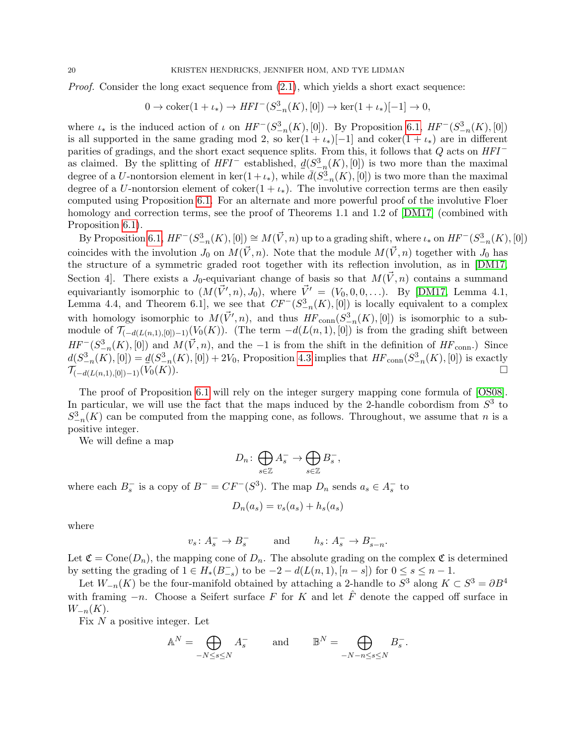*Proof.* Consider the long exact sequence from (2.1), which yields a short exact sequence:

$$0 \to \operatorname{coker}(1+\iota_*) \to HFI^-(S^3_{-n}(K),[0]) \to \ker(1+\iota_*)[-1] \to 0,$$

where $\iota_*$ is the induced action of $\iota$ on $HF^-(S^3_{-n}(K),[0])$. By Proposition 6.1, $HF^-(S^3_{-n}(K),[0])$ is all supported in the same grading mod 2, so $\ker(1+\iota_*)[-1]$ and $\operatorname{coker}(1+\iota_*)$ are in different parities of gradings, and the short exact sequence splits. From this, it follows that $Q$ acts on $HFI^-$ as claimed. By the splitting of $HFI^-$ established, $\underline{d}(S^3_{-n}(K),[0])$ is two more than the maximal degree of a $U$-nontorsion element in $\ker(1+\iota_*)$, while $\bar{d}(S^3_{-n}(K),[0])$ is two more than the maximal degree of a $U$-nontorsion element of $\operatorname{coker}(1+\iota_*)$. The involutive correction terms are then easily computed using Proposition 6.1. For an alternate and more powerful proof of the involutive Floer homology and correction terms, see the proof of Theorems 1.1 and 1.2 of [DM17] (combined with Proposition 6.1).

By Proposition 6.1, $HF^-(S^3_{-n}(K),[0]) \cong M(\vec{V},n)$ up to a grading shift, where $\iota_*$ on $HF^-(S^3_{-n}(K),[0])$ coincides with the involution $J_0$ on $M(\vec{V},n)$. Note that the module $M(\vec{V},n)$ together with $J_0$ has the structure of a symmetric graded root together with its reflection involution, as in [DM17, Section 4]. There exists a $J_0$-equivariant change of basis so that $M(\vec{V},n)$ contains a summand equivariantly isomorphic to $(M(\vec{V}',n),J_0)$, where $\vec{V}'=(V_0,0,0,\dots)$. By [DM17, Lemma 4.1, Lemma 4.4, and Theorem 6.1], we see that $CF^-(S^3_{-n}(K),[0])$ is locally equivalent to a complex with homology isomorphic to $M(\vec{V}',n)$, and thus $HF_{\text{conn}}(S^3_{-n}(K),[0])$ is isomorphic to a submodule of $\mathcal{T}_{(-d(L(n,1),[0])-1)}(V_0(K))$. (The term $-d(L(n,1),[0])$ is from the grading shift between $HF^-(S^3_{-n}(K),[0])$ and $M(\vec{V},n)$, and the $-1$ is from the shift in the definition of $HF_{\text{conn}}$.) Since $d(S^3_{-n}(K),[0]) = \underline{d}(S^3_{-n}(K),[0]) + 2V_0$, Proposition 4.3 implies that $HF_{\text{conn}}(S^3_{-n}(K),[0])$ is exactly $\mathcal{T}_{(-d(L(n,1),[0])-1)}(V_0(K))$. $\square$

The proof of Proposition 6.1 will rely on the integer surgery mapping cone formula of [OS08]. In particular, we will use the fact that the maps induced by the 2-handle cobordism from $S^3$ to $S^3_{-n}(K)$ can be computed from the mapping cone, as follows. Throughout, we assume that $n$ is a positive integer.

We will define a map

$$D_n \colon \bigoplus_{s\in\mathbb{Z}} A^-_s \to \bigoplus_{s\in\mathbb{Z}} B^-_s,$$

where each $B^-_s$ is a copy of $B^- = CF^-(S^3)$. The map $D_n$ sends $a_s \in A^-_s$ to

$$D_n(a_s) = v_s(a_s) + h_s(a_s)$$

where

$$v_s \colon A^-_s \to B^-_s \qquad \text{and} \qquad h_s \colon A^-_s \to B^-_{s-n}.$$

Let $\mathfrak{C} = \operatorname{Cone}(D_n)$, the mapping cone of $D_n$. The absolute grading on the complex $\mathfrak{C}$ is determined by setting the grading of $1 \in H_*(B^-_{-s})$ to be $-2-d(L(n,1),[n-s])$ for $0 \le s \le n-1$.

Let $W_{-n}(K)$ be the four-manifold obtained by attaching a 2-handle to $S^3$ along $K \subset S^3 = \partial B^4$ with framing $-n$. Choose a Seifert surface $F$ for $K$ and let $\hat{F}$ denote the capped off surface in $W_{-n}(K)$.

Fix $N$ a positive integer. Let

$$\mathbb{A}^N = \bigoplus_{-N\le s\le N} A^-_s \qquad \text{and} \qquad \mathbb{B}^N = \bigoplus_{-N-n\le s\le N} B^-_s.$$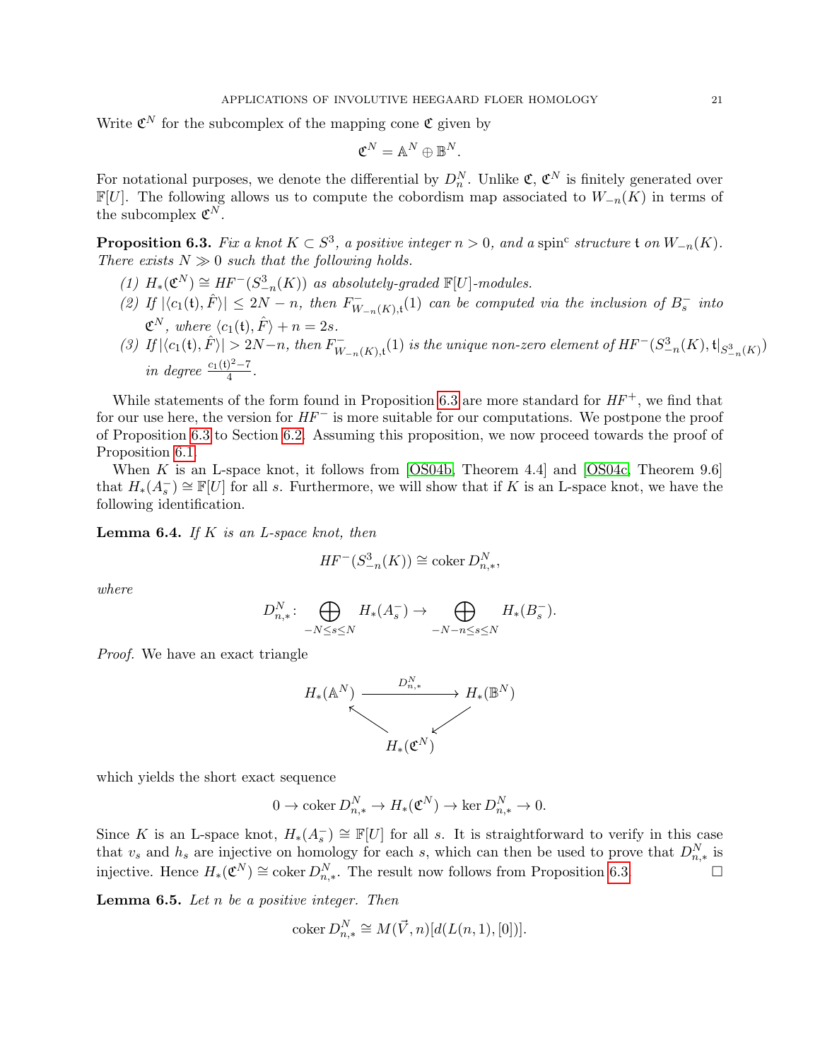Write $\mathfrak{C}^N$ for the subcomplex of the mapping cone $\mathfrak{C}$ given by

$$\mathfrak{C}^N = \mathbb{A}^N \oplus \mathbb{B}^N.$$

For notational purposes, we denote the differential by $D_n^N$. Unlike $\mathfrak{C}$, $\mathfrak{C}^N$ is finitely generated over $\mathbb{F}[U]$. The following allows us to compute the cobordism map associated to $W_{-n}(K)$ in terms of the subcomplex $\mathfrak{C}^N$.

**Proposition 6.3.** *Fix a knot $K \subset S^3$, a positive integer $n > 0$, and a* spin$^c$ *structure $\mathfrak{t}$ on $W_{-n}(K)$. There exists $N \gg 0$ such that the following holds.*

*(1) $H_*(\mathfrak{C}^N) \cong HF^-(S^3_{-n}(K))$ as absolutely-graded $\mathbb{F}[U]$-modules.*

*(2) If $|\langle c_1(\mathfrak{t}), \hat{F}\rangle| \leq 2N - n$, then $F^-_{W_{-n}(K),\mathfrak{t}}(1)$ can be computed via the inclusion of $B^-_s$ into $\mathfrak{C}^N$, where $\langle c_1(\mathfrak{t}), \hat{F}\rangle + n = 2s$.*

*(3) If $|\langle c_1(\mathfrak{t}), \hat{F}\rangle| > 2N - n$, then $F^-_{W_{-n}(K),\mathfrak{t}}(1)$ is the unique non-zero element of $HF^-(S^3_{-n}(K), \mathfrak{t}|_{S^3_{-n}(K)})$ in degree $\frac{c_1(\mathfrak{t})^2 - 7}{4}$.*

While statements of the form found in Proposition 6.3 are more standard for $HF^+$, we find that for our use here, the version for $HF^-$ is more suitable for our computations. We postpone the proof of Proposition 6.3 to Section 6.2. Assuming this proposition, we now proceed towards the proof of Proposition 6.1.

When $K$ is an L-space knot, it follows from [OS04b, Theorem 4.4] and [OS04c, Theorem 9.6] that $H_*(A^-_s) \cong \mathbb{F}[U]$ for all $s$. Furthermore, we will show that if $K$ is an L-space knot, we have the following identification.

**Lemma 6.4.** *If $K$ is an L-space knot, then*

$$HF^-(S^3_{-n}(K)) \cong \operatorname{coker} D^N_{n,*},$$

*where*

$$D^N_{n,*} \colon \bigoplus_{-N \leq s \leq N} H_*(A^-_s) \to \bigoplus_{-N-n \leq s \leq N} H_*(B^-_s).$$

*Proof.* We have an exact triangle

$$\begin{array}{ccc} H_*(\mathbb{A}^N) & \xrightarrow{D^N_{n,*}} & H_*(\mathbb{B}^N) \\ & \nwarrow \quad \swarrow & \\ & H_*(\mathfrak{C}^N) & \end{array}$$

which yields the short exact sequence

$$0 \to \operatorname{coker} D^N_{n,*} \to H_*(\mathfrak{C}^N) \to \ker D^N_{n,*} \to 0.$$

Since $K$ is an L-space knot, $H_*(A^-_s) \cong \mathbb{F}[U]$ for all $s$. It is straightforward to verify in this case that $v_s$ and $h_s$ are injective on homology for each $s$, which can then be used to prove that $D^N_{n,*}$ is injective. Hence $H_*(\mathfrak{C}^N) \cong \operatorname{coker} D^N_{n,*}$. The result now follows from Proposition 6.3. $\square$

**Lemma 6.5.** *Let $n$ be a positive integer. Then*

$$\operatorname{coker} D^N_{n,*} \cong M(\vec{V}, n)[d(L(n,1),[0])].$$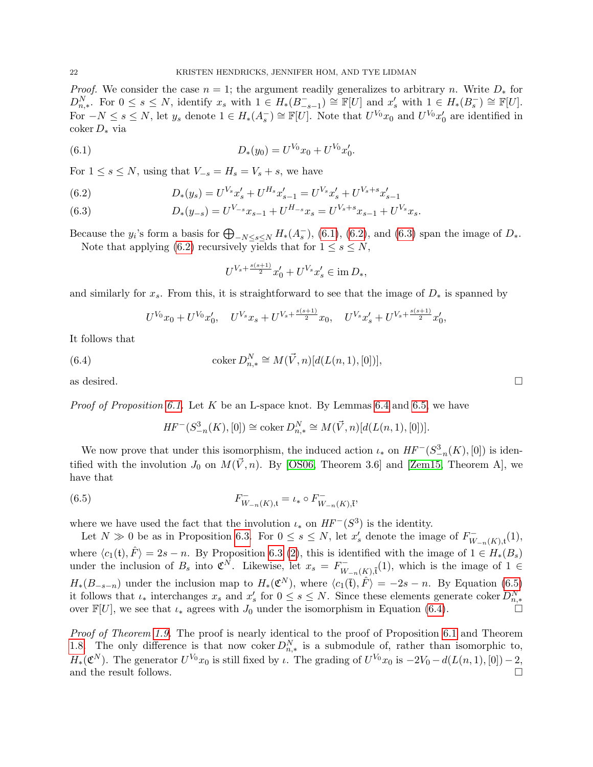*Proof.* We consider the case $n = 1$; the argument readily generalizes to arbitrary $n$. Write $D_*$ for $D^N_{n,*}$. For $0 \leq s \leq N$, identify $x_s$ with $1 \in H_*(B^-_{-s-1}) \cong \mathbb{F}[U]$ and $x'_s$ with $1 \in H_*(B^-_s) \cong \mathbb{F}[U]$. For $-N \leq s \leq N$, let $y_s$ denote $1 \in H_*(A^-_s) \cong \mathbb{F}[U]$. Note that $U^{V_0}x_0$ and $U^{V_0}x'_0$ are identified in $\operatorname{coker} D_*$ via

$$D_*(y_0) = U^{V_0}x_0 + U^{V_0}x'_0. \tag{6.1}$$

For $1 \leq s \leq N$, using that $V_{-s} = H_s = V_s + s$, we have

$$D_*(y_s) = U^{V_s}x'_s + U^{H_s}x'_{s-1} = U^{V_s}x'_s + U^{V_s+s}x'_{s-1} \tag{6.2}$$

$$D_*(y_{-s}) = U^{V_{-s}}x_{s-1} + U^{H_{-s}}x_s = U^{V_s+s}x_{s-1} + U^{V_s}x_s. \tag{6.3}$$

Because the $y_i$'s form a basis for $\bigoplus_{-N\leq s\leq N} H_*(A^-_s)$, (6.1), (6.2), and (6.3) span the image of $D_*$.

Note that applying (6.2) recursively yields that for $1 \leq s \leq N$,

$$U^{V_s+\frac{s(s+1)}{2}}x'_0 + U^{V_s}x'_s \in \operatorname{im} D_*,$$

and similarly for $x_s$. From this, it is straightforward to see that the image of $D_*$ is spanned by

$$U^{V_0}x_0 + U^{V_0}x'_0, \quad U^{V_s}x_s + U^{V_s+\frac{s(s+1)}{2}}x_0, \quad U^{V_s}x'_s + U^{V_s+\frac{s(s+1)}{2}}x'_0,$$

It follows that

$$\operatorname{coker} D^N_{n,*} \cong M(\vec{V}, n)[d(L(n,1),[0])], \tag{6.4}$$

as desired. $\square$

*Proof of Proposition 6.1.* Let $K$ be an L-space knot. By Lemmas 6.4 and 6.5, we have

$$HF^-(S^3_{-n}(K),[0]) \cong \operatorname{coker} D^N_{n,*} \cong M(\vec{V}, n)[d(L(n,1),[0])].$$

We now prove that under this isomorphism, the induced action $\iota_*$ on $HF^-(S^3_{-n}(K),[0])$ is identified with the involution $J_0$ on $M(\vec{V}, n)$. By [OS06, Theorem 3.6] and [Zem15, Theorem A], we have that

$$F^-_{W_{-n}(K),\mathfrak{t}} = \iota_* \circ F^-_{W_{-n}(K),\bar{\mathfrak{t}}}, \tag{6.5}$$

where we have used the fact that the involution $\iota_*$ on $HF^-(S^3)$ is the identity.

Let $N \gg 0$ be as in Proposition 6.3. For $0 \leq s \leq N$, let $x'_s$ denote the image of $F^-_{W_{-n}(K),\mathfrak{t}}(1)$, where $\langle c_1(\mathfrak{t}), \hat{F}\rangle = 2s - n$. By Proposition 6.3 (2), this is identified with the image of $1 \in H_*(B_s)$ under the inclusion of $B_s$ into $\mathfrak{C}^N$. Likewise, let $x_s = F^-_{W_{-n}(K),\bar{\mathfrak{t}}}(1)$, which is the image of $1 \in H_*(B_{-s-n})$ under the inclusion map to $H_*(\mathfrak{C}^N)$, where $\langle c_1(\bar{\mathfrak{t}}), \hat{F}\rangle = -2s - n$. By Equation (6.5) it follows that $\iota_*$ interchanges $x_s$ and $x'_s$ for $0 \leq s \leq N$. Since these elements generate $\operatorname{coker} D^N_{n,*}$ over $\mathbb{F}[U]$, we see that $\iota_*$ agrees with $J_0$ under the isomorphism in Equation (6.4). $\square$

*Proof of Theorem 1.9.* The proof is nearly identical to the proof of Proposition 6.1 and Theorem 1.8. The only difference is that now $\operatorname{coker} D^N_{n,*}$ is a submodule of, rather than isomorphic to, $H_*(\mathfrak{C}^N)$. The generator $U^{V_0}x_0$ is still fixed by $\iota$. The grading of $U^{V_0}x_0$ is $-2V_0 - d(L(n,1),[0]) - 2$, and the result follows. $\square$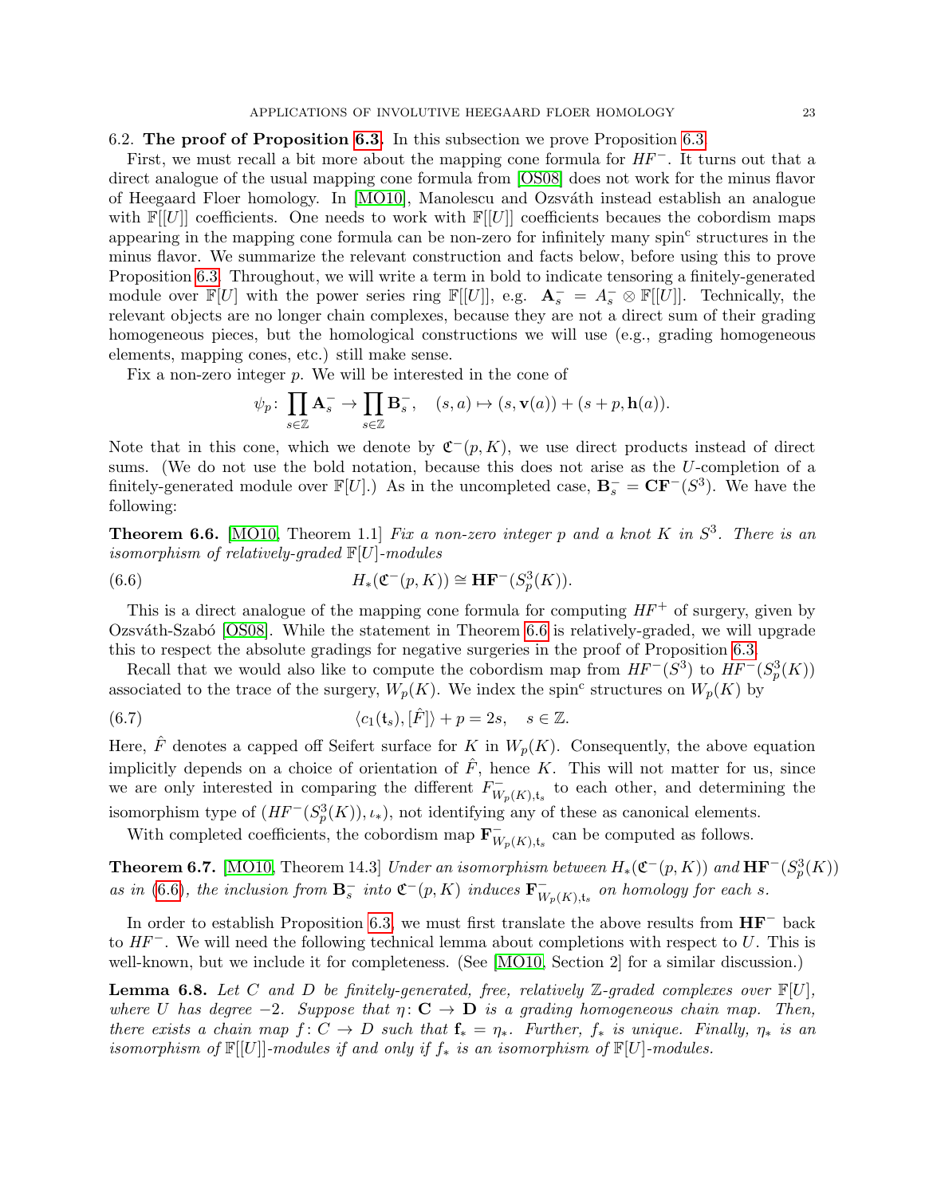## 6.2. The proof of Proposition 6.3.

In this subsection we prove Proposition 6.3.

First, we must recall a bit more about the mapping cone formula for $HF^-$. It turns out that a direct analogue of the usual mapping cone formula from [OS08] does not work for the minus flavor of Heegaard Floer homology. In [MO10], Manolescu and Ozsváth instead establish an analogue with $\mathbb{F}[[U]]$ coefficients. One needs to work with $\mathbb{F}[[U]]$ coefficients becaues the cobordism maps appearing in the mapping cone formula can be non-zero for infinitely many spin$^c$ structures in the minus flavor. We summarize the relevant construction and facts below, before using this to prove Proposition 6.3. Throughout, we will write a term in bold to indicate tensoring a finitely-generated module over $\mathbb{F}[U]$ with the power series ring $\mathbb{F}[[U]]$, e.g. $\mathbf{A}_s^- = A_s^- \otimes \mathbb{F}[[U]]$. Technically, the relevant objects are no longer chain complexes, because they are not a direct sum of their grading homogeneous pieces, but the homological constructions we will use (e.g., grading homogeneous elements, mapping cones, etc.) still make sense.

Fix a non-zero integer $p$. We will be interested in the cone of

$$\psi_p \colon \prod_{s \in \mathbb{Z}} \mathbf{A}_s^- \to \prod_{s\in\mathbb{Z}} \mathbf{B}_s^-, \quad (s,a) \mapsto (s, \mathbf{v}(a)) + (s+p, \mathbf{h}(a)).$$

Note that in this cone, which we denote by $\mathfrak{C}^-(p,K)$, we use direct products instead of direct sums. (We do not use the bold notation, because this does not arise as the $U$-completion of a finitely-generated module over $\mathbb{F}[U]$.) As in the uncompleted case, $\mathbf{B}_s^- = \mathbf{CF}^-(S^3)$. We have the following:

**Theorem 6.6.** [MO10, Theorem 1.1] *Fix a non-zero integer $p$ and a knot $K$ in $S^3$. There is an isomorphism of relatively-graded $\mathbb{F}[U]$-modules*

$$H_*(\mathfrak{C}^-(p,K)) \cong \mathbf{HF}^-(S^3_p(K)). \tag{6.6}$$

This is a direct analogue of the mapping cone formula for computing $HF^+$ of surgery, given by Ozsváth-Szabó [OS08]. While the statement in Theorem 6.6 is relatively-graded, we will upgrade this to respect the absolute gradings for negative surgeries in the proof of Proposition 6.3.

Recall that we would also like to compute the cobordism map from $HF^-(S^3)$ to $HF^-(S^3_p(K))$ associated to the trace of the surgery, $W_p(K)$. We index the spin$^c$ structures on $W_p(K)$ by

$$\langle c_1(\mathfrak{t}_s), [\hat{F}]\rangle + p = 2s, \quad s \in \mathbb{Z}. \tag{6.7}$$

Here, $\hat{F}$ denotes a capped off Seifert surface for $K$ in $W_p(K)$. Consequently, the above equation implicitly depends on a choice of orientation of $\hat{F}$, hence $K$. This will not matter for us, since we are only interested in comparing the different $F^-_{W_p(K),\mathfrak{t}_s}$ to each other, and determining the isomorphism type of $(HF^-(S^3_p(K)), \iota_*)$, not identifying any of these as canonical elements.

With completed coefficients, the cobordism map $\mathbf{F}^-_{W_p(K),\mathfrak{t}_s}$ can be computed as follows.

**Theorem 6.7.** [MO10, Theorem 14.3] *Under an isomorphism between $H_*(\mathfrak{C}^-(p,K))$ and $\mathbf{HF}^-(S^3_p(K))$ as in (6.6), the inclusion from $\mathbf{B}_s^-$ into $\mathfrak{C}^-(p,K)$ induces $\mathbf{F}^-_{W_p(K),\mathfrak{t}_s}$ on homology for each $s$.*

In order to establish Proposition 6.3, we must first translate the above results from $\mathbf{HF}^-$ back to $HF^-$. We will need the following technical lemma about completions with respect to $U$. This is well-known, but we include it for completeness. (See [MO10, Section 2] for a similar discussion.)

**Lemma 6.8.** *Let $C$ and $D$ be finitely-generated, free, relatively $\mathbb{Z}$-graded complexes over $\mathbb{F}[U]$, where $U$ has degree $-2$. Suppose that $\eta \colon \mathbf{C} \to \mathbf{D}$ is a grading homogeneous chain map. Then, there exists a chain map $f \colon C \to D$ such that $\mathbf{f}_* = \eta_*$. Further, $f_*$ is unique. Finally, $\eta_*$ is an isomorphism of $\mathbb{F}[[U]]$-modules if and only if $f_*$ is an isomorphism of $\mathbb{F}[U]$-modules.*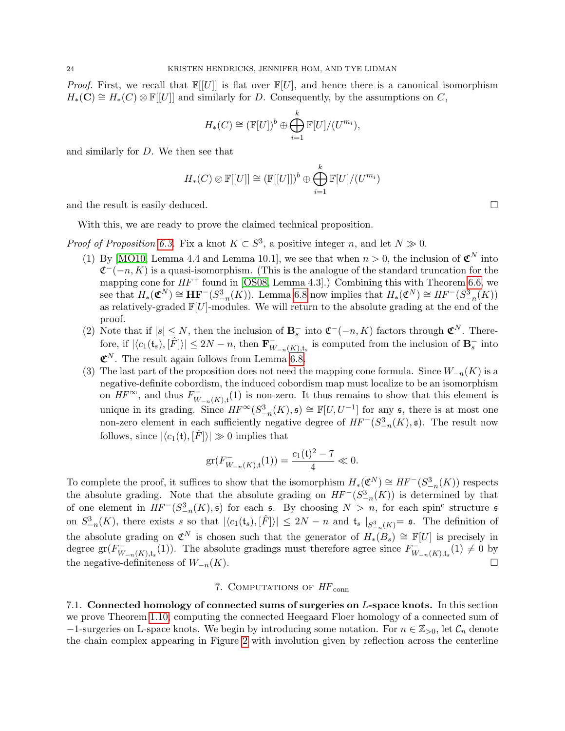*Proof.* First, we recall that $\mathbb{F}[[U]]$ is flat over $\mathbb{F}[U]$, and hence there is a canonical isomorphism $H_*(\mathbf{C}) \cong H_*(C) \otimes \mathbb{F}[[U]]$ and similarly for $D$. Consequently, by the assumptions on $C$,

$$H_*(C) \cong (\mathbb{F}[U])^b \oplus \bigoplus_{i=1}^k \mathbb{F}[U]/(U^{m_i}),$$

and similarly for $D$. We then see that

$$H_*(C) \otimes \mathbb{F}[[U]] \cong (\mathbb{F}[[U]])^b \oplus \bigoplus_{i=1}^k \mathbb{F}[U]/(U^{m_i})$$

and the result is easily deduced. □

With this, we are ready to prove the claimed technical proposition.

*Proof of Proposition 6.3.* Fix a knot $K \subset S^3$, a positive integer $n$, and let $N \gg 0$.

1. By [MO10, Lemma 4.4 and Lemma 10.1], we see that when $n > 0$, the inclusion of $\mathfrak{C}^N$ into $\mathfrak{C}^-(-n, K)$ is a quasi-isomorphism. (This is the analogue of the standard truncation for the mapping cone for $HF^+$ found in [OS08, Lemma 4.3].) Combining this with Theorem 6.6, we see that $H_*(\mathfrak{C}^N) \cong \mathbf{HF}^-(S^3_{-n}(K))$. Lemma 6.8 now implies that $H_*(\mathfrak{C}^N) \cong HF^-(S^3_{-n}(K))$ as relatively-graded $\mathbb{F}[U]$-modules. We will return to the absolute grading at the end of the proof.
2. Note that if $|s| \leq N$, then the inclusion of $\mathbf{B}^-_s$ into $\mathfrak{C}^-(-n, K)$ factors through $\mathfrak{C}^N$. Therefore, if $|\langle c_1(\mathfrak{t}_s), [\hat{F}]\rangle| \leq 2N - n$, then $\mathbf{F}^-_{W_{-n}(K), \mathfrak{t}_s}$ is computed from the inclusion of $\mathbf{B}^-_s$ into $\mathfrak{C}^N$. The result again follows from Lemma 6.8.
3. The last part of the proposition does not need the mapping cone formula. Since $W_{-n}(K)$ is a negative-definite cobordism, the induced cobordism map must localize to be an isomorphism on $HF^\infty$, and thus $F^-_{W_{-n}(K), \mathfrak{t}}(1)$ is non-zero. It thus remains to show that this element is unique in its grading. Since $HF^\infty(S^3_{-n}(K), \mathfrak{s}) \cong \mathbb{F}[U, U^{-1}]$ for any $\mathfrak{s}$, there is at most one non-zero element in each sufficiently negative degree of $HF^-(S^3_{-n}(K), \mathfrak{s})$. The result now follows, since $|\langle c_1(\mathfrak{t}), [\hat{F}]\rangle| \gg 0$ implies that

$$\mathrm{gr}(F^-_{W_{-n}(K), \mathfrak{t}}(1)) = \frac{c_1(\mathfrak{t})^2 - 7}{4} \ll 0.$$

To complete the proof, it suffices to show that the isomorphism $H_*(\mathfrak{C}^N) \cong HF^-(S^3_{-n}(K))$ respects the absolute grading. Note that the absolute grading on $HF^-(S^3_{-n}(K))$ is determined by that of one element in $HF^-(S^3_{-n}(K), \mathfrak{s})$ for each $\mathfrak{s}$. By choosing $N > n$, for each spin$^c$ structure $\mathfrak{s}$ on $S^3_{-n}(K)$, there exists $s$ so that $|\langle c_1(\mathfrak{t}_s), [\hat{F}]\rangle| \leq 2N - n$ and $\mathfrak{t}_s |_{S^3_{-n}(K)} = \mathfrak{s}$. The definition of the absolute grading on $\mathfrak{C}^N$ is chosen such that the generator of $H_*(B_s) \cong \mathbb{F}[U]$ is precisely in degree $\mathrm{gr}(F^-_{W_{-n}(K), \mathfrak{t}_s}(1))$. The absolute gradings must therefore agree since $F^-_{W_{-n}(K), \mathfrak{t}_s}(1) \neq 0$ by the negative-definiteness of $W_{-n}(K)$. □

## 7. Computations of $HF_{\mathrm{conn}}$

7.1. **Connected homology of connected sums of surgeries on $L$-space knots.** In this section we prove Theorem 1.10, computing the connected Heegaard Floer homology of a connected sum of $-1$-surgeries on L-space knots. We begin by introducing some notation. For $n \in \mathbb{Z}_{>0}$, let $\mathcal{C}_n$ denote the chain complex appearing in Figure 2 with involution given by reflection across the centerline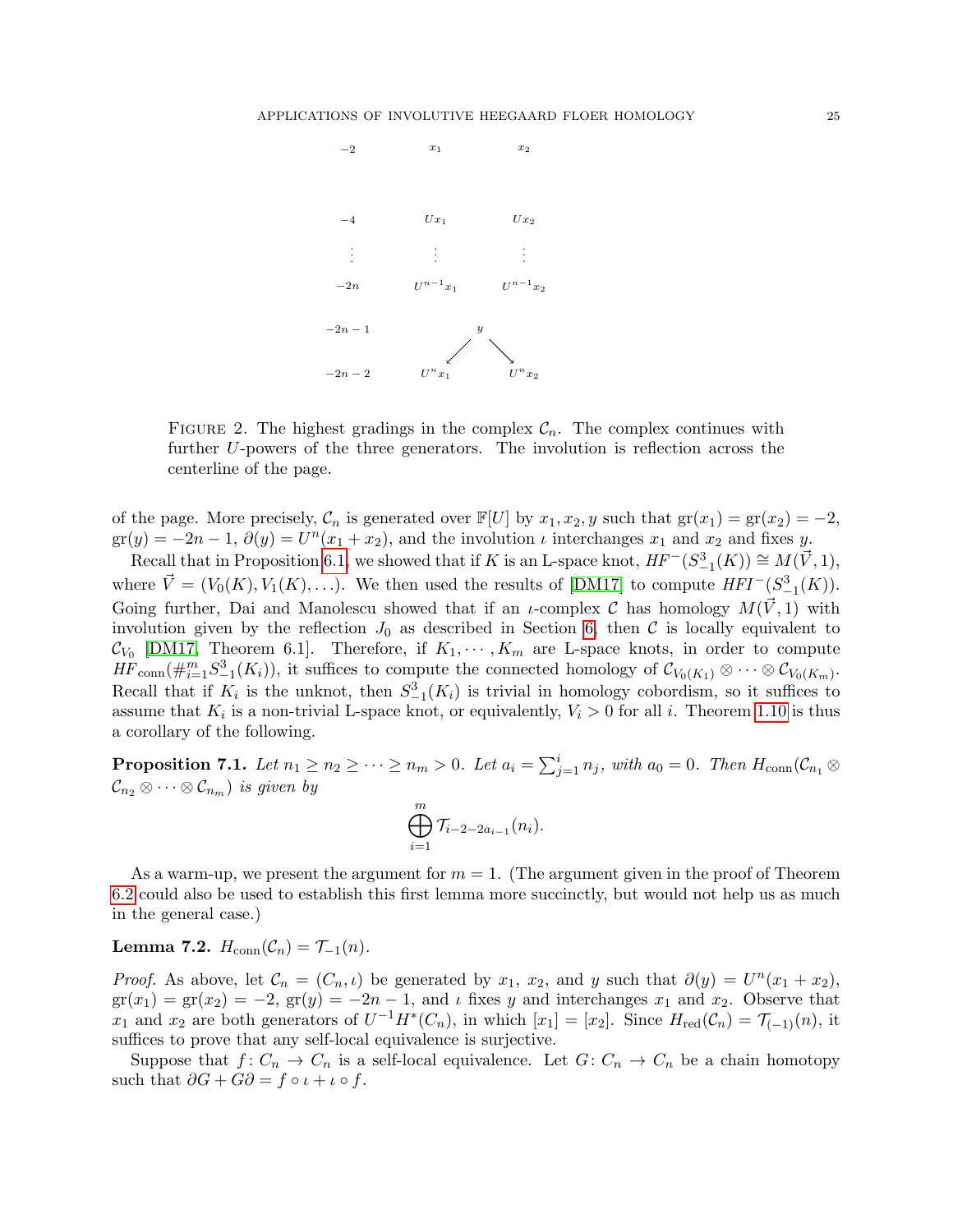| | | |
|---|---|---|
| $-2$ | $x_1$ | $x_2$ |
| $-4$ | $Ux_1$ | $Ux_2$ |
| $\vdots$ | $\vdots$ | $\vdots$ |
| $-2n$ | $U^{n-1}x_1$ | $U^{n-1}x_2$ |
| $-2n-1$ | $y$ | |
| $-2n-2$ | $U^n x_1$ | $U^n x_2$ |

Figure 2. The highest gradings in the complex $\mathcal{C}_n$. The complex continues with further $U$-powers of the three generators. The involution is reflection across the centerline of the page.

of the page. More precisely, $\mathcal{C}_n$ is generated over $\mathbb{F}[U]$ by $x_1, x_2, y$ such that $\mathrm{gr}(x_1) = \mathrm{gr}(x_2) = -2$, $\mathrm{gr}(y) = -2n-1$, $\partial(y) = U^n(x_1 + x_2)$, and the involution $\iota$ interchanges $x_1$ and $x_2$ and fixes $y$.

Recall that in Proposition 6.1, we showed that if $K$ is an L-space knot, $HF^-(S^3_{-1}(K)) \cong M(\vec{V}, 1)$, where $\vec{V} = (V_0(K), V_1(K), \ldots)$. We then used the results of [DM17] to compute $HFI^-(S^3_{-1}(K))$. Going further, Dai and Manolescu showed that if an $\iota$-complex $\mathcal{C}$ has homology $M(\vec{V}, 1)$ with involution given by the reflection $J_0$ as described in Section 6, then $\mathcal{C}$ is locally equivalent to $\mathcal{C}_{V_0}$ [DM17, Theorem 6.1]. Therefore, if $K_1, \cdots, K_m$ are L-space knots, in order to compute $HF_{\mathrm{conn}}(\#_{i=1}^m S^3_{-1}(K_i))$, it suffices to compute the connected homology of $\mathcal{C}_{V_0(K_1)} \otimes \cdots \otimes \mathcal{C}_{V_0(K_m)}$. Recall that if $K_i$ is the unknot, then $S^3_{-1}(K_i)$ is trivial in homology cobordism, so it suffices to assume that $K_i$ is a non-trivial L-space knot, or equivalently, $V_i > 0$ for all $i$. Theorem 1.10 is thus a corollary of the following.

**Proposition 7.1.** *Let $n_1 \geq n_2 \geq \cdots \geq n_m > 0$. Let $a_i = \sum_{j=1}^i n_j$, with $a_0 = 0$. Then $H_{\mathrm{conn}}(\mathcal{C}_{n_1} \otimes \mathcal{C}_{n_2} \otimes \cdots \otimes \mathcal{C}_{n_m})$ is given by*

$$\bigoplus_{i=1}^m \mathcal{T}_{i-2-2a_{i-1}}(n_i).$$

As a warm-up, we present the argument for $m = 1$. (The argument given in the proof of Theorem 6.2 could also be used to establish this first lemma more succinctly, but would not help us as much in the general case.)

**Lemma 7.2.** $H_{\mathrm{conn}}(\mathcal{C}_n) = \mathcal{T}_{-1}(n)$.

*Proof.* As above, let $\mathcal{C}_n = (C_n, \iota)$ be generated by $x_1$, $x_2$, and $y$ such that $\partial(y) = U^n(x_1 + x_2)$, $\mathrm{gr}(x_1) = \mathrm{gr}(x_2) = -2$, $\mathrm{gr}(y) = -2n-1$, and $\iota$ fixes $y$ and interchanges $x_1$ and $x_2$. Observe that $x_1$ and $x_2$ are both generators of $U^{-1}H^*(C_n)$, in which $[x_1] = [x_2]$. Since $H_{\mathrm{red}}(\mathcal{C}_n) = \mathcal{T}_{(-1)}(n)$, it suffices to prove that any self-local equivalence is surjective.

Suppose that $f \colon C_n \to C_n$ is a self-local equivalence. Let $G \colon C_n \to C_n$ be a chain homotopy such that $\partial G + G\partial = f \circ \iota + \iota \circ f$.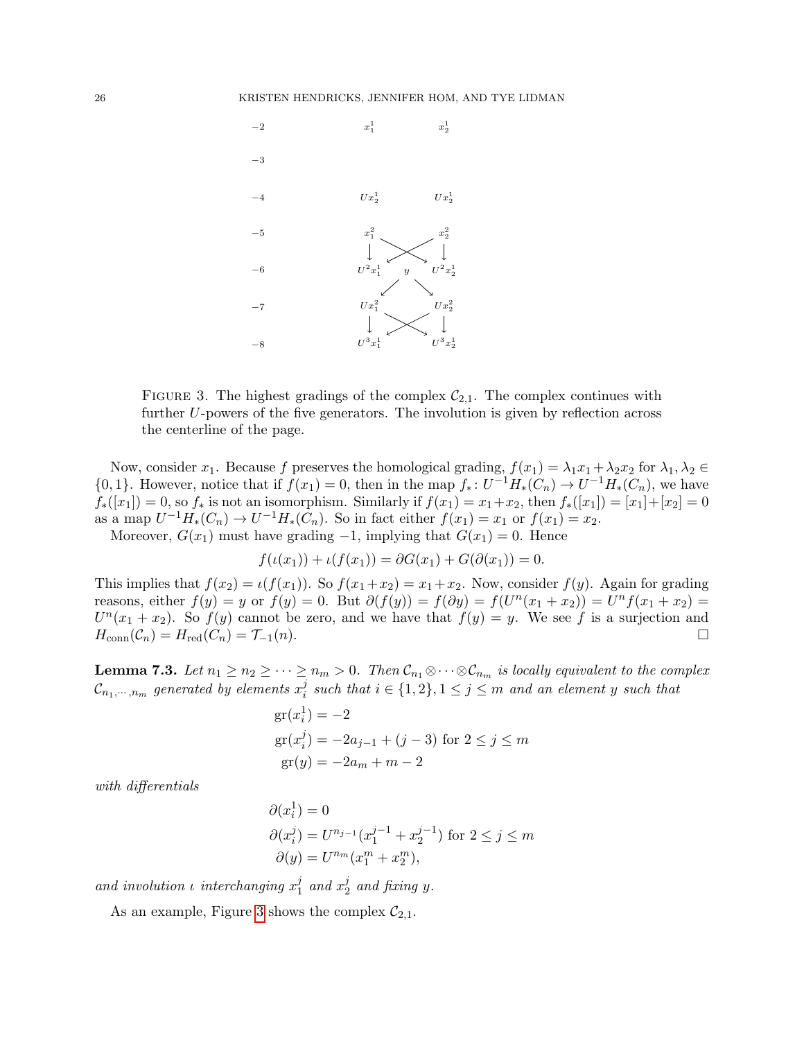| | | |
|---|---|---|
| $-2$ | $x_1^1$ | $x_2^1$ |
| $-3$ | | |
| $-4$ | $Ux_2^1$ | $Ux_2^1$ |
| $-5$ | $x_1^2$ | $x_2^2$ |
| $-6$ | $U^2x_1^1$ $\quad y$ | $U^2x_2^1$ |
| $-7$ | $Ux_1^2$ | $Ux_2^2$ |
| $-8$ | $U^3x_1^1$ | $U^3x_2^1$ |

FIGURE 3. The highest gradings of the complex $\mathcal{C}_{2,1}$. The complex continues with further $U$-powers of the five generators. The involution is given by reflection across the centerline of the page.

Now, consider $x_1$. Because $f$ preserves the homological grading, $f(x_1) = \lambda_1 x_1 + \lambda_2 x_2$ for $\lambda_1, \lambda_2 \in \{0, 1\}$. However, notice that if $f(x_1) = 0$, then in the map $f_* \colon U^{-1}H_*(C_n) \to U^{-1}H_*(C_n)$, we have $f_*([x_1]) = 0$, so $f_*$ is not an isomorphism. Similarly if $f(x_1) = x_1 + x_2$, then $f_*([x_1]) = [x_1] + [x_2] = 0$ as a map $U^{-1}H_*(C_n) \to U^{-1}H_*(C_n)$. So in fact either $f(x_1) = x_1$ or $f(x_1) = x_2$.

Moreover, $G(x_1)$ must have grading $-1$, implying that $G(x_1) = 0$. Hence

$$f(\iota(x_1)) + \iota(f(x_1)) = \partial G(x_1) + G(\partial(x_1)) = 0.$$

This implies that $f(x_2) = \iota(f(x_1))$. So $f(x_1 + x_2) = x_1 + x_2$. Now, consider $f(y)$. Again for grading reasons, either $f(y) = y$ or $f(y) = 0$. But $\partial(f(y)) = f(\partial y) = f(U^n(x_1 + x_2)) = U^n f(x_1 + x_2) = U^n(x_1 + x_2)$. So $f(y)$ cannot be zero, and we have that $f(y) = y$. We see $f$ is a surjection and $H_{\mathrm{conn}}(\mathcal{C}_n) = H_{\mathrm{red}}(C_n) = \mathcal{T}_{-1}(n)$. $\square$

**Lemma 7.3.** *Let $n_1 \geq n_2 \geq \cdots \geq n_m > 0$. Then $\mathcal{C}_{n_1} \otimes \cdots \otimes \mathcal{C}_{n_m}$ is locally equivalent to the complex $\mathcal{C}_{n_1, \cdots, n_m}$ generated by elements $x_i^j$ such that $i \in \{1, 2\}, 1 \leq j \leq m$ and an element $y$ such that*

$$\begin{aligned}
\mathrm{gr}(x_i^1) &= -2 \\
\mathrm{gr}(x_i^j) &= -2a_{j-1} + (j-3) \text{ for } 2 \leq j \leq m \\
\mathrm{gr}(y) &= -2a_m + m - 2
\end{aligned}$$

*with differentials*

$$\begin{aligned}
\partial(x_i^1) &= 0 \\
\partial(x_i^j) &= U^{n_{j-1}}(x_1^{j-1} + x_2^{j-1}) \text{ for } 2 \leq j \leq m \\
\partial(y) &= U^{n_m}(x_1^m + x_2^m),
\end{aligned}$$

*and involution $\iota$ interchanging $x_1^j$ and $x_2^j$ and fixing $y$.*

As an example, Figure 3 shows the complex $\mathcal{C}_{2,1}$.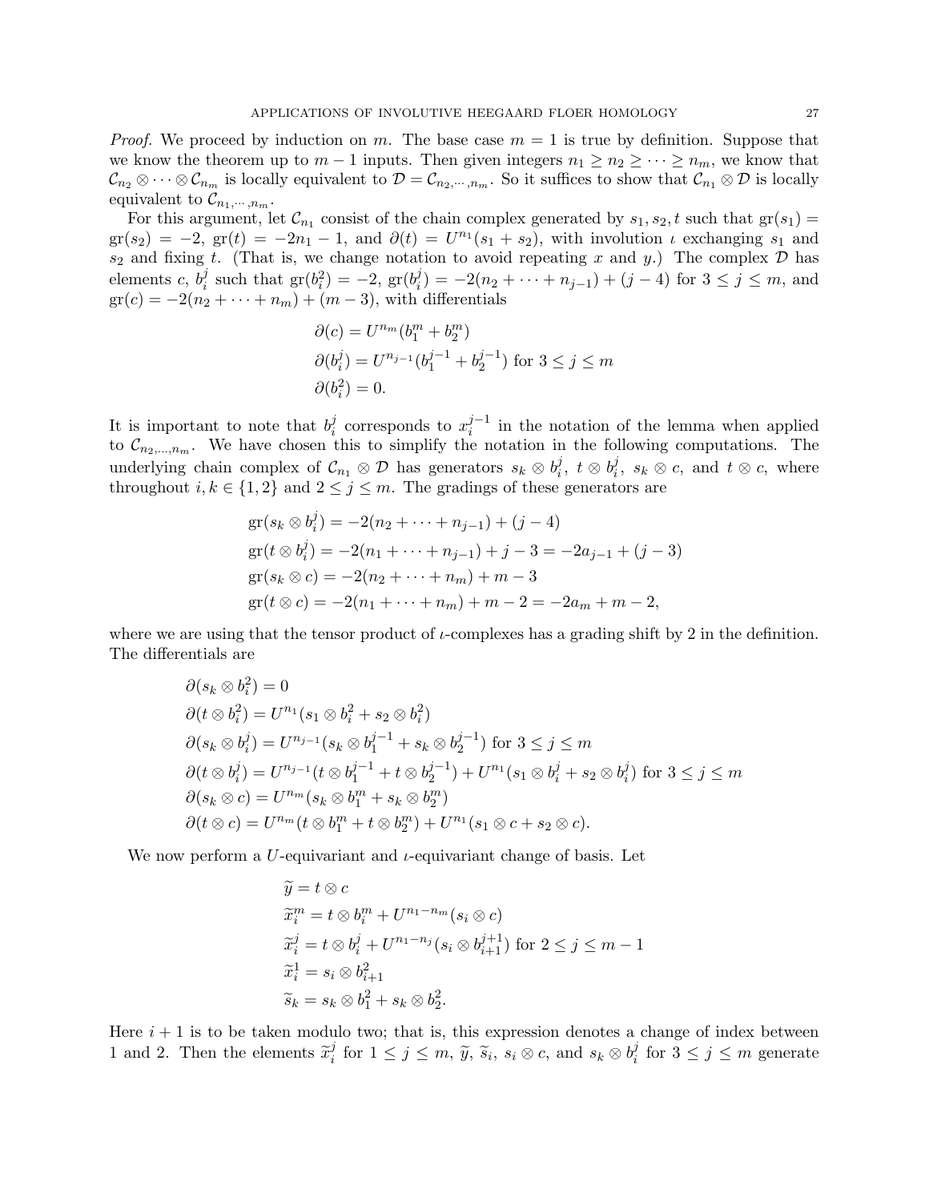*Proof.* We proceed by induction on $m$. The base case $m = 1$ is true by definition. Suppose that we know the theorem up to $m-1$ inputs. Then given integers $n_1 \geq n_2 \geq \cdots \geq n_m$, we know that $\mathcal{C}_{n_2} \otimes \cdots \otimes \mathcal{C}_{n_m}$ is locally equivalent to $\mathcal{D} = \mathcal{C}_{n_2,\cdots,n_m}$. So it suffices to show that $\mathcal{C}_{n_1} \otimes \mathcal{D}$ is locally equivalent to $\mathcal{C}_{n_1,\cdots,n_m}$.

For this argument, let $\mathcal{C}_{n_1}$ consist of the chain complex generated by $s_1, s_2, t$ such that $\operatorname{gr}(s_1) = \operatorname{gr}(s_2) = -2$, $\operatorname{gr}(t) = -2n_1 - 1$, and $\partial(t) = U^{n_1}(s_1 + s_2)$, with involution $\iota$ exchanging $s_1$ and $s_2$ and fixing $t$. (That is, we change notation to avoid repeating $x$ and $y$.) The complex $\mathcal{D}$ has elements $c$, $b_i^j$ such that $\operatorname{gr}(b_i^2) = -2$, $\operatorname{gr}(b_i^j) = -2(n_2 + \cdots + n_{j-1}) + (j-4)$ for $3 \leq j \leq m$, and $\operatorname{gr}(c) = -2(n_2 + \cdots + n_m) + (m-3)$, with differentials

$$
\begin{aligned}
\partial(c) &= U^{n_m}(b_1^m + b_2^m) \\
\partial(b_i^j) &= U^{n_{j-1}}(b_1^{j-1} + b_2^{j-1}) \text{ for } 3 \leq j \leq m \\
\partial(b_i^2) &= 0.
\end{aligned}
$$

It is important to note that $b_i^j$ corresponds to $x_i^{j-1}$ in the notation of the lemma when applied to $\mathcal{C}_{n_2,\ldots,n_m}$. We have chosen this to simplify the notation in the following computations. The underlying chain complex of $\mathcal{C}_{n_1} \otimes \mathcal{D}$ has generators $s_k \otimes b_i^j$, $t \otimes b_i^j$, $s_k \otimes c$, and $t \otimes c$, where throughout $i, k \in \{1, 2\}$ and $2 \leq j \leq m$. The gradings of these generators are

$$
\begin{aligned}
\operatorname{gr}(s_k \otimes b_i^j) &= -2(n_2 + \cdots + n_{j-1}) + (j-4) \\
\operatorname{gr}(t \otimes b_i^j) &= -2(n_1 + \cdots + n_{j-1}) + j - 3 = -2a_{j-1} + (j-3) \\
\operatorname{gr}(s_k \otimes c) &= -2(n_2 + \cdots + n_m) + m - 3 \\
\operatorname{gr}(t \otimes c) &= -2(n_1 + \cdots + n_m) + m - 2 = -2a_m + m - 2,
\end{aligned}
$$

where we are using that the tensor product of $\iota$-complexes has a grading shift by 2 in the definition. The differentials are

$$
\begin{aligned}
\partial(s_k \otimes b_i^2) &= 0 \\
\partial(t \otimes b_i^2) &= U^{n_1}(s_1 \otimes b_i^2 + s_2 \otimes b_i^2) \\
\partial(s_k \otimes b_i^j) &= U^{n_{j-1}}(s_k \otimes b_1^{j-1} + s_k \otimes b_2^{j-1}) \text{ for } 3 \leq j \leq m \\
\partial(t \otimes b_i^j) &= U^{n_{j-1}}(t \otimes b_1^{j-1} + t \otimes b_2^{j-1}) + U^{n_1}(s_1 \otimes b_i^j + s_2 \otimes b_i^j) \text{ for } 3 \leq j \leq m \\
\partial(s_k \otimes c) &= U^{n_m}(s_k \otimes b_1^m + s_k \otimes b_2^m) \\
\partial(t \otimes c) &= U^{n_m}(t \otimes b_1^m + t \otimes b_2^m) + U^{n_1}(s_1 \otimes c + s_2 \otimes c).
\end{aligned}
$$

We now perform a $U$-equivariant and $\iota$-equivariant change of basis. Let

$$
\begin{aligned}
\widetilde{y} &= t \otimes c \\
\widetilde{x}_i^m &= t \otimes b_i^m + U^{n_1 - n_m}(s_i \otimes c) \\
\widetilde{x}_i^j &= t \otimes b_i^j + U^{n_1 - n_j}(s_i \otimes b_{i+1}^{j+1}) \text{ for } 2 \leq j \leq m-1 \\
\widetilde{x}_i^1 &= s_i \otimes b_{i+1}^2 \\
\widetilde{s}_k &= s_k \otimes b_1^2 + s_k \otimes b_2^2.
\end{aligned}
$$

Here $i+1$ is to be taken modulo two; that is, this expression denotes a change of index between 1 and 2. Then the elements $\widetilde{x}_i^j$ for $1 \leq j \leq m$, $\widetilde{y}$, $\widetilde{s}_i$, $s_i \otimes c$, and $s_k \otimes b_i^j$ for $3 \leq j \leq m$ generate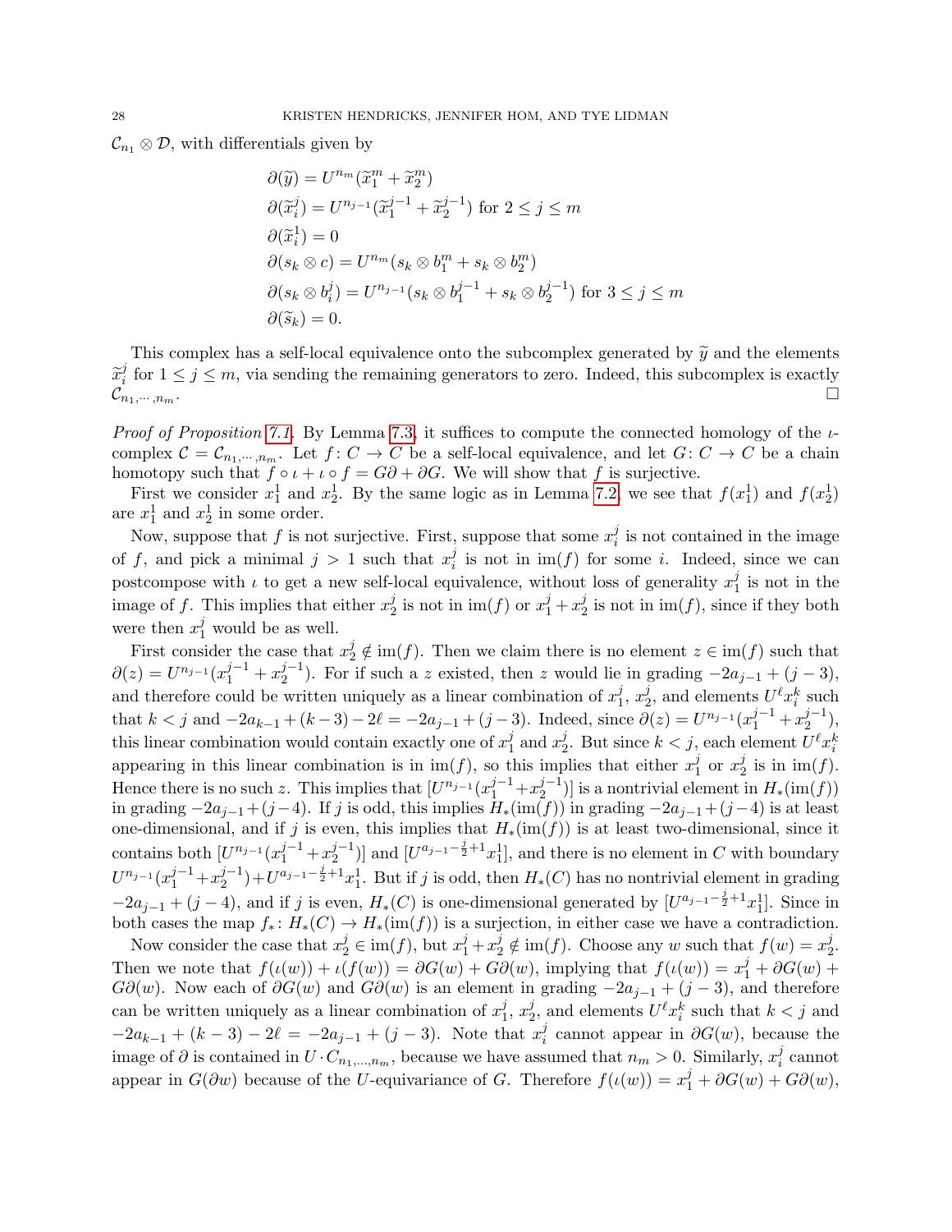$\mathcal{C}_{n_1} \otimes \mathcal{D}$, with differentials given by

$$
\begin{aligned}
\partial(\widetilde{y}) &= U^{n_m}(\widetilde{x}_1^m + \widetilde{x}_2^m) \\
\partial(\widetilde{x}_i^j) &= U^{n_{j-1}}(\widetilde{x}_1^{j-1} + \widetilde{x}_2^{j-1}) \text{ for } 2 \leq j \leq m \\
\partial(\widetilde{x}_i^1) &= 0 \\
\partial(s_k \otimes c) &= U^{n_m}(s_k \otimes b_1^m + s_k \otimes b_2^m) \\
\partial(s_k \otimes b_i^j) &= U^{n_{j-1}}(s_k \otimes b_1^{j-1} + s_k \otimes b_2^{j-1}) \text{ for } 3 \leq j \leq m \\
\partial(\widetilde{s}_k) &= 0.
\end{aligned}
$$

This complex has a self-local equivalence onto the subcomplex generated by $\widetilde{y}$ and the elements $\widetilde{x}_i^j$ for $1 \leq j \leq m$, via sending the remaining generators to zero. Indeed, this subcomplex is exactly $\mathcal{C}_{n_1,\cdots,n_m}$. □

*Proof of Proposition 7.1.* By Lemma 7.3, it suffices to compute the connected homology of the $\iota$-complex $\mathcal{C} = \mathcal{C}_{n_1,\cdots,n_m}$. Let $f\colon C \to C$ be a self-local equivalence, and let $G\colon C \to C$ be a chain homotopy such that $f \circ \iota + \iota \circ f = G\partial + \partial G$. We will show that $f$ is surjective.

First we consider $x_1^1$ and $x_2^1$. By the same logic as in Lemma 7.2, we see that $f(x_1^1)$ and $f(x_2^1)$ are $x_1^1$ and $x_2^1$ in some order.

Now, suppose that $f$ is not surjective. First, suppose that some $x_i^j$ is not contained in the image of $f$, and pick a minimal $j > 1$ such that $x_i^j$ is not in $\operatorname{im}(f)$ for some $i$. Indeed, since we can postcompose with $\iota$ to get a new self-local equivalence, without loss of generality $x_1^j$ is not in the image of $f$. This implies that either $x_2^j$ is not in $\operatorname{im}(f)$ or $x_1^j + x_2^j$ is not in $\operatorname{im}(f)$, since if they both were then $x_1^j$ would be as well.

First consider the case that $x_2^j \notin \operatorname{im}(f)$. Then we claim there is no element $z \in \operatorname{im}(f)$ such that $\partial(z) = U^{n_{j-1}}(x_1^{j-1} + x_2^{j-1})$. For if such a $z$ existed, then $z$ would lie in grading $-2a_{j-1} + (j-3)$, and therefore could be written uniquely as a linear combination of $x_1^j$, $x_2^j$, and elements $U^\ell x_i^k$ such that $k < j$ and $-2a_{k-1} + (k-3) - 2\ell = -2a_{j-1} + (j-3)$. Indeed, since $\partial(z) = U^{n_{j-1}}(x_1^{j-1} + x_2^{j-1})$, this linear combination would contain exactly one of $x_1^j$ and $x_2^j$. But since $k < j$, each element $U^\ell x_i^k$ appearing in this linear combination is in $\operatorname{im}(f)$, so this implies that either $x_1^j$ or $x_2^j$ is in $\operatorname{im}(f)$. Hence there is no such $z$. This implies that $[U^{n_{j-1}}(x_1^{j-1} + x_2^{j-1})]$ is a nontrivial element in $H_*(\operatorname{im}(f))$ in grading $-2a_{j-1} + (j-4)$. If $j$ is odd, this implies $H_*(\operatorname{im}(f))$ in grading $-2a_{j-1} + (j-4)$ is at least one-dimensional, and if $j$ is even, this implies that $H_*(\operatorname{im}(f))$ is at least two-dimensional, since it contains both $[U^{n_{j-1}}(x_1^{j-1} + x_2^{j-1})]$ and $[U^{a_{j-1} - \frac{j}{2} + 1} x_1^1]$, and there is no element in $C$ with boundary $U^{n_{j-1}}(x_1^{j-1} + x_2^{j-1}) + U^{a_{j-1} - \frac{j}{2} + 1} x_1^1$. But if $j$ is odd, then $H_*(C)$ has no nontrivial element in grading $-2a_{j-1} + (j-4)$, and if $j$ is even, $H_*(C)$ is one-dimensional generated by $[U^{a_{j-1} - \frac{j}{2} + 1} x_1^1]$. Since in both cases the map $f_*\colon H_*(C) \to H_*(\operatorname{im}(f))$ is a surjection, in either case we have a contradiction.

Now consider the case that $x_2^j \in \operatorname{im}(f)$, but $x_1^j + x_2^j \notin \operatorname{im}(f)$. Choose any $w$ such that $f(w) = x_2^j$. Then we note that $f(\iota(w)) + \iota(f(w)) = \partial G(w) + G\partial(w)$, implying that $f(\iota(w)) = x_1^j + \partial G(w) + G\partial(w)$. Now each of $\partial G(w)$ and $G\partial(w)$ is an element in grading $-2a_{j-1} + (j-3)$, and therefore can be written uniquely as a linear combination of $x_1^j$, $x_2^j$, and elements $U^\ell x_i^k$ such that $k < j$ and $-2a_{k-1} + (k-3) - 2\ell = -2a_{j-1} + (j-3)$. Note that $x_i^j$ cannot appear in $\partial G(w)$, because the image of $\partial$ is contained in $U \cdot C_{n_1,\ldots,n_m}$, because we have assumed that $n_m > 0$. Similarly, $x_i^j$ cannot appear in $G(\partial w)$ because of the $U$-equivariance of $G$. Therefore $f(\iota(w)) = x_1^j + \partial G(w) + G\partial(w)$,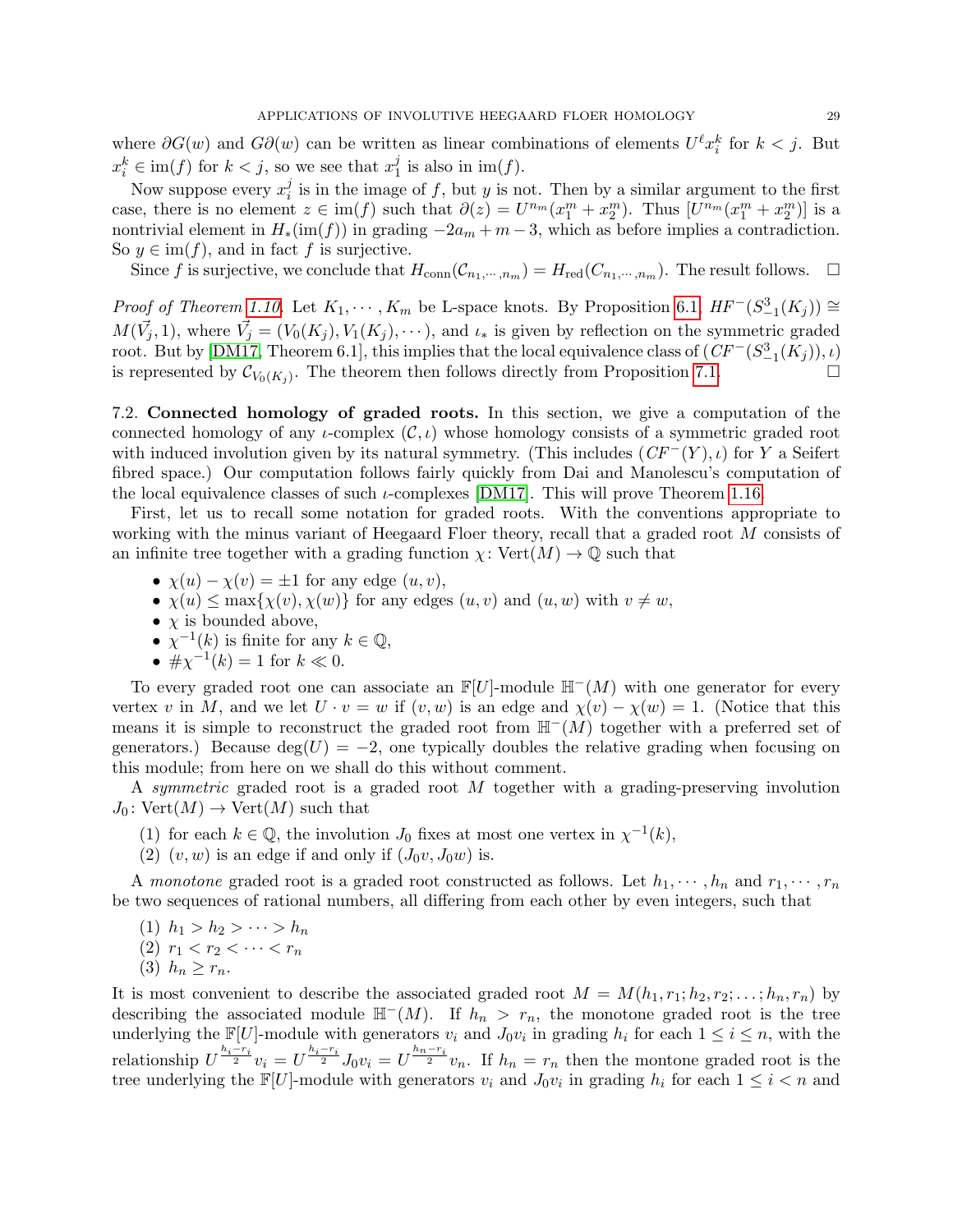where $\partial G(w)$ and $G\partial(w)$ can be written as linear combinations of elements $U^\ell x_i^k$ for $k < j$. But $x_i^k \in \text{im}(f)$ for $k < j$, so we see that $x_1^j$ is also in $\text{im}(f)$.

Now suppose every $x_i^j$ is in the image of $f$, but $y$ is not. Then by a similar argument to the first case, there is no element $z \in \text{im}(f)$ such that $\partial(z) = U^{n_m}(x_1^m + x_2^m)$. Thus $[U^{n_m}(x_1^m + x_2^m)]$ is a nontrivial element in $H_*(\text{im}(f))$ in grading $-2a_m + m - 3$, which as before implies a contradiction. So $y \in \text{im}(f)$, and in fact $f$ is surjective.

Since $f$ is surjective, we conclude that $H_{\text{conn}}(\mathcal{C}_{n_1,\cdots,n_m}) = H_{\text{red}}(C_{n_1,\cdots,n_m})$. The result follows. $\square$

*Proof of Theorem 1.10.* Let $K_1, \cdots, K_m$ be L-space knots. By Proposition 6.1, $HF^-(S^3_{-1}(K_j)) \cong M(\vec{V}_j, 1)$, where $\vec{V}_j = (V_0(K_j), V_1(K_j), \cdots)$, and $\iota_*$ is given by reflection on the symmetric graded root. But by [DM17, Theorem 6.1], this implies that the local equivalence class of $(CF^-(S^3_{-1}(K_j)), \iota)$ is represented by $\mathcal{C}_{V_0(K_j)}$. The theorem then follows directly from Proposition 7.1. $\square$

7.2. **Connected homology of graded roots.** In this section, we give a computation of the connected homology of any $\iota$-complex $(\mathcal{C}, \iota)$ whose homology consists of a symmetric graded root with induced involution given by its natural symmetry. (This includes $(CF^-(Y), \iota)$ for $Y$ a Seifert fibred space.) Our computation follows fairly quickly from Dai and Manolescu's computation of the local equivalence classes of such $\iota$-complexes [DM17]. This will prove Theorem 1.16.

First, let us to recall some notation for graded roots. With the conventions appropriate to working with the minus variant of Heegaard Floer theory, recall that a graded root $M$ consists of an infinite tree together with a grading function $\chi\colon \text{Vert}(M) \to \mathbb{Q}$ such that

- $\chi(u) - \chi(v) = \pm 1$ for any edge $(u, v)$,
- $\chi(u) \le \max\{\chi(v), \chi(w)\}$ for any edges $(u, v)$ and $(u, w)$ with $v \neq w$,
- $\chi$ is bounded above,
- $\chi^{-1}(k)$ is finite for any $k \in \mathbb{Q}$,
- $\#\chi^{-1}(k) = 1$ for $k \ll 0$.

To every graded root one can associate an $\mathbb{F}[U]$-module $\mathbb{H}^-(M)$ with one generator for every vertex $v$ in $M$, and we let $U \cdot v = w$ if $(v, w)$ is an edge and $\chi(v) - \chi(w) = 1$. (Notice that this means it is simple to reconstruct the graded root from $\mathbb{H}^-(M)$ together with a preferred set of generators.) Because $\deg(U) = -2$, one typically doubles the relative grading when focusing on this module; from here on we shall do this without comment.

A *symmetric* graded root is a graded root $M$ together with a grading-preserving involution $J_0\colon \text{Vert}(M) \to \text{Vert}(M)$ such that

(1) for each $k \in \mathbb{Q}$, the involution $J_0$ fixes at most one vertex in $\chi^{-1}(k)$,
(2) $(v, w)$ is an edge if and only if $(J_0 v, J_0 w)$ is.

A *monotone* graded root is a graded root constructed as follows. Let $h_1, \cdots, h_n$ and $r_1, \cdots, r_n$ be two sequences of rational numbers, all differing from each other by even integers, such that

(1) $h_1 > h_2 > \cdots > h_n$
(2) $r_1 < r_2 < \cdots < r_n$
(3) $h_n \ge r_n$.

It is most convenient to describe the associated graded root $M = M(h_1, r_1; h_2, r_2; \ldots; h_n, r_n)$ by describing the associated module $\mathbb{H}^-(M)$. If $h_n > r_n$, the monotone graded root is the tree underlying the $\mathbb{F}[U]$-module with generators $v_i$ and $J_0 v_i$ in grading $h_i$ for each $1 \le i \le n$, with the relationship $U^{\frac{h_i - r_i}{2}} v_i = U^{\frac{h_i - r_i}{2}} J_0 v_i = U^{\frac{h_n - r_i}{2}} v_n$. If $h_n = r_n$ then the montone graded root is the tree underlying the $\mathbb{F}[U]$-module with generators $v_i$ and $J_0 v_i$ in grading $h_i$ for each $1 \le i < n$ and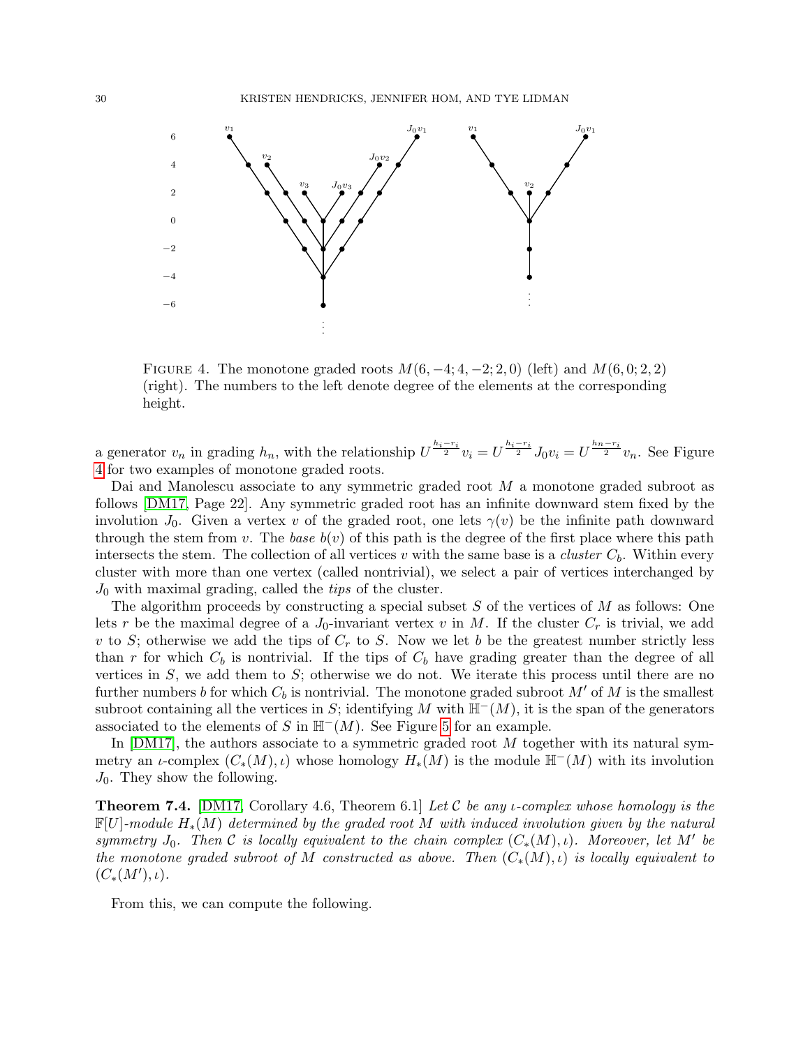FIGURE 4. The monotone graded roots $M(6, -4; 4, -2; 2, 0)$ (left) and $M(6, 0; 2, 2)$ (right). The numbers to the left denote degree of the elements at the corresponding height.

a generator $v_n$ in grading $h_n$, with the relationship $U^{\frac{h_i - r_i}{2}} v_i = U^{\frac{h_i - r_i}{2}} J_0 v_i = U^{\frac{h_n - r_i}{2}} v_n$. See Figure 4 for two examples of monotone graded roots.

Dai and Manolescu associate to any symmetric graded root $M$ a monotone graded subroot as follows [DM17, Page 22]. Any symmetric graded root has an infinite downward stem fixed by the involution $J_0$. Given a vertex $v$ of the graded root, one lets $\gamma(v)$ be the infinite path downward through the stem from $v$. The *base* $b(v)$ of this path is the degree of the first place where this path intersects the stem. The collection of all vertices $v$ with the same base is a *cluster* $C_b$. Within every cluster with more than one vertex (called nontrivial), we select a pair of vertices interchanged by $J_0$ with maximal grading, called the *tips* of the cluster.

The algorithm proceeds by constructing a special subset $S$ of the vertices of $M$ as follows: One lets $r$ be the maximal degree of a $J_0$-invariant vertex $v$ in $M$. If the cluster $C_r$ is trivial, we add $v$ to $S$; otherwise we add the tips of $C_r$ to $S$. Now we let $b$ be the greatest number strictly less than $r$ for which $C_b$ is nontrivial. If the tips of $C_b$ have grading greater than the degree of all vertices in $S$, we add them to $S$; otherwise we do not. We iterate this process until there are no further numbers $b$ for which $C_b$ is nontrivial. The monotone graded subroot $M'$ of $M$ is the smallest subroot containing all the vertices in $S$; identifying $M$ with $\mathbb{H}^-(M)$, it is the span of the generators associated to the elements of $S$ in $\mathbb{H}^-(M)$. See Figure 5 for an example.

In [DM17], the authors associate to a symmetric graded root $M$ together with its natural symmetry an $\iota$-complex $(C_*(M), \iota)$ whose homology $H_*(M)$ is the module $\mathbb{H}^-(M)$ with its involution $J_0$. They show the following.

**Theorem 7.4.** [DM17, Corollary 4.6, Theorem 6.1] *Let $\mathcal{C}$ be any $\iota$-complex whose homology is the $\mathbb{F}[U]$-module $H_*(M)$ determined by the graded root $M$ with induced involution given by the natural symmetry $J_0$. Then $\mathcal{C}$ is locally equivalent to the chain complex $(C_*(M), \iota)$. Moreover, let $M'$ be the monotone graded subroot of $M$ constructed as above. Then $(C_*(M), \iota)$ is locally equivalent to $(C_*(M'), \iota)$.*

From this, we can compute the following.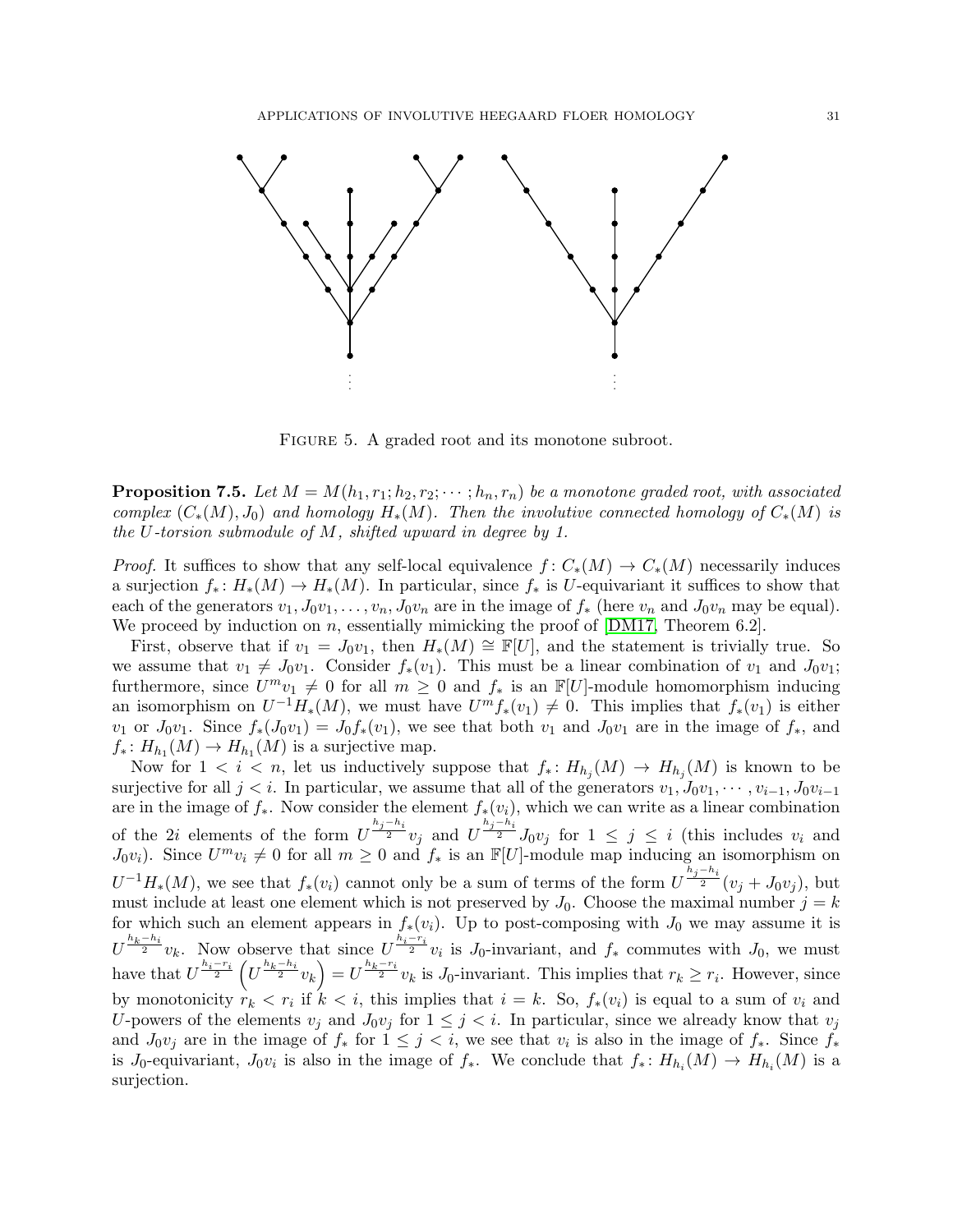FIGURE 5. A graded root and its monotone subroot.

**Proposition 7.5.** *Let $M = M(h_1, r_1; h_2, r_2; \cdots ; h_n, r_n)$ be a monotone graded root, with associated complex $(C_*(M), J_0)$ and homology $H_*(M)$. Then the involutive connected homology of $C_*(M)$ is the $U$-torsion submodule of $M$, shifted upward in degree by 1.*

*Proof.* It suffices to show that any self-local equivalence $f : C_*(M) \to C_*(M)$ necessarily induces a surjection $f_* : H_*(M) \to H_*(M)$. In particular, since $f_*$ is $U$-equivariant it suffices to show that each of the generators $v_1, J_0 v_1, \ldots, v_n, J_0 v_n$ are in the image of $f_*$ (here $v_n$ and $J_0 v_n$ may be equal). We proceed by induction on $n$, essentially mimicking the proof of [DM17, Theorem 6.2].

First, observe that if $v_1 = J_0 v_1$, then $H_*(M) \cong \mathbb{F}[U]$, and the statement is trivially true. So we assume that $v_1 \neq J_0 v_1$. Consider $f_*(v_1)$. This must be a linear combination of $v_1$ and $J_0 v_1$; furthermore, since $U^m v_1 \neq 0$ for all $m \geq 0$ and $f_*$ is an $\mathbb{F}[U]$-module homomorphism inducing an isomorphism on $U^{-1} H_*(M)$, we must have $U^m f_*(v_1) \neq 0$. This implies that $f_*(v_1)$ is either $v_1$ or $J_0 v_1$. Since $f_*(J_0 v_1) = J_0 f_*(v_1)$, we see that both $v_1$ and $J_0 v_1$ are in the image of $f_*$, and $f_* : H_{h_1}(M) \to H_{h_1}(M)$ is a surjective map.

Now for $1 < i < n$, let us inductively suppose that $f_* : H_{h_j}(M) \to H_{h_j}(M)$ is known to be surjective for all $j < i$. In particular, we assume that all of the generators $v_1, J_0 v_1, \cdots, v_{i-1}, J_0 v_{i-1}$ are in the image of $f_*$. Now consider the element $f_*(v_i)$, which we can write as a linear combination of the $2i$ elements of the form $U^{\frac{h_j - h_i}{2}} v_j$ and $U^{\frac{h_j - h_i}{2}} J_0 v_j$ for $1 \leq j \leq i$ (this includes $v_i$ and $J_0 v_i$). Since $U^m v_i \neq 0$ for all $m \geq 0$ and $f_*$ is an $\mathbb{F}[U]$-module map inducing an isomorphism on $U^{-1} H_*(M)$, we see that $f_*(v_i)$ cannot only be a sum of terms of the form $U^{\frac{h_j - h_i}{2}} (v_j + J_0 v_j)$, but must include at least one element which is not preserved by $J_0$. Choose the maximal number $j = k$ for which such an element appears in $f_*(v_i)$. Up to post-composing with $J_0$ we may assume it is $U^{\frac{h_k - h_i}{2}} v_k$. Now observe that since $U^{\frac{h_i - r_i}{2}} v_i$ is $J_0$-invariant, and $f_*$ commutes with $J_0$, we must have that $U^{\frac{h_i - r_i}{2}} \left( U^{\frac{h_k - h_i}{2}} v_k \right) = U^{\frac{h_k - r_i}{2}} v_k$ is $J_0$-invariant. This implies that $r_k \geq r_i$. However, since by monotonicity $r_k < r_i$ if $k < i$, this implies that $i = k$. So, $f_*(v_i)$ is equal to a sum of $v_i$ and $U$-powers of the elements $v_j$ and $J_0 v_j$ for $1 \leq j < i$. In particular, since we already know that $v_j$ and $J_0 v_j$ are in the image of $f_*$ for $1 \leq j < i$, we see that $v_i$ is also in the image of $f_*$. Since $f_*$ is $J_0$-equivariant, $J_0 v_i$ is also in the image of $f_*$. We conclude that $f_* : H_{h_i}(M) \to H_{h_i}(M)$ is a surjection.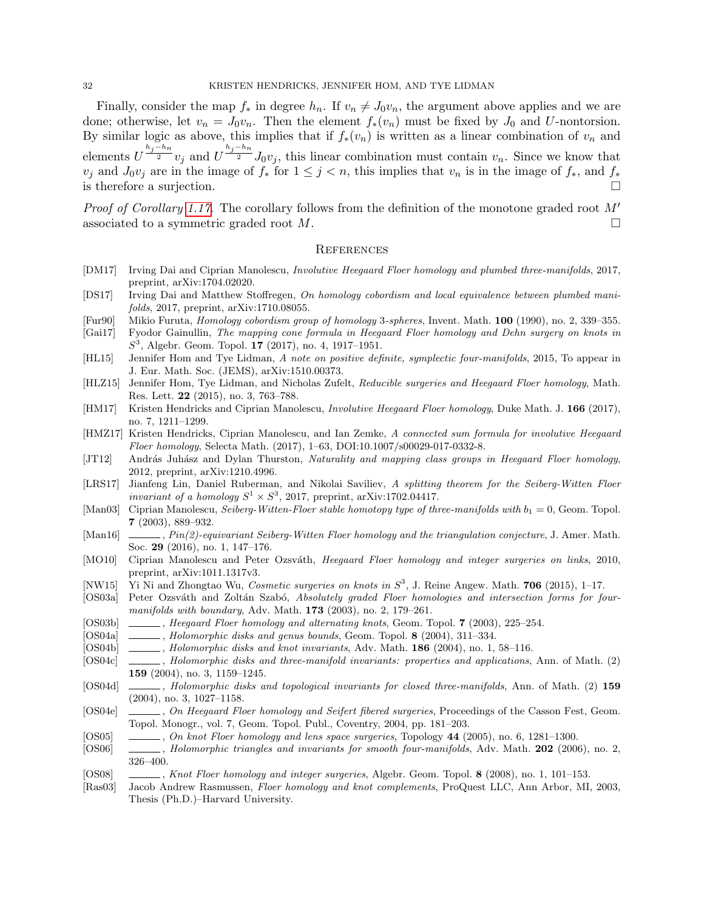Finally, consider the map $f_*$ in degree $h_n$. If $v_n \neq J_0 v_n$, the argument above applies and we are done; otherwise, let $v_n = J_0 v_n$. Then the element $f_*(v_n)$ must be fixed by $J_0$ and $U$-nontorsion. By similar logic as above, this implies that if $f_*(v_n)$ is written as a linear combination of $v_n$ and elements $U^{\frac{h_j - h_n}{2}} v_j$ and $U^{\frac{h_j - h_n}{2}} J_0 v_j$, this linear combination must contain $v_n$. Since we know that $v_j$ and $J_0 v_j$ are in the image of $f_*$ for $1 \leq j < n$, this implies that $v_n$ is in the image of $f_*$, and $f_*$ is therefore a surjection. □

*Proof of Corollary 1.17.* The corollary follows from the definition of the monotone graded root $M'$ associated to a symmetric graded root $M$. □

## References

[DM17] Irving Dai and Ciprian Manolescu, *Involutive Heegaard Floer homology and plumbed three-manifolds*, 2017, preprint, arXiv:1704.02020.

[DS17] Irving Dai and Matthew Stoffregen, *On homology cobordism and local equivalence between plumbed manifolds*, 2017, preprint, arXiv:1710.08055.

[Fur90] Mikio Furuta, *Homology cobordism group of homology 3-spheres*, Invent. Math. **100** (1990), no. 2, 339–355.

[Gai17] Fyodor Gainullin, *The mapping cone formula in Heegaard Floer homology and Dehn surgery on knots in $S^3$*, Algebr. Geom. Topol. **17** (2017), no. 4, 1917–1951.

[HL15] Jennifer Hom and Tye Lidman, *A note on positive definite, symplectic four-manifolds*, 2015, To appear in J. Eur. Math. Soc. (JEMS), arXiv:1510.00373.

[HLZ15] Jennifer Hom, Tye Lidman, and Nicholas Zufelt, *Reducible surgeries and Heegaard Floer homology*, Math. Res. Lett. **22** (2015), no. 3, 763–788.

[HM17] Kristen Hendricks and Ciprian Manolescu, *Involutive Heegaard Floer homology*, Duke Math. J. **166** (2017), no. 7, 1211–1299.

[HMZ17] Kristen Hendricks, Ciprian Manolescu, and Ian Zemke, *A connected sum formula for involutive Heegaard Floer homology*, Selecta Math. (2017), 1–63, DOI:10.1007/s00029-017-0332-8.

[JT12] András Juhász and Dylan Thurston, *Naturality and mapping class groups in Heegaard Floer homology*, 2012, preprint, arXiv:1210.4996.

[LRS17] Jianfeng Lin, Daniel Ruberman, and Nikolai Saviliev, *A splitting theorem for the Seiberg-Witten Floer invariant of a homology $S^1 \times S^3$*, 2017, preprint, arXiv:1702.04417.

[Man03] Ciprian Manolescu, *Seiberg-Witten-Floer stable homotopy type of three-manifolds with $b_1 = 0$*, Geom. Topol. **7** (2003), 889–932.

[Man16] ______, *Pin(2)-equivariant Seiberg-Witten Floer homology and the triangulation conjecture*, J. Amer. Math. Soc. **29** (2016), no. 1, 147–176.

[MO10] Ciprian Manolescu and Peter Ozsváth, *Heegaard Floer homology and integer surgeries on links*, 2010, preprint, arXiv:1011.1317v3.

[NW15] Yi Ni and Zhongtao Wu, *Cosmetic surgeries on knots in $S^3$*, J. Reine Angew. Math. **706** (2015), 1–17.

[OS03a] Peter Ozsváth and Zoltán Szabó, *Absolutely graded Floer homologies and intersection forms for four-manifolds with boundary*, Adv. Math. **173** (2003), no. 2, 179–261.

[OS03b] ______, *Heegaard Floer homology and alternating knots*, Geom. Topol. **7** (2003), 225–254.

[OS04a] ______, *Holomorphic disks and genus bounds*, Geom. Topol. **8** (2004), 311–334.

[OS04b] ______, *Holomorphic disks and knot invariants*, Adv. Math. **186** (2004), no. 1, 58–116.

[OS04c] ______, *Holomorphic disks and three-manifold invariants: properties and applications*, Ann. of Math. (2) **159** (2004), no. 3, 1159–1245.

[OS04d] ______, *Holomorphic disks and topological invariants for closed three-manifolds*, Ann. of Math. (2) **159** (2004), no. 3, 1027–1158.

[OS04e] ______, *On Heegaard Floer homology and Seifert fibered surgeries*, Proceedings of the Casson Fest, Geom. Topol. Monogr., vol. 7, Geom. Topol. Publ., Coventry, 2004, pp. 181–203.

[OS05] ______, *On knot Floer homology and lens space surgeries*, Topology **44** (2005), no. 6, 1281–1300.

[OS06] ______, *Holomorphic triangles and invariants for smooth four-manifolds*, Adv. Math. **202** (2006), no. 2, 326–400.

[OS08] ______, *Knot Floer homology and integer surgeries*, Algebr. Geom. Topol. **8** (2008), no. 1, 101–153.

[Ras03] Jacob Andrew Rasmussen, *Floer homology and knot complements*, ProQuest LLC, Ann Arbor, MI, 2003, Thesis (Ph.D.)–Harvard University.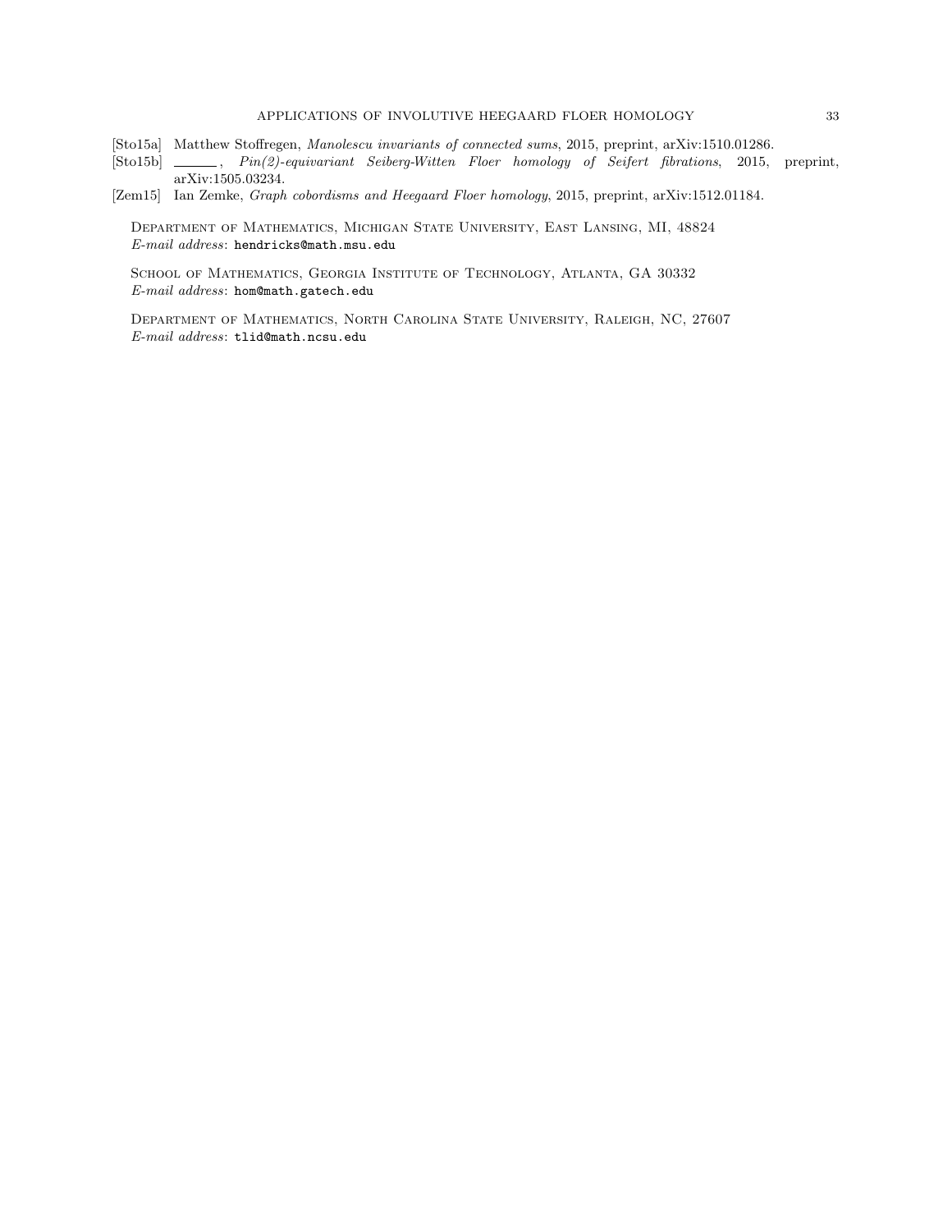[Sto15a] Matthew Stoffregen, *Manolescu invariants of connected sums*, 2015, preprint, arXiv:1510.01286.

[Sto15b] ______, *Pin(2)-equivariant Seiberg-Witten Floer homology of Seifert fibrations*, 2015, preprint, arXiv:1505.03234.

[Zem15] Ian Zemke, *Graph cobordisms and Heegaard Floer homology*, 2015, preprint, arXiv:1512.01184.

Department of Mathematics, Michigan State University, East Lansing, MI, 48824
*E-mail address*: `hendricks@math.msu.edu`

School of Mathematics, Georgia Institute of Technology, Atlanta, GA 30332
*E-mail address*: `hom@math.gatech.edu`

Department of Mathematics, North Carolina State University, Raleigh, NC, 27607
*E-mail address*: `tlid@math.ncsu.edu`